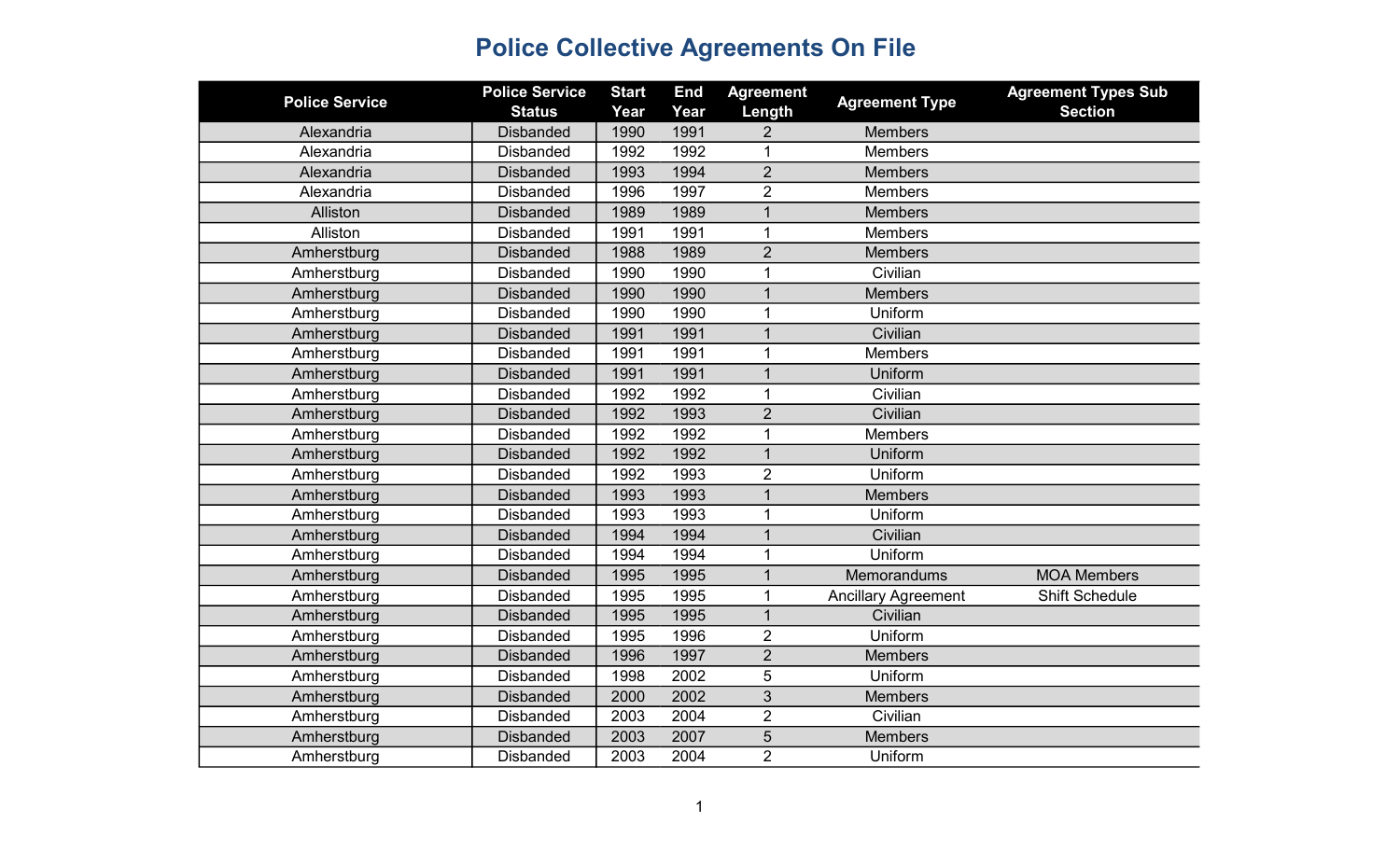# Police Collective Agreements On File

| Police Service | Police Service Status | Start Year | End Year | Agreement Length | Agreement Type | Agreement Types Sub Section |
|---|---|---|---|---|---|---|
| Alexandria | Disbanded | 1990 | 1991 | 2 | Members | |
| Alexandria | Disbanded | 1992 | 1992 | 1 | Members | |
| Alexandria | Disbanded | 1993 | 1994 | 2 | Members | |
| Alexandria | Disbanded | 1996 | 1997 | 2 | Members | |
| Alliston | Disbanded | 1989 | 1989 | 1 | Members | |
| Alliston | Disbanded | 1991 | 1991 | 1 | Members | |
| Amherstburg | Disbanded | 1988 | 1989 | 2 | Members | |
| Amherstburg | Disbanded | 1990 | 1990 | 1 | Civilian | |
| Amherstburg | Disbanded | 1990 | 1990 | 1 | Members | |
| Amherstburg | Disbanded | 1990 | 1990 | 1 | Uniform | |
| Amherstburg | Disbanded | 1991 | 1991 | 1 | Civilian | |
| Amherstburg | Disbanded | 1991 | 1991 | 1 | Members | |
| Amherstburg | Disbanded | 1991 | 1991 | 1 | Uniform | |
| Amherstburg | Disbanded | 1992 | 1992 | 1 | Civilian | |
| Amherstburg | Disbanded | 1992 | 1993 | 2 | Civilian | |
| Amherstburg | Disbanded | 1992 | 1992 | 1 | Members | |
| Amherstburg | Disbanded | 1992 | 1992 | 1 | Uniform | |
| Amherstburg | Disbanded | 1992 | 1993 | 2 | Uniform | |
| Amherstburg | Disbanded | 1993 | 1993 | 1 | Members | |
| Amherstburg | Disbanded | 1993 | 1993 | 1 | Uniform | |
| Amherstburg | Disbanded | 1994 | 1994 | 1 | Civilian | |
| Amherstburg | Disbanded | 1994 | 1994 | 1 | Uniform | |
| Amherstburg | Disbanded | 1995 | 1995 | 1 | Memorandums | MOA Members |
| Amherstburg | Disbanded | 1995 | 1995 | 1 | Ancillary Agreement | Shift Schedule |
| Amherstburg | Disbanded | 1995 | 1995 | 1 | Civilian | |
| Amherstburg | Disbanded | 1995 | 1996 | 2 | Uniform | |
| Amherstburg | Disbanded | 1996 | 1997 | 2 | Members | |
| Amherstburg | Disbanded | 1998 | 2002 | 5 | Uniform | |
| Amherstburg | Disbanded | 2000 | 2002 | 3 | Members | |
| Amherstburg | Disbanded | 2003 | 2004 | 2 | Civilian | |
| Amherstburg | Disbanded | 2003 | 2007 | 5 | Members | |
| Amherstburg | Disbanded | 2003 | 2004 | 2 | Uniform | |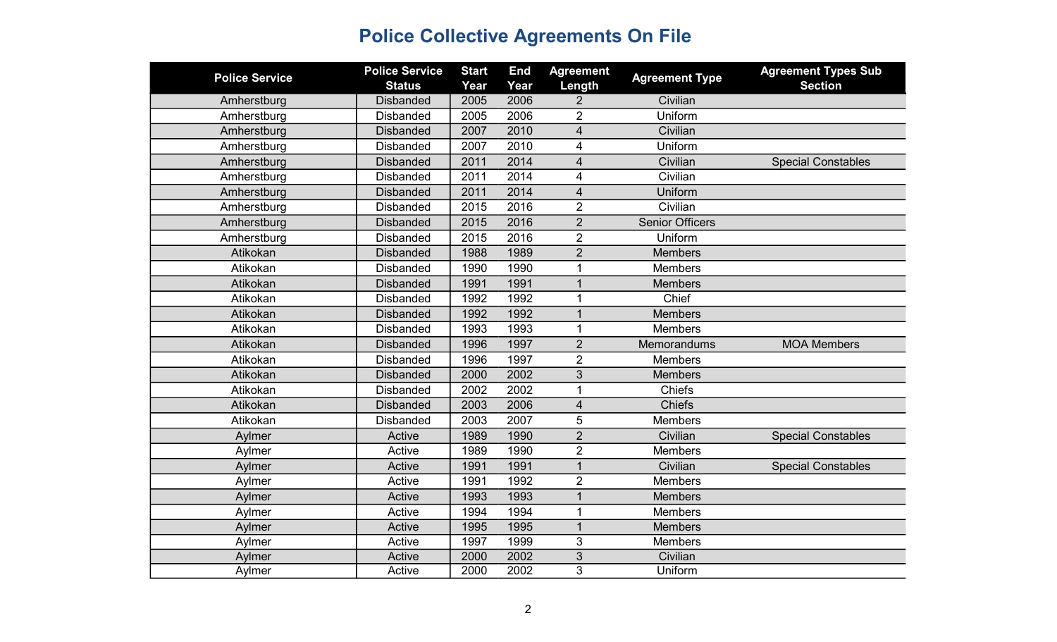# Police Collective Agreements On File

| Police Service | Police Service Status | Start Year | End Year | Agreement Length | Agreement Type | Agreement Types Sub Section |
|---|---|---|---|---|---|---|
| Amherstburg | Disbanded | 2005 | 2006 | 2 | Civilian | |
| Amherstburg | Disbanded | 2005 | 2006 | 2 | Uniform | |
| Amherstburg | Disbanded | 2007 | 2010 | 4 | Civilian | |
| Amherstburg | Disbanded | 2007 | 2010 | 4 | Uniform | |
| Amherstburg | Disbanded | 2011 | 2014 | 4 | Civilian | Special Constables |
| Amherstburg | Disbanded | 2011 | 2014 | 4 | Civilian | |
| Amherstburg | Disbanded | 2011 | 2014 | 4 | Uniform | |
| Amherstburg | Disbanded | 2015 | 2016 | 2 | Civilian | |
| Amherstburg | Disbanded | 2015 | 2016 | 2 | Senior Officers | |
| Amherstburg | Disbanded | 2015 | 2016 | 2 | Uniform | |
| Atikokan | Disbanded | 1988 | 1989 | 2 | Members | |
| Atikokan | Disbanded | 1990 | 1990 | 1 | Members | |
| Atikokan | Disbanded | 1991 | 1991 | 1 | Members | |
| Atikokan | Disbanded | 1992 | 1992 | 1 | Chief | |
| Atikokan | Disbanded | 1992 | 1992 | 1 | Members | |
| Atikokan | Disbanded | 1993 | 1993 | 1 | Members | |
| Atikokan | Disbanded | 1996 | 1997 | 2 | Memorandums | MOA Members |
| Atikokan | Disbanded | 1996 | 1997 | 2 | Members | |
| Atikokan | Disbanded | 2000 | 2002 | 3 | Members | |
| Atikokan | Disbanded | 2002 | 2002 | 1 | Chiefs | |
| Atikokan | Disbanded | 2003 | 2006 | 4 | Chiefs | |
| Atikokan | Disbanded | 2003 | 2007 | 5 | Members | |
| Aylmer | Active | 1989 | 1990 | 2 | Civilian | Special Constables |
| Aylmer | Active | 1989 | 1990 | 2 | Members | |
| Aylmer | Active | 1991 | 1991 | 1 | Civilian | Special Constables |
| Aylmer | Active | 1991 | 1992 | 2 | Members | |
| Aylmer | Active | 1993 | 1993 | 1 | Members | |
| Aylmer | Active | 1994 | 1994 | 1 | Members | |
| Aylmer | Active | 1995 | 1995 | 1 | Members | |
| Aylmer | Active | 1997 | 1999 | 3 | Members | |
| Aylmer | Active | 2000 | 2002 | 3 | Civilian | |
| Aylmer | Active | 2000 | 2002 | 3 | Uniform | |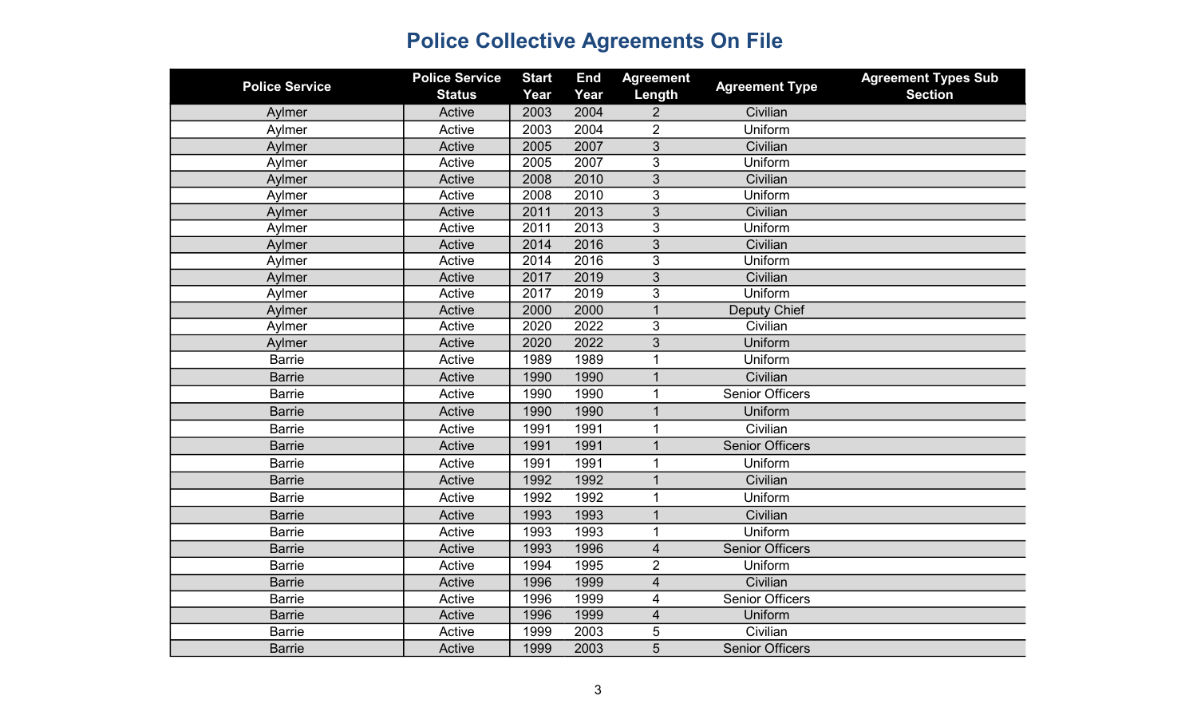# Police Collective Agreements On File

| Police Service | Police Service Status | Start Year | End Year | Agreement Length | Agreement Type | Agreement Types Sub Section |
|---|---|---|---|---|---|---|
| Aylmer | Active | 2003 | 2004 | 2 | Civilian | |
| Aylmer | Active | 2003 | 2004 | 2 | Uniform | |
| Aylmer | Active | 2005 | 2007 | 3 | Civilian | |
| Aylmer | Active | 2005 | 2007 | 3 | Uniform | |
| Aylmer | Active | 2008 | 2010 | 3 | Civilian | |
| Aylmer | Active | 2008 | 2010 | 3 | Uniform | |
| Aylmer | Active | 2011 | 2013 | 3 | Civilian | |
| Aylmer | Active | 2011 | 2013 | 3 | Uniform | |
| Aylmer | Active | 2014 | 2016 | 3 | Civilian | |
| Aylmer | Active | 2014 | 2016 | 3 | Uniform | |
| Aylmer | Active | 2017 | 2019 | 3 | Civilian | |
| Aylmer | Active | 2017 | 2019 | 3 | Uniform | |
| Aylmer | Active | 2000 | 2000 | 1 | Deputy Chief | |
| Aylmer | Active | 2020 | 2022 | 3 | Civilian | |
| Aylmer | Active | 2020 | 2022 | 3 | Uniform | |
| Barrie | Active | 1989 | 1989 | 1 | Uniform | |
| Barrie | Active | 1990 | 1990 | 1 | Civilian | |
| Barrie | Active | 1990 | 1990 | 1 | Senior Officers | |
| Barrie | Active | 1990 | 1990 | 1 | Uniform | |
| Barrie | Active | 1991 | 1991 | 1 | Civilian | |
| Barrie | Active | 1991 | 1991 | 1 | Senior Officers | |
| Barrie | Active | 1991 | 1991 | 1 | Uniform | |
| Barrie | Active | 1992 | 1992 | 1 | Civilian | |
| Barrie | Active | 1992 | 1992 | 1 | Uniform | |
| Barrie | Active | 1993 | 1993 | 1 | Civilian | |
| Barrie | Active | 1993 | 1993 | 1 | Uniform | |
| Barrie | Active | 1993 | 1996 | 4 | Senior Officers | |
| Barrie | Active | 1994 | 1995 | 2 | Uniform | |
| Barrie | Active | 1996 | 1999 | 4 | Civilian | |
| Barrie | Active | 1996 | 1999 | 4 | Senior Officers | |
| Barrie | Active | 1996 | 1999 | 4 | Uniform | |
| Barrie | Active | 1999 | 2003 | 5 | Civilian | |
| Barrie | Active | 1999 | 2003 | 5 | Senior Officers | |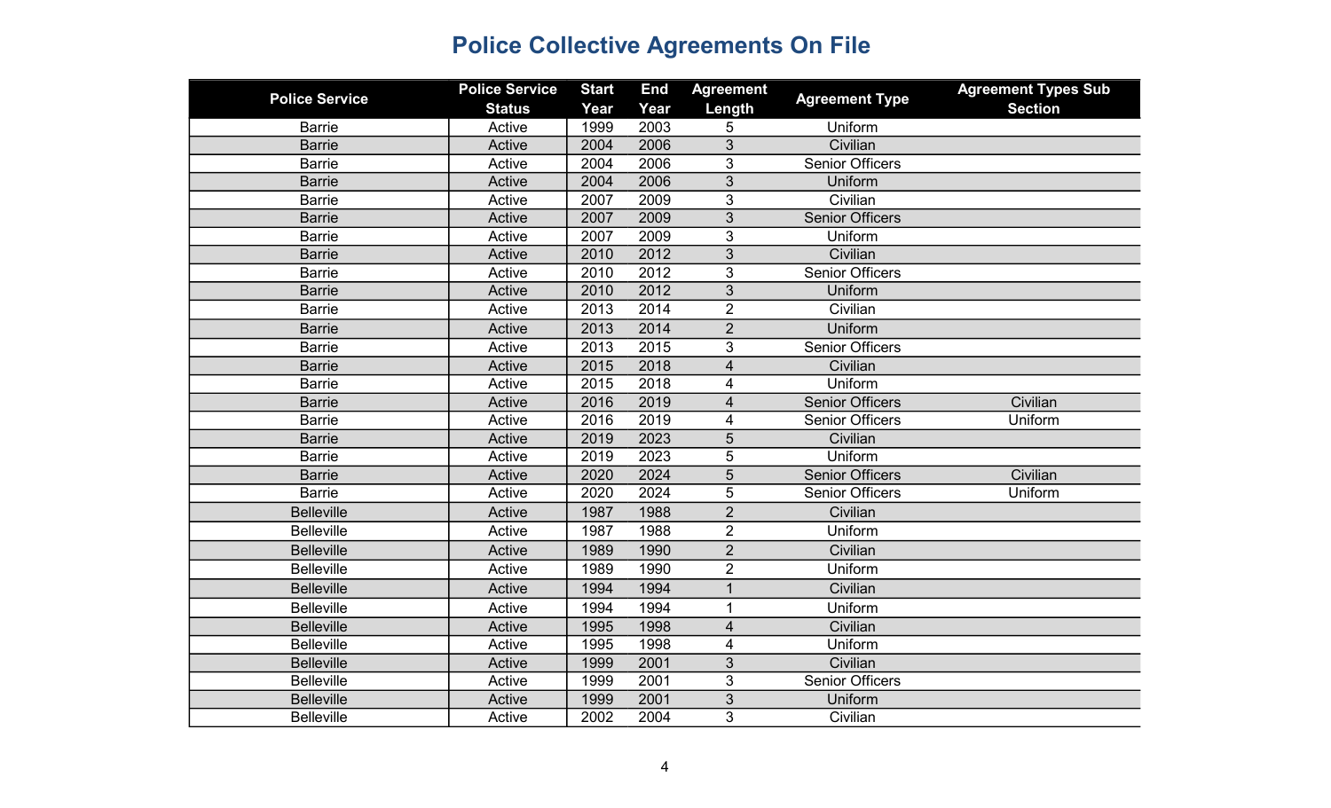# Police Collective Agreements On File

| Police Service | Police Service Status | Start Year | End Year | Agreement Length | Agreement Type | Agreement Types Sub Section |
|---|---|---|---|---|---|---|
| Barrie | Active | 1999 | 2003 | 5 | Uniform | |
| Barrie | Active | 2004 | 2006 | 3 | Civilian | |
| Barrie | Active | 2004 | 2006 | 3 | Senior Officers | |
| Barrie | Active | 2004 | 2006 | 3 | Uniform | |
| Barrie | Active | 2007 | 2009 | 3 | Civilian | |
| Barrie | Active | 2007 | 2009 | 3 | Senior Officers | |
| Barrie | Active | 2007 | 2009 | 3 | Uniform | |
| Barrie | Active | 2010 | 2012 | 3 | Civilian | |
| Barrie | Active | 2010 | 2012 | 3 | Senior Officers | |
| Barrie | Active | 2010 | 2012 | 3 | Uniform | |
| Barrie | Active | 2013 | 2014 | 2 | Civilian | |
| Barrie | Active | 2013 | 2014 | 2 | Uniform | |
| Barrie | Active | 2013 | 2015 | 3 | Senior Officers | |
| Barrie | Active | 2015 | 2018 | 4 | Civilian | |
| Barrie | Active | 2015 | 2018 | 4 | Uniform | |
| Barrie | Active | 2016 | 2019 | 4 | Senior Officers | Civilian |
| Barrie | Active | 2016 | 2019 | 4 | Senior Officers | Uniform |
| Barrie | Active | 2019 | 2023 | 5 | Civilian | |
| Barrie | Active | 2019 | 2023 | 5 | Uniform | |
| Barrie | Active | 2020 | 2024 | 5 | Senior Officers | Civilian |
| Barrie | Active | 2020 | 2024 | 5 | Senior Officers | Uniform |
| Belleville | Active | 1987 | 1988 | 2 | Civilian | |
| Belleville | Active | 1987 | 1988 | 2 | Uniform | |
| Belleville | Active | 1989 | 1990 | 2 | Civilian | |
| Belleville | Active | 1989 | 1990 | 2 | Uniform | |
| Belleville | Active | 1994 | 1994 | 1 | Civilian | |
| Belleville | Active | 1994 | 1994 | 1 | Uniform | |
| Belleville | Active | 1995 | 1998 | 4 | Civilian | |
| Belleville | Active | 1995 | 1998 | 4 | Uniform | |
| Belleville | Active | 1999 | 2001 | 3 | Civilian | |
| Belleville | Active | 1999 | 2001 | 3 | Senior Officers | |
| Belleville | Active | 1999 | 2001 | 3 | Uniform | |
| Belleville | Active | 2002 | 2004 | 3 | Civilian | |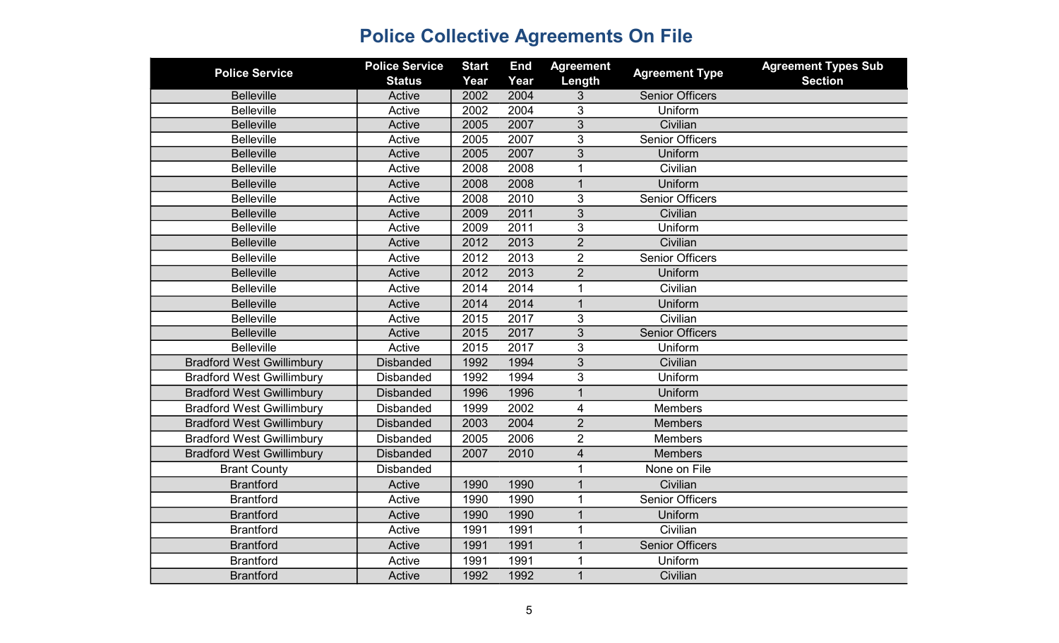# Police Collective Agreements On File

| Police Service | Police Service Status | Start Year | End Year | Agreement Length | Agreement Type | Agreement Types Sub Section |
|---|---|---|---|---|---|---|
| Belleville | Active | 2002 | 2004 | 3 | Senior Officers | |
| Belleville | Active | 2002 | 2004 | 3 | Uniform | |
| Belleville | Active | 2005 | 2007 | 3 | Civilian | |
| Belleville | Active | 2005 | 2007 | 3 | Senior Officers | |
| Belleville | Active | 2005 | 2007 | 3 | Uniform | |
| Belleville | Active | 2008 | 2008 | 1 | Civilian | |
| Belleville | Active | 2008 | 2008 | 1 | Uniform | |
| Belleville | Active | 2008 | 2010 | 3 | Senior Officers | |
| Belleville | Active | 2009 | 2011 | 3 | Civilian | |
| Belleville | Active | 2009 | 2011 | 3 | Uniform | |
| Belleville | Active | 2012 | 2013 | 2 | Civilian | |
| Belleville | Active | 2012 | 2013 | 2 | Senior Officers | |
| Belleville | Active | 2012 | 2013 | 2 | Uniform | |
| Belleville | Active | 2014 | 2014 | 1 | Civilian | |
| Belleville | Active | 2014 | 2014 | 1 | Uniform | |
| Belleville | Active | 2015 | 2017 | 3 | Civilian | |
| Belleville | Active | 2015 | 2017 | 3 | Senior Officers | |
| Belleville | Active | 2015 | 2017 | 3 | Uniform | |
| Bradford West Gwillimbury | Disbanded | 1992 | 1994 | 3 | Civilian | |
| Bradford West Gwillimbury | Disbanded | 1992 | 1994 | 3 | Uniform | |
| Bradford West Gwillimbury | Disbanded | 1996 | 1996 | 1 | Uniform | |
| Bradford West Gwillimbury | Disbanded | 1999 | 2002 | 4 | Members | |
| Bradford West Gwillimbury | Disbanded | 2003 | 2004 | 2 | Members | |
| Bradford West Gwillimbury | Disbanded | 2005 | 2006 | 2 | Members | |
| Bradford West Gwillimbury | Disbanded | 2007 | 2010 | 4 | Members | |
| Brant County | Disbanded | | | 1 | None on File | |
| Brantford | Active | 1990 | 1990 | 1 | Civilian | |
| Brantford | Active | 1990 | 1990 | 1 | Senior Officers | |
| Brantford | Active | 1990 | 1990 | 1 | Uniform | |
| Brantford | Active | 1991 | 1991 | 1 | Civilian | |
| Brantford | Active | 1991 | 1991 | 1 | Senior Officers | |
| Brantford | Active | 1991 | 1991 | 1 | Uniform | |
| Brantford | Active | 1992 | 1992 | 1 | Civilian | |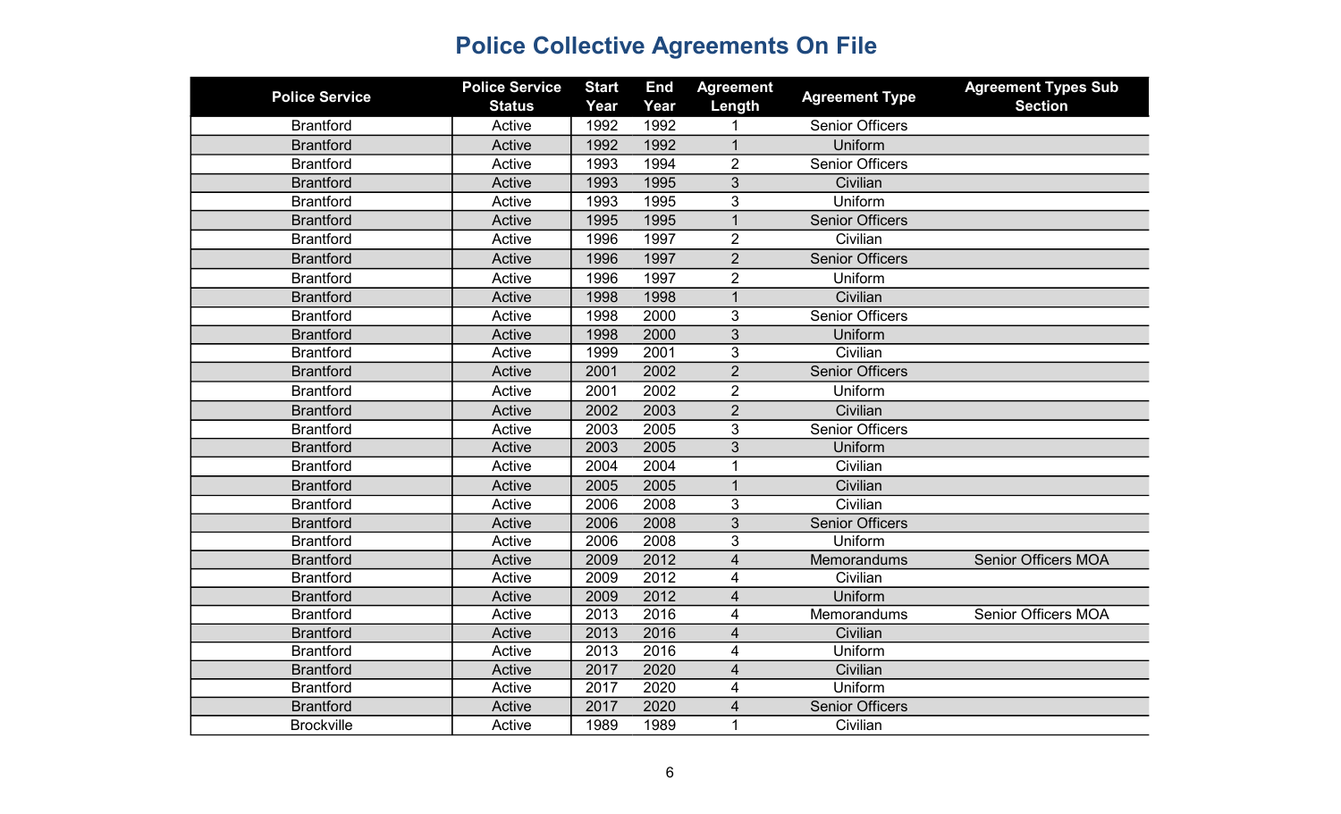# Police Collective Agreements On File

| Police Service | Police Service Status | Start Year | End Year | Agreement Length | Agreement Type | Agreement Types Sub Section |
|---|---|---|---|---|---|---|
| Brantford | Active | 1992 | 1992 | 1 | Senior Officers | |
| Brantford | Active | 1992 | 1992 | 1 | Uniform | |
| Brantford | Active | 1993 | 1994 | 2 | Senior Officers | |
| Brantford | Active | 1993 | 1995 | 3 | Civilian | |
| Brantford | Active | 1993 | 1995 | 3 | Uniform | |
| Brantford | Active | 1995 | 1995 | 1 | Senior Officers | |
| Brantford | Active | 1996 | 1997 | 2 | Civilian | |
| Brantford | Active | 1996 | 1997 | 2 | Senior Officers | |
| Brantford | Active | 1996 | 1997 | 2 | Uniform | |
| Brantford | Active | 1998 | 1998 | 1 | Civilian | |
| Brantford | Active | 1998 | 2000 | 3 | Senior Officers | |
| Brantford | Active | 1998 | 2000 | 3 | Uniform | |
| Brantford | Active | 1999 | 2001 | 3 | Civilian | |
| Brantford | Active | 2001 | 2002 | 2 | Senior Officers | |
| Brantford | Active | 2001 | 2002 | 2 | Uniform | |
| Brantford | Active | 2002 | 2003 | 2 | Civilian | |
| Brantford | Active | 2003 | 2005 | 3 | Senior Officers | |
| Brantford | Active | 2003 | 2005 | 3 | Uniform | |
| Brantford | Active | 2004 | 2004 | 1 | Civilian | |
| Brantford | Active | 2005 | 2005 | 1 | Civilian | |
| Brantford | Active | 2006 | 2008 | 3 | Civilian | |
| Brantford | Active | 2006 | 2008 | 3 | Senior Officers | |
| Brantford | Active | 2006 | 2008 | 3 | Uniform | |
| Brantford | Active | 2009 | 2012 | 4 | Memorandums | Senior Officers MOA |
| Brantford | Active | 2009 | 2012 | 4 | Civilian | |
| Brantford | Active | 2009 | 2012 | 4 | Uniform | |
| Brantford | Active | 2013 | 2016 | 4 | Memorandums | Senior Officers MOA |
| Brantford | Active | 2013 | 2016 | 4 | Civilian | |
| Brantford | Active | 2013 | 2016 | 4 | Uniform | |
| Brantford | Active | 2017 | 2020 | 4 | Civilian | |
| Brantford | Active | 2017 | 2020 | 4 | Uniform | |
| Brantford | Active | 2017 | 2020 | 4 | Senior Officers | |
| Brockville | Active | 1989 | 1989 | 1 | Civilian | |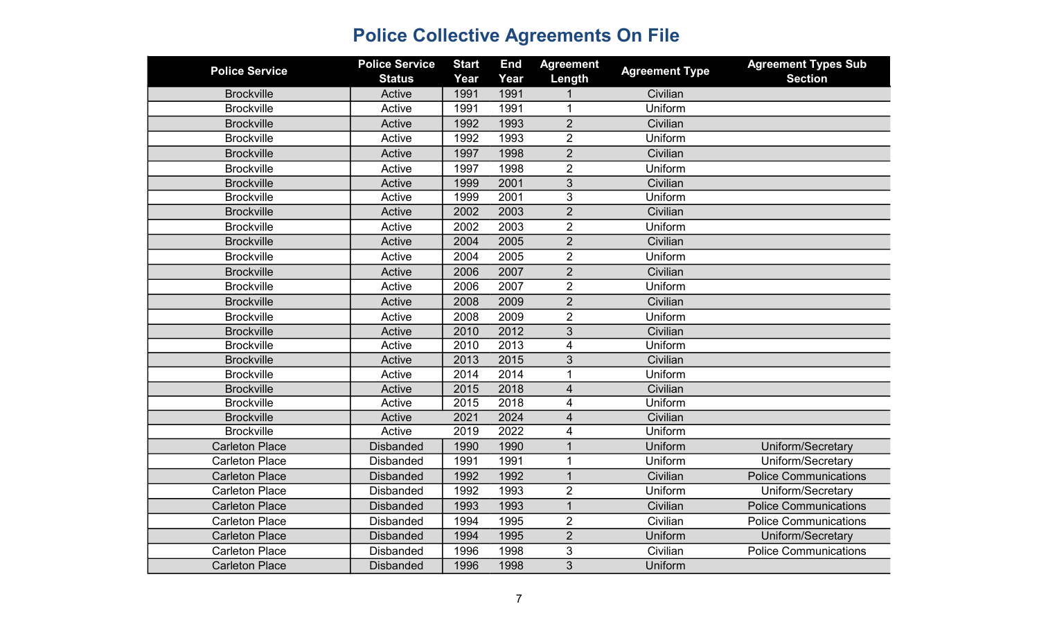# Police Collective Agreements On File

| Police Service | Police Service Status | Start Year | End Year | Agreement Length | Agreement Type | Agreement Types Sub Section |
|---|---|---|---|---|---|---|
| Brockville | Active | 1991 | 1991 | 1 | Civilian | |
| Brockville | Active | 1991 | 1991 | 1 | Uniform | |
| Brockville | Active | 1992 | 1993 | 2 | Civilian | |
| Brockville | Active | 1992 | 1993 | 2 | Uniform | |
| Brockville | Active | 1997 | 1998 | 2 | Civilian | |
| Brockville | Active | 1997 | 1998 | 2 | Uniform | |
| Brockville | Active | 1999 | 2001 | 3 | Civilian | |
| Brockville | Active | 1999 | 2001 | 3 | Uniform | |
| Brockville | Active | 2002 | 2003 | 2 | Civilian | |
| Brockville | Active | 2002 | 2003 | 2 | Uniform | |
| Brockville | Active | 2004 | 2005 | 2 | Civilian | |
| Brockville | Active | 2004 | 2005 | 2 | Uniform | |
| Brockville | Active | 2006 | 2007 | 2 | Civilian | |
| Brockville | Active | 2006 | 2007 | 2 | Uniform | |
| Brockville | Active | 2008 | 2009 | 2 | Civilian | |
| Brockville | Active | 2008 | 2009 | 2 | Uniform | |
| Brockville | Active | 2010 | 2012 | 3 | Civilian | |
| Brockville | Active | 2010 | 2013 | 4 | Uniform | |
| Brockville | Active | 2013 | 2015 | 3 | Civilian | |
| Brockville | Active | 2014 | 2014 | 1 | Uniform | |
| Brockville | Active | 2015 | 2018 | 4 | Civilian | |
| Brockville | Active | 2015 | 2018 | 4 | Uniform | |
| Brockville | Active | 2021 | 2024 | 4 | Civilian | |
| Brockville | Active | 2019 | 2022 | 4 | Uniform | |
| Carleton Place | Disbanded | 1990 | 1990 | 1 | Uniform | Uniform/Secretary |
| Carleton Place | Disbanded | 1991 | 1991 | 1 | Uniform | Uniform/Secretary |
| Carleton Place | Disbanded | 1992 | 1992 | 1 | Civilian | Police Communications |
| Carleton Place | Disbanded | 1992 | 1993 | 2 | Uniform | Uniform/Secretary |
| Carleton Place | Disbanded | 1993 | 1993 | 1 | Civilian | Police Communications |
| Carleton Place | Disbanded | 1994 | 1995 | 2 | Civilian | Police Communications |
| Carleton Place | Disbanded | 1994 | 1995 | 2 | Uniform | Uniform/Secretary |
| Carleton Place | Disbanded | 1996 | 1998 | 3 | Civilian | Police Communications |
| Carleton Place | Disbanded | 1996 | 1998 | 3 | Uniform | |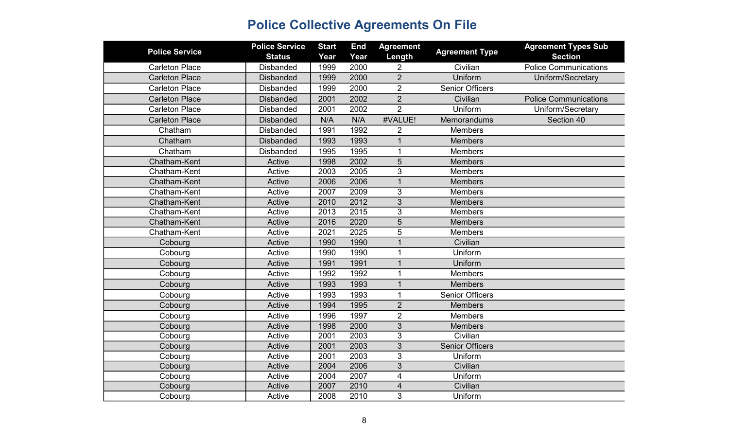# Police Collective Agreements On File

| Police Service | Police Service Status | Start Year | End Year | Agreement Length | Agreement Type | Agreement Types Sub Section |
|---|---|---|---|---|---|---|
| Carleton Place | Disbanded | 1999 | 2000 | 2 | Civilian | Police Communications |
| Carleton Place | Disbanded | 1999 | 2000 | 2 | Uniform | Uniform/Secretary |
| Carleton Place | Disbanded | 1999 | 2000 | 2 | Senior Officers | |
| Carleton Place | Disbanded | 2001 | 2002 | 2 | Civilian | Police Communications |
| Carleton Place | Disbanded | 2001 | 2002 | 2 | Uniform | Uniform/Secretary |
| Carleton Place | Disbanded | N/A | N/A | #VALUE! | Memorandums | Section 40 |
| Chatham | Disbanded | 1991 | 1992 | 2 | Members | |
| Chatham | Disbanded | 1993 | 1993 | 1 | Members | |
| Chatham | Disbanded | 1995 | 1995 | 1 | Members | |
| Chatham-Kent | Active | 1998 | 2002 | 5 | Members | |
| Chatham-Kent | Active | 2003 | 2005 | 3 | Members | |
| Chatham-Kent | Active | 2006 | 2006 | 1 | Members | |
| Chatham-Kent | Active | 2007 | 2009 | 3 | Members | |
| Chatham-Kent | Active | 2010 | 2012 | 3 | Members | |
| Chatham-Kent | Active | 2013 | 2015 | 3 | Members | |
| Chatham-Kent | Active | 2016 | 2020 | 5 | Members | |
| Chatham-Kent | Active | 2021 | 2025 | 5 | Members | |
| Cobourg | Active | 1990 | 1990 | 1 | Civilian | |
| Cobourg | Active | 1990 | 1990 | 1 | Uniform | |
| Cobourg | Active | 1991 | 1991 | 1 | Uniform | |
| Cobourg | Active | 1992 | 1992 | 1 | Members | |
| Cobourg | Active | 1993 | 1993 | 1 | Members | |
| Cobourg | Active | 1993 | 1993 | 1 | Senior Officers | |
| Cobourg | Active | 1994 | 1995 | 2 | Members | |
| Cobourg | Active | 1996 | 1997 | 2 | Members | |
| Cobourg | Active | 1998 | 2000 | 3 | Members | |
| Cobourg | Active | 2001 | 2003 | 3 | Civilian | |
| Cobourg | Active | 2001 | 2003 | 3 | Senior Officers | |
| Cobourg | Active | 2001 | 2003 | 3 | Uniform | |
| Cobourg | Active | 2004 | 2006 | 3 | Civilian | |
| Cobourg | Active | 2004 | 2007 | 4 | Uniform | |
| Cobourg | Active | 2007 | 2010 | 4 | Civilian | |
| Cobourg | Active | 2008 | 2010 | 3 | Uniform | |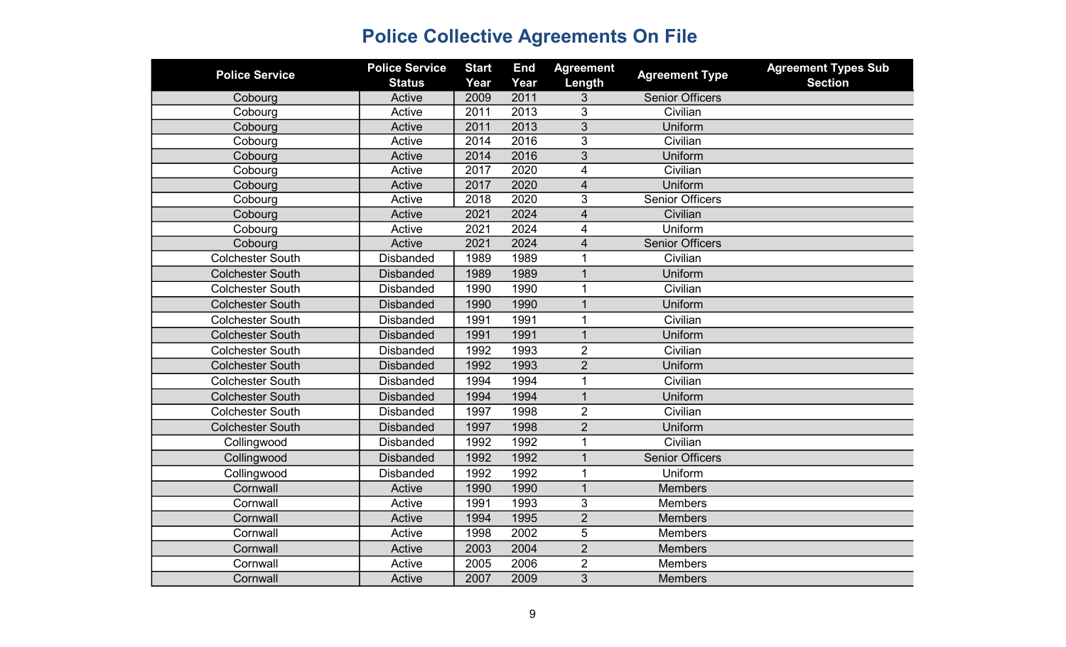# Police Collective Agreements On File

| Police Service | Police Service Status | Start Year | End Year | Agreement Length | Agreement Type | Agreement Types Sub Section |
|---|---|---|---|---|---|---|
| Cobourg | Active | 2009 | 2011 | 3 | Senior Officers | |
| Cobourg | Active | 2011 | 2013 | 3 | Civilian | |
| Cobourg | Active | 2011 | 2013 | 3 | Uniform | |
| Cobourg | Active | 2014 | 2016 | 3 | Civilian | |
| Cobourg | Active | 2014 | 2016 | 3 | Uniform | |
| Cobourg | Active | 2017 | 2020 | 4 | Civilian | |
| Cobourg | Active | 2017 | 2020 | 4 | Uniform | |
| Cobourg | Active | 2018 | 2020 | 3 | Senior Officers | |
| Cobourg | Active | 2021 | 2024 | 4 | Civilian | |
| Cobourg | Active | 2021 | 2024 | 4 | Uniform | |
| Cobourg | Active | 2021 | 2024 | 4 | Senior Officers | |
| Colchester South | Disbanded | 1989 | 1989 | 1 | Civilian | |
| Colchester South | Disbanded | 1989 | 1989 | 1 | Uniform | |
| Colchester South | Disbanded | 1990 | 1990 | 1 | Civilian | |
| Colchester South | Disbanded | 1990 | 1990 | 1 | Uniform | |
| Colchester South | Disbanded | 1991 | 1991 | 1 | Civilian | |
| Colchester South | Disbanded | 1991 | 1991 | 1 | Uniform | |
| Colchester South | Disbanded | 1992 | 1993 | 2 | Civilian | |
| Colchester South | Disbanded | 1992 | 1993 | 2 | Uniform | |
| Colchester South | Disbanded | 1994 | 1994 | 1 | Civilian | |
| Colchester South | Disbanded | 1994 | 1994 | 1 | Uniform | |
| Colchester South | Disbanded | 1997 | 1998 | 2 | Civilian | |
| Colchester South | Disbanded | 1997 | 1998 | 2 | Uniform | |
| Collingwood | Disbanded | 1992 | 1992 | 1 | Civilian | |
| Collingwood | Disbanded | 1992 | 1992 | 1 | Senior Officers | |
| Collingwood | Disbanded | 1992 | 1992 | 1 | Uniform | |
| Cornwall | Active | 1990 | 1990 | 1 | Members | |
| Cornwall | Active | 1991 | 1993 | 3 | Members | |
| Cornwall | Active | 1994 | 1995 | 2 | Members | |
| Cornwall | Active | 1998 | 2002 | 5 | Members | |
| Cornwall | Active | 2003 | 2004 | 2 | Members | |
| Cornwall | Active | 2005 | 2006 | 2 | Members | |
| Cornwall | Active | 2007 | 2009 | 3 | Members | |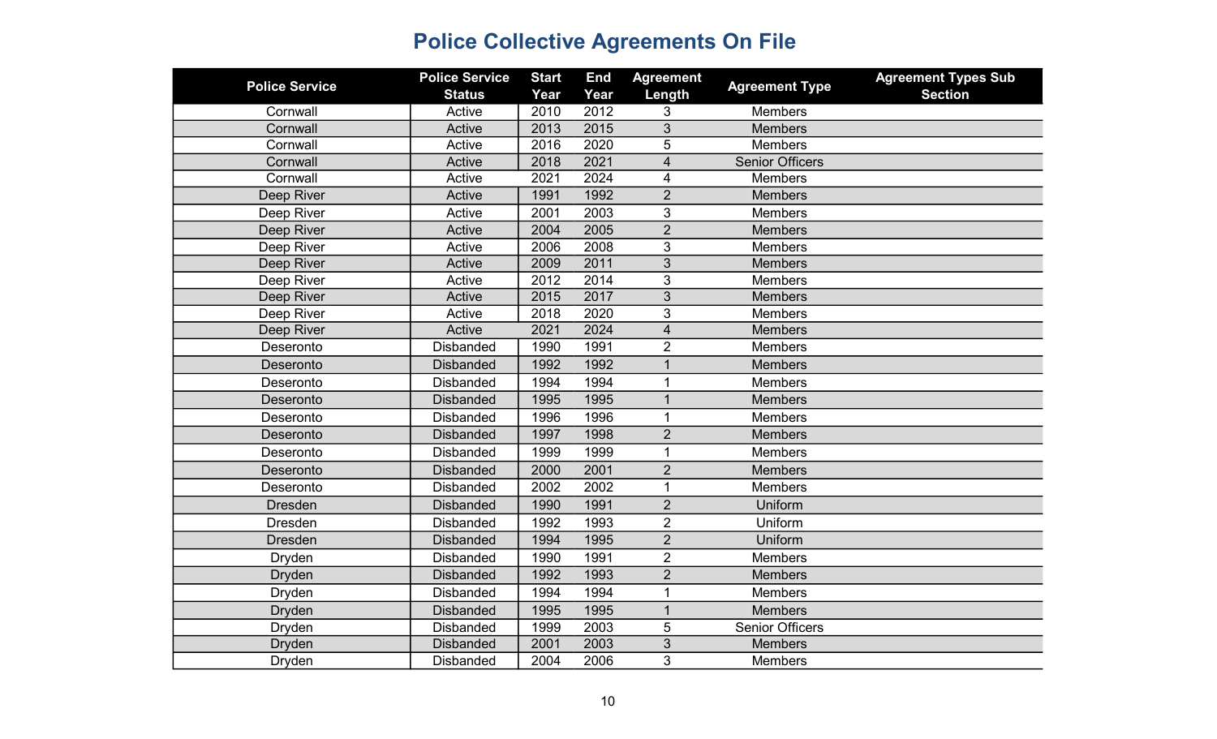# Police Collective Agreements On File

| Police Service | Police Service Status | Start Year | End Year | Agreement Length | Agreement Type | Agreement Types Sub Section |
|---|---|---|---|---|---|---|
| Cornwall | Active | 2010 | 2012 | 3 | Members | |
| Cornwall | Active | 2013 | 2015 | 3 | Members | |
| Cornwall | Active | 2016 | 2020 | 5 | Members | |
| Cornwall | Active | 2018 | 2021 | 4 | Senior Officers | |
| Cornwall | Active | 2021 | 2024 | 4 | Members | |
| Deep River | Active | 1991 | 1992 | 2 | Members | |
| Deep River | Active | 2001 | 2003 | 3 | Members | |
| Deep River | Active | 2004 | 2005 | 2 | Members | |
| Deep River | Active | 2006 | 2008 | 3 | Members | |
| Deep River | Active | 2009 | 2011 | 3 | Members | |
| Deep River | Active | 2012 | 2014 | 3 | Members | |
| Deep River | Active | 2015 | 2017 | 3 | Members | |
| Deep River | Active | 2018 | 2020 | 3 | Members | |
| Deep River | Active | 2021 | 2024 | 4 | Members | |
| Deseronto | Disbanded | 1990 | 1991 | 2 | Members | |
| Deseronto | Disbanded | 1992 | 1992 | 1 | Members | |
| Deseronto | Disbanded | 1994 | 1994 | 1 | Members | |
| Deseronto | Disbanded | 1995 | 1995 | 1 | Members | |
| Deseronto | Disbanded | 1996 | 1996 | 1 | Members | |
| Deseronto | Disbanded | 1997 | 1998 | 2 | Members | |
| Deseronto | Disbanded | 1999 | 1999 | 1 | Members | |
| Deseronto | Disbanded | 2000 | 2001 | 2 | Members | |
| Deseronto | Disbanded | 2002 | 2002 | 1 | Members | |
| Dresden | Disbanded | 1990 | 1991 | 2 | Uniform | |
| Dresden | Disbanded | 1992 | 1993 | 2 | Uniform | |
| Dresden | Disbanded | 1994 | 1995 | 2 | Uniform | |
| Dryden | Disbanded | 1990 | 1991 | 2 | Members | |
| Dryden | Disbanded | 1992 | 1993 | 2 | Members | |
| Dryden | Disbanded | 1994 | 1994 | 1 | Members | |
| Dryden | Disbanded | 1995 | 1995 | 1 | Members | |
| Dryden | Disbanded | 1999 | 2003 | 5 | Senior Officers | |
| Dryden | Disbanded | 2001 | 2003 | 3 | Members | |
| Dryden | Disbanded | 2004 | 2006 | 3 | Members | |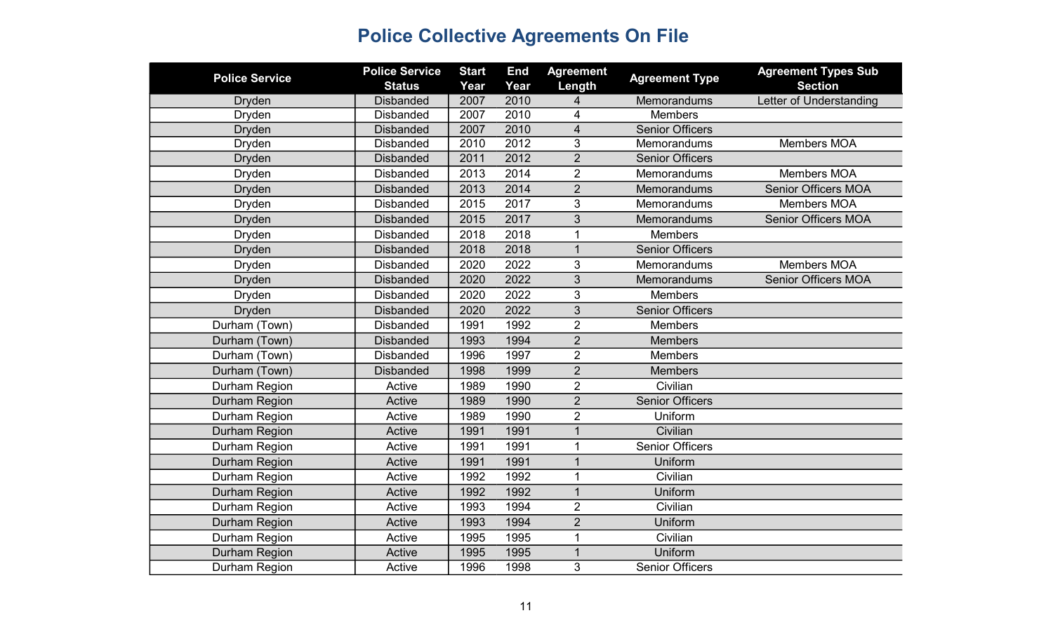# Police Collective Agreements On File

| Police Service | Police Service Status | Start Year | End Year | Agreement Length | Agreement Type | Agreement Types Sub Section |
|---|---|---|---|---|---|---|
| Dryden | Disbanded | 2007 | 2010 | 4 | Memorandums | Letter of Understanding |
| Dryden | Disbanded | 2007 | 2010 | 4 | Members | |
| Dryden | Disbanded | 2007 | 2010 | 4 | Senior Officers | |
| Dryden | Disbanded | 2010 | 2012 | 3 | Memorandums | Members MOA |
| Dryden | Disbanded | 2011 | 2012 | 2 | Senior Officers | |
| Dryden | Disbanded | 2013 | 2014 | 2 | Memorandums | Members MOA |
| Dryden | Disbanded | 2013 | 2014 | 2 | Memorandums | Senior Officers MOA |
| Dryden | Disbanded | 2015 | 2017 | 3 | Memorandums | Members MOA |
| Dryden | Disbanded | 2015 | 2017 | 3 | Memorandums | Senior Officers MOA |
| Dryden | Disbanded | 2018 | 2018 | 1 | Members | |
| Dryden | Disbanded | 2018 | 2018 | 1 | Senior Officers | |
| Dryden | Disbanded | 2020 | 2022 | 3 | Memorandums | Members MOA |
| Dryden | Disbanded | 2020 | 2022 | 3 | Memorandums | Senior Officers MOA |
| Dryden | Disbanded | 2020 | 2022 | 3 | Members | |
| Dryden | Disbanded | 2020 | 2022 | 3 | Senior Officers | |
| Durham (Town) | Disbanded | 1991 | 1992 | 2 | Members | |
| Durham (Town) | Disbanded | 1993 | 1994 | 2 | Members | |
| Durham (Town) | Disbanded | 1996 | 1997 | 2 | Members | |
| Durham (Town) | Disbanded | 1998 | 1999 | 2 | Members | |
| Durham Region | Active | 1989 | 1990 | 2 | Civilian | |
| Durham Region | Active | 1989 | 1990 | 2 | Senior Officers | |
| Durham Region | Active | 1989 | 1990 | 2 | Uniform | |
| Durham Region | Active | 1991 | 1991 | 1 | Civilian | |
| Durham Region | Active | 1991 | 1991 | 1 | Senior Officers | |
| Durham Region | Active | 1991 | 1991 | 1 | Uniform | |
| Durham Region | Active | 1992 | 1992 | 1 | Civilian | |
| Durham Region | Active | 1992 | 1992 | 1 | Uniform | |
| Durham Region | Active | 1993 | 1994 | 2 | Civilian | |
| Durham Region | Active | 1993 | 1994 | 2 | Uniform | |
| Durham Region | Active | 1995 | 1995 | 1 | Civilian | |
| Durham Region | Active | 1995 | 1995 | 1 | Uniform | |
| Durham Region | Active | 1996 | 1998 | 3 | Senior Officers | |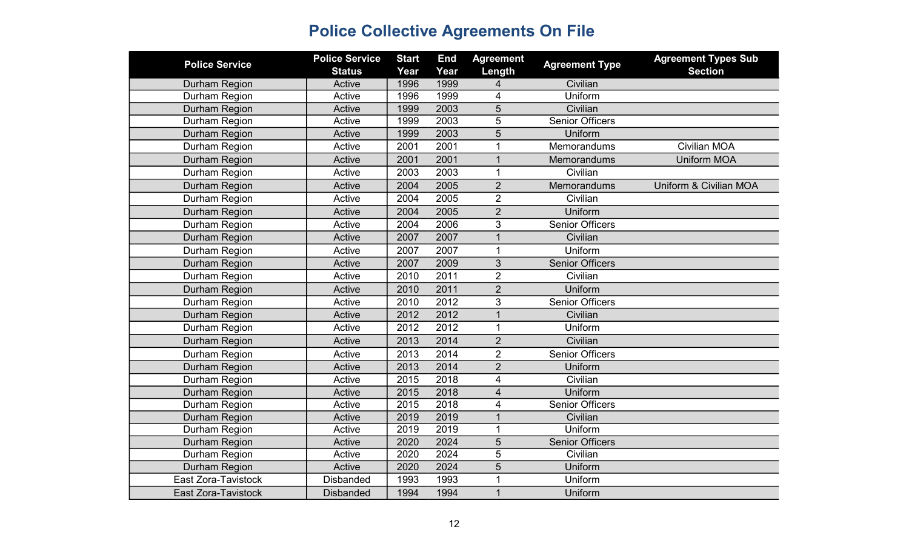# Police Collective Agreements On File

| Police Service | Police Service Status | Start Year | End Year | Agreement Length | Agreement Type | Agreement Types Sub Section |
|---|---|---|---|---|---|---|
| Durham Region | Active | 1996 | 1999 | 4 | Civilian | |
| Durham Region | Active | 1996 | 1999 | 4 | Uniform | |
| Durham Region | Active | 1999 | 2003 | 5 | Civilian | |
| Durham Region | Active | 1999 | 2003 | 5 | Senior Officers | |
| Durham Region | Active | 1999 | 2003 | 5 | Uniform | |
| Durham Region | Active | 2001 | 2001 | 1 | Memorandums | Civilian MOA |
| Durham Region | Active | 2001 | 2001 | 1 | Memorandums | Uniform MOA |
| Durham Region | Active | 2003 | 2003 | 1 | Civilian | |
| Durham Region | Active | 2004 | 2005 | 2 | Memorandums | Uniform & Civilian MOA |
| Durham Region | Active | 2004 | 2005 | 2 | Civilian | |
| Durham Region | Active | 2004 | 2005 | 2 | Uniform | |
| Durham Region | Active | 2004 | 2006 | 3 | Senior Officers | |
| Durham Region | Active | 2007 | 2007 | 1 | Civilian | |
| Durham Region | Active | 2007 | 2007 | 1 | Uniform | |
| Durham Region | Active | 2007 | 2009 | 3 | Senior Officers | |
| Durham Region | Active | 2010 | 2011 | 2 | Civilian | |
| Durham Region | Active | 2010 | 2011 | 2 | Uniform | |
| Durham Region | Active | 2010 | 2012 | 3 | Senior Officers | |
| Durham Region | Active | 2012 | 2012 | 1 | Civilian | |
| Durham Region | Active | 2012 | 2012 | 1 | Uniform | |
| Durham Region | Active | 2013 | 2014 | 2 | Civilian | |
| Durham Region | Active | 2013 | 2014 | 2 | Senior Officers | |
| Durham Region | Active | 2013 | 2014 | 2 | Uniform | |
| Durham Region | Active | 2015 | 2018 | 4 | Civilian | |
| Durham Region | Active | 2015 | 2018 | 4 | Uniform | |
| Durham Region | Active | 2015 | 2018 | 4 | Senior Officers | |
| Durham Region | Active | 2019 | 2019 | 1 | Civilian | |
| Durham Region | Active | 2019 | 2019 | 1 | Uniform | |
| Durham Region | Active | 2020 | 2024 | 5 | Senior Officers | |
| Durham Region | Active | 2020 | 2024 | 5 | Civilian | |
| Durham Region | Active | 2020 | 2024 | 5 | Uniform | |
| East Zora-Tavistock | Disbanded | 1993 | 1993 | 1 | Uniform | |
| East Zora-Tavistock | Disbanded | 1994 | 1994 | 1 | Uniform | |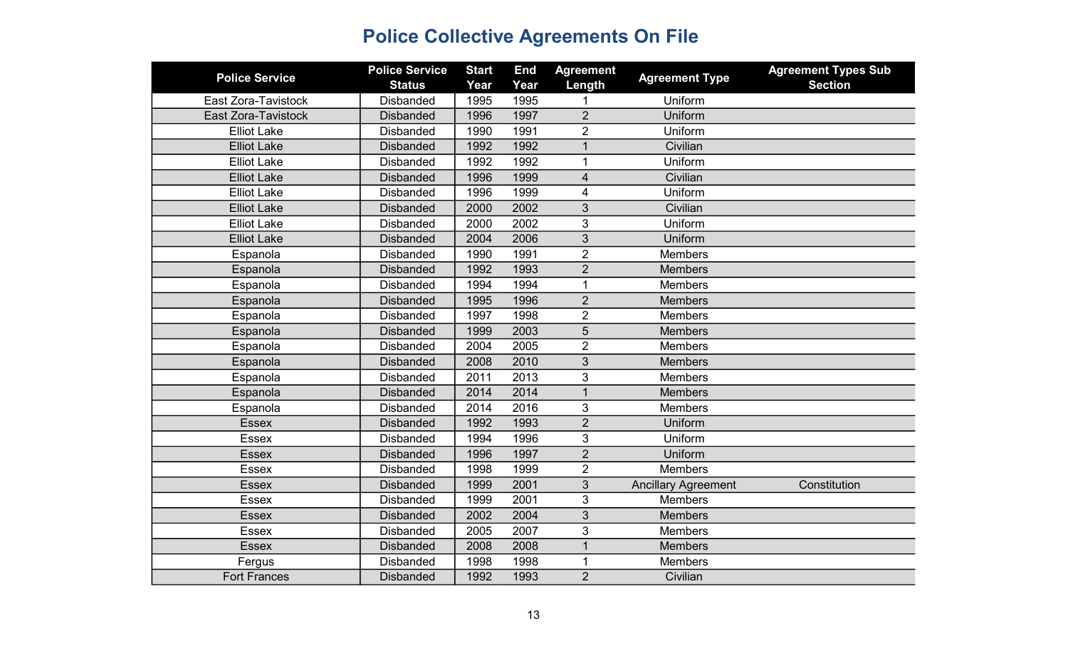# Police Collective Agreements On File

| Police Service | Police Service Status | Start Year | End Year | Agreement Length | Agreement Type | Agreement Types Sub Section |
|---|---|---|---|---|---|---|
| East Zora-Tavistock | Disbanded | 1995 | 1995 | 1 | Uniform | |
| East Zora-Tavistock | Disbanded | 1996 | 1997 | 2 | Uniform | |
| Elliot Lake | Disbanded | 1990 | 1991 | 2 | Uniform | |
| Elliot Lake | Disbanded | 1992 | 1992 | 1 | Civilian | |
| Elliot Lake | Disbanded | 1992 | 1992 | 1 | Uniform | |
| Elliot Lake | Disbanded | 1996 | 1999 | 4 | Civilian | |
| Elliot Lake | Disbanded | 1996 | 1999 | 4 | Uniform | |
| Elliot Lake | Disbanded | 2000 | 2002 | 3 | Civilian | |
| Elliot Lake | Disbanded | 2000 | 2002 | 3 | Uniform | |
| Elliot Lake | Disbanded | 2004 | 2006 | 3 | Uniform | |
| Espanola | Disbanded | 1990 | 1991 | 2 | Members | |
| Espanola | Disbanded | 1992 | 1993 | 2 | Members | |
| Espanola | Disbanded | 1994 | 1994 | 1 | Members | |
| Espanola | Disbanded | 1995 | 1996 | 2 | Members | |
| Espanola | Disbanded | 1997 | 1998 | 2 | Members | |
| Espanola | Disbanded | 1999 | 2003 | 5 | Members | |
| Espanola | Disbanded | 2004 | 2005 | 2 | Members | |
| Espanola | Disbanded | 2008 | 2010 | 3 | Members | |
| Espanola | Disbanded | 2011 | 2013 | 3 | Members | |
| Espanola | Disbanded | 2014 | 2014 | 1 | Members | |
| Espanola | Disbanded | 2014 | 2016 | 3 | Members | |
| Essex | Disbanded | 1992 | 1993 | 2 | Uniform | |
| Essex | Disbanded | 1994 | 1996 | 3 | Uniform | |
| Essex | Disbanded | 1996 | 1997 | 2 | Uniform | |
| Essex | Disbanded | 1998 | 1999 | 2 | Members | |
| Essex | Disbanded | 1999 | 2001 | 3 | Ancillary Agreement | Constitution |
| Essex | Disbanded | 1999 | 2001 | 3 | Members | |
| Essex | Disbanded | 2002 | 2004 | 3 | Members | |
| Essex | Disbanded | 2005 | 2007 | 3 | Members | |
| Essex | Disbanded | 2008 | 2008 | 1 | Members | |
| Fergus | Disbanded | 1998 | 1998 | 1 | Members | |
| Fort Frances | Disbanded | 1992 | 1993 | 2 | Civilian | |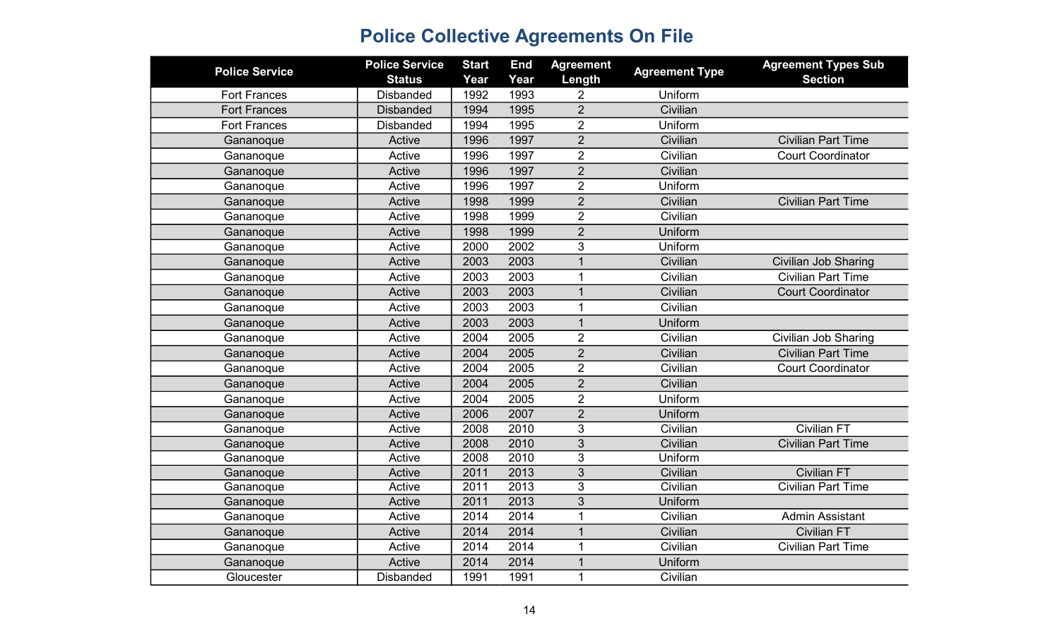# Police Collective Agreements On File

| Police Service | Police Service Status | Start Year | End Year | Agreement Length | Agreement Type | Agreement Types Sub Section |
|---|---|---|---|---|---|---|
| Fort Frances | Disbanded | 1992 | 1993 | 2 | Uniform | |
| Fort Frances | Disbanded | 1994 | 1995 | 2 | Civilian | |
| Fort Frances | Disbanded | 1994 | 1995 | 2 | Uniform | |
| Gananoque | Active | 1996 | 1997 | 2 | Civilian | Civilian Part Time |
| Gananoque | Active | 1996 | 1997 | 2 | Civilian | Court Coordinator |
| Gananoque | Active | 1996 | 1997 | 2 | Civilian | |
| Gananoque | Active | 1996 | 1997 | 2 | Uniform | |
| Gananoque | Active | 1998 | 1999 | 2 | Civilian | Civilian Part Time |
| Gananoque | Active | 1998 | 1999 | 2 | Civilian | |
| Gananoque | Active | 1998 | 1999 | 2 | Uniform | |
| Gananoque | Active | 2000 | 2002 | 3 | Uniform | |
| Gananoque | Active | 2003 | 2003 | 1 | Civilian | Civilian Job Sharing |
| Gananoque | Active | 2003 | 2003 | 1 | Civilian | Civilian Part Time |
| Gananoque | Active | 2003 | 2003 | 1 | Civilian | Court Coordinator |
| Gananoque | Active | 2003 | 2003 | 1 | Civilian | |
| Gananoque | Active | 2003 | 2003 | 1 | Uniform | |
| Gananoque | Active | 2004 | 2005 | 2 | Civilian | Civilian Job Sharing |
| Gananoque | Active | 2004 | 2005 | 2 | Civilian | Civilian Part Time |
| Gananoque | Active | 2004 | 2005 | 2 | Civilian | Court Coordinator |
| Gananoque | Active | 2004 | 2005 | 2 | Civilian | |
| Gananoque | Active | 2004 | 2005 | 2 | Uniform | |
| Gananoque | Active | 2006 | 2007 | 2 | Uniform | |
| Gananoque | Active | 2008 | 2010 | 3 | Civilian | Civilian FT |
| Gananoque | Active | 2008 | 2010 | 3 | Civilian | Civilian Part Time |
| Gananoque | Active | 2008 | 2010 | 3 | Uniform | |
| Gananoque | Active | 2011 | 2013 | 3 | Civilian | Civilian FT |
| Gananoque | Active | 2011 | 2013 | 3 | Civilian | Civilian Part Time |
| Gananoque | Active | 2011 | 2013 | 3 | Uniform | |
| Gananoque | Active | 2014 | 2014 | 1 | Civilian | Admin Assistant |
| Gananoque | Active | 2014 | 2014 | 1 | Civilian | Civilian FT |
| Gananoque | Active | 2014 | 2014 | 1 | Civilian | Civilian Part Time |
| Gananoque | Active | 2014 | 2014 | 1 | Uniform | |
| Gloucester | Disbanded | 1991 | 1991 | 1 | Civilian | |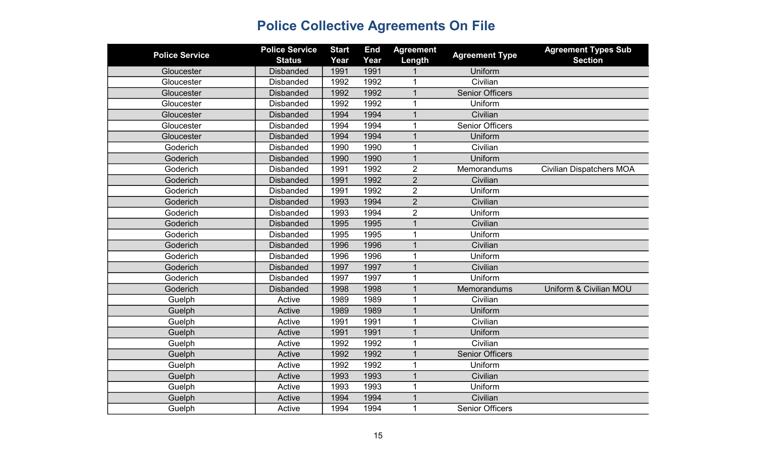# Police Collective Agreements On File

| Police Service | Police Service Status | Start Year | End Year | Agreement Length | Agreement Type | Agreement Types Sub Section |
|---|---|---|---|---|---|---|
| Gloucester | Disbanded | 1991 | 1991 | 1 | Uniform | |
| Gloucester | Disbanded | 1992 | 1992 | 1 | Civilian | |
| Gloucester | Disbanded | 1992 | 1992 | 1 | Senior Officers | |
| Gloucester | Disbanded | 1992 | 1992 | 1 | Uniform | |
| Gloucester | Disbanded | 1994 | 1994 | 1 | Civilian | |
| Gloucester | Disbanded | 1994 | 1994 | 1 | Senior Officers | |
| Gloucester | Disbanded | 1994 | 1994 | 1 | Uniform | |
| Goderich | Disbanded | 1990 | 1990 | 1 | Civilian | |
| Goderich | Disbanded | 1990 | 1990 | 1 | Uniform | |
| Goderich | Disbanded | 1991 | 1992 | 2 | Memorandums | Civilian Dispatchers MOA |
| Goderich | Disbanded | 1991 | 1992 | 2 | Civilian | |
| Goderich | Disbanded | 1991 | 1992 | 2 | Uniform | |
| Goderich | Disbanded | 1993 | 1994 | 2 | Civilian | |
| Goderich | Disbanded | 1993 | 1994 | 2 | Uniform | |
| Goderich | Disbanded | 1995 | 1995 | 1 | Civilian | |
| Goderich | Disbanded | 1995 | 1995 | 1 | Uniform | |
| Goderich | Disbanded | 1996 | 1996 | 1 | Civilian | |
| Goderich | Disbanded | 1996 | 1996 | 1 | Uniform | |
| Goderich | Disbanded | 1997 | 1997 | 1 | Civilian | |
| Goderich | Disbanded | 1997 | 1997 | 1 | Uniform | |
| Goderich | Disbanded | 1998 | 1998 | 1 | Memorandums | Uniform & Civilian MOU |
| Guelph | Active | 1989 | 1989 | 1 | Civilian | |
| Guelph | Active | 1989 | 1989 | 1 | Uniform | |
| Guelph | Active | 1991 | 1991 | 1 | Civilian | |
| Guelph | Active | 1991 | 1991 | 1 | Uniform | |
| Guelph | Active | 1992 | 1992 | 1 | Civilian | |
| Guelph | Active | 1992 | 1992 | 1 | Senior Officers | |
| Guelph | Active | 1992 | 1992 | 1 | Uniform | |
| Guelph | Active | 1993 | 1993 | 1 | Civilian | |
| Guelph | Active | 1993 | 1993 | 1 | Uniform | |
| Guelph | Active | 1994 | 1994 | 1 | Civilian | |
| Guelph | Active | 1994 | 1994 | 1 | Senior Officers | |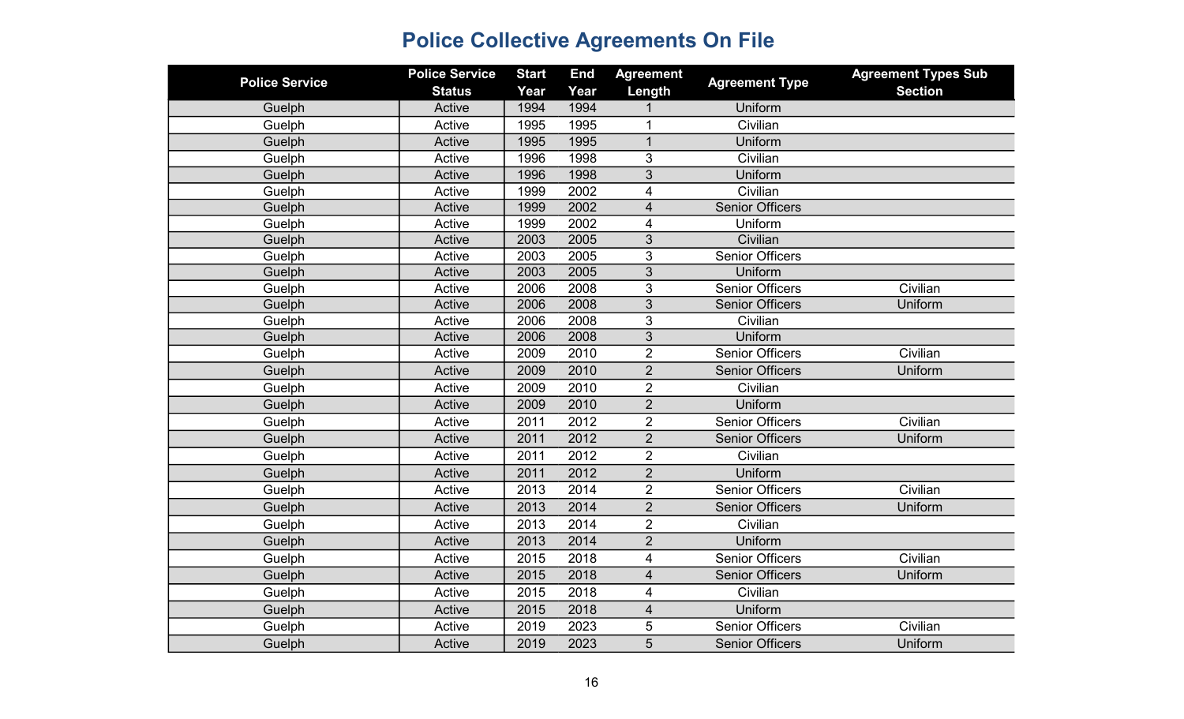# Police Collective Agreements On File

| Police Service | Police Service Status | Start Year | End Year | Agreement Length | Agreement Type | Agreement Types Sub Section |
|---|---|---|---|---|---|---|
| Guelph | Active | 1994 | 1994 | 1 | Uniform | |
| Guelph | Active | 1995 | 1995 | 1 | Civilian | |
| Guelph | Active | 1995 | 1995 | 1 | Uniform | |
| Guelph | Active | 1996 | 1998 | 3 | Civilian | |
| Guelph | Active | 1996 | 1998 | 3 | Uniform | |
| Guelph | Active | 1999 | 2002 | 4 | Civilian | |
| Guelph | Active | 1999 | 2002 | 4 | Senior Officers | |
| Guelph | Active | 1999 | 2002 | 4 | Uniform | |
| Guelph | Active | 2003 | 2005 | 3 | Civilian | |
| Guelph | Active | 2003 | 2005 | 3 | Senior Officers | |
| Guelph | Active | 2003 | 2005 | 3 | Uniform | |
| Guelph | Active | 2006 | 2008 | 3 | Senior Officers | Civilian |
| Guelph | Active | 2006 | 2008 | 3 | Senior Officers | Uniform |
| Guelph | Active | 2006 | 2008 | 3 | Civilian | |
| Guelph | Active | 2006 | 2008 | 3 | Uniform | |
| Guelph | Active | 2009 | 2010 | 2 | Senior Officers | Civilian |
| Guelph | Active | 2009 | 2010 | 2 | Senior Officers | Uniform |
| Guelph | Active | 2009 | 2010 | 2 | Civilian | |
| Guelph | Active | 2009 | 2010 | 2 | Uniform | |
| Guelph | Active | 2011 | 2012 | 2 | Senior Officers | Civilian |
| Guelph | Active | 2011 | 2012 | 2 | Senior Officers | Uniform |
| Guelph | Active | 2011 | 2012 | 2 | Civilian | |
| Guelph | Active | 2011 | 2012 | 2 | Uniform | |
| Guelph | Active | 2013 | 2014 | 2 | Senior Officers | Civilian |
| Guelph | Active | 2013 | 2014 | 2 | Senior Officers | Uniform |
| Guelph | Active | 2013 | 2014 | 2 | Civilian | |
| Guelph | Active | 2013 | 2014 | 2 | Uniform | |
| Guelph | Active | 2015 | 2018 | 4 | Senior Officers | Civilian |
| Guelph | Active | 2015 | 2018 | 4 | Senior Officers | Uniform |
| Guelph | Active | 2015 | 2018 | 4 | Civilian | |
| Guelph | Active | 2015 | 2018 | 4 | Uniform | |
| Guelph | Active | 2019 | 2023 | 5 | Senior Officers | Civilian |
| Guelph | Active | 2019 | 2023 | 5 | Senior Officers | Uniform |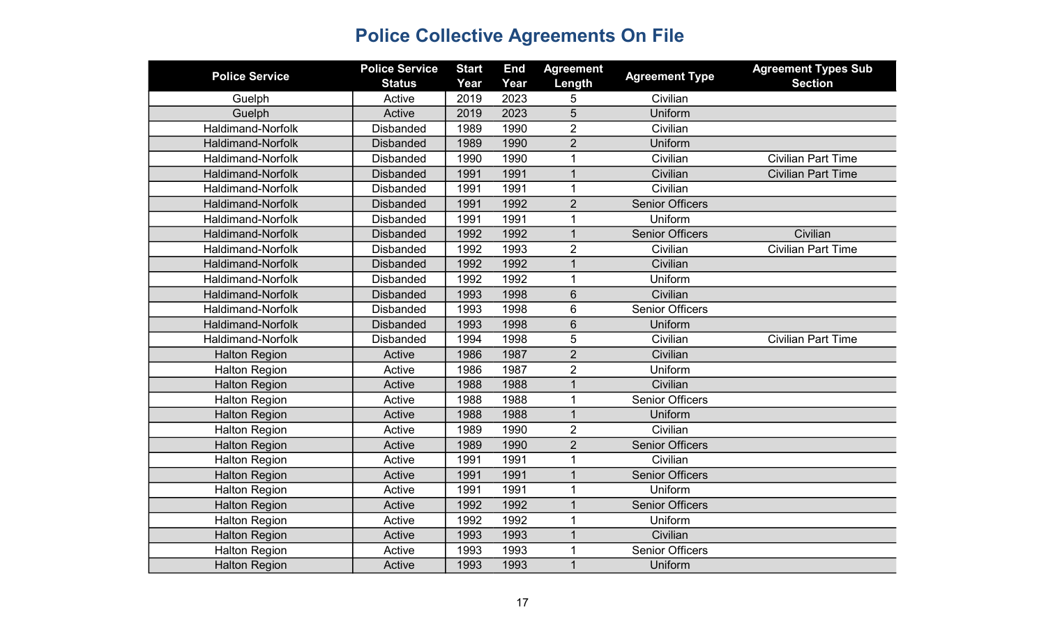# Police Collective Agreements On File

| Police Service | Police Service Status | Start Year | End Year | Agreement Length | Agreement Type | Agreement Types Sub Section |
|---|---|---|---|---|---|---|
| Guelph | Active | 2019 | 2023 | 5 | Civilian | |
| Guelph | Active | 2019 | 2023 | 5 | Uniform | |
| Haldimand-Norfolk | Disbanded | 1989 | 1990 | 2 | Civilian | |
| Haldimand-Norfolk | Disbanded | 1989 | 1990 | 2 | Uniform | |
| Haldimand-Norfolk | Disbanded | 1990 | 1990 | 1 | Civilian | Civilian Part Time |
| Haldimand-Norfolk | Disbanded | 1991 | 1991 | 1 | Civilian | Civilian Part Time |
| Haldimand-Norfolk | Disbanded | 1991 | 1991 | 1 | Civilian | |
| Haldimand-Norfolk | Disbanded | 1991 | 1992 | 2 | Senior Officers | |
| Haldimand-Norfolk | Disbanded | 1991 | 1991 | 1 | Uniform | |
| Haldimand-Norfolk | Disbanded | 1992 | 1992 | 1 | Senior Officers | Civilian |
| Haldimand-Norfolk | Disbanded | 1992 | 1993 | 2 | Civilian | Civilian Part Time |
| Haldimand-Norfolk | Disbanded | 1992 | 1992 | 1 | Civilian | |
| Haldimand-Norfolk | Disbanded | 1992 | 1992 | 1 | Uniform | |
| Haldimand-Norfolk | Disbanded | 1993 | 1998 | 6 | Civilian | |
| Haldimand-Norfolk | Disbanded | 1993 | 1998 | 6 | Senior Officers | |
| Haldimand-Norfolk | Disbanded | 1993 | 1998 | 6 | Uniform | |
| Haldimand-Norfolk | Disbanded | 1994 | 1998 | 5 | Civilian | Civilian Part Time |
| Halton Region | Active | 1986 | 1987 | 2 | Civilian | |
| Halton Region | Active | 1986 | 1987 | 2 | Uniform | |
| Halton Region | Active | 1988 | 1988 | 1 | Civilian | |
| Halton Region | Active | 1988 | 1988 | 1 | Senior Officers | |
| Halton Region | Active | 1988 | 1988 | 1 | Uniform | |
| Halton Region | Active | 1989 | 1990 | 2 | Civilian | |
| Halton Region | Active | 1989 | 1990 | 2 | Senior Officers | |
| Halton Region | Active | 1991 | 1991 | 1 | Civilian | |
| Halton Region | Active | 1991 | 1991 | 1 | Senior Officers | |
| Halton Region | Active | 1991 | 1991 | 1 | Uniform | |
| Halton Region | Active | 1992 | 1992 | 1 | Senior Officers | |
| Halton Region | Active | 1992 | 1992 | 1 | Uniform | |
| Halton Region | Active | 1993 | 1993 | 1 | Civilian | |
| Halton Region | Active | 1993 | 1993 | 1 | Senior Officers | |
| Halton Region | Active | 1993 | 1993 | 1 | Uniform | |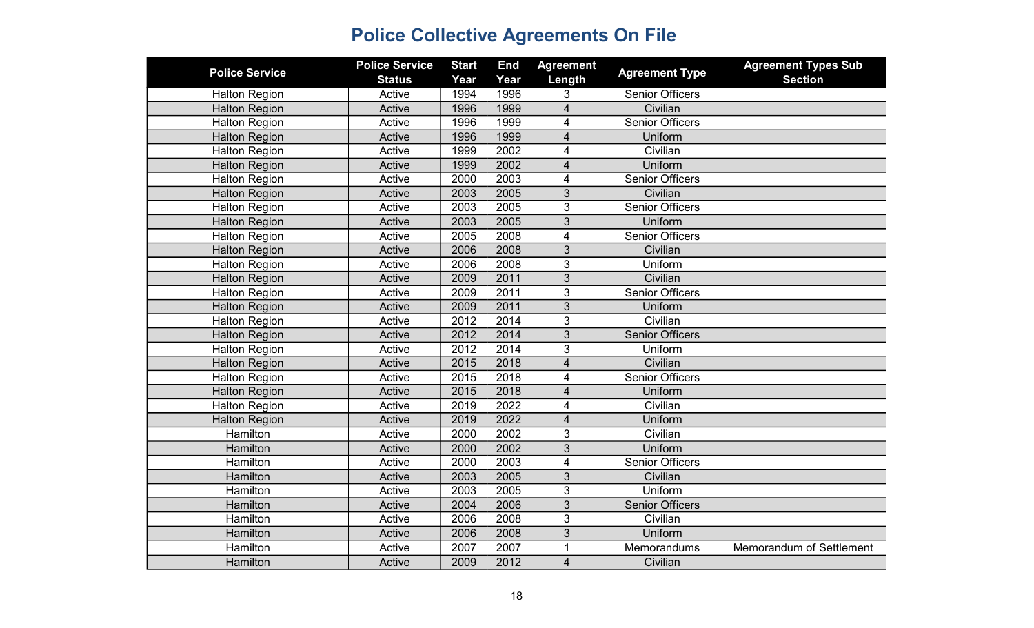# Police Collective Agreements On File

| Police Service | Police Service Status | Start Year | End Year | Agreement Length | Agreement Type | Agreement Types Sub Section |
|---|---|---|---|---|---|---|
| Halton Region | Active | 1994 | 1996 | 3 | Senior Officers | |
| Halton Region | Active | 1996 | 1999 | 4 | Civilian | |
| Halton Region | Active | 1996 | 1999 | 4 | Senior Officers | |
| Halton Region | Active | 1996 | 1999 | 4 | Uniform | |
| Halton Region | Active | 1999 | 2002 | 4 | Civilian | |
| Halton Region | Active | 1999 | 2002 | 4 | Uniform | |
| Halton Region | Active | 2000 | 2003 | 4 | Senior Officers | |
| Halton Region | Active | 2003 | 2005 | 3 | Civilian | |
| Halton Region | Active | 2003 | 2005 | 3 | Senior Officers | |
| Halton Region | Active | 2003 | 2005 | 3 | Uniform | |
| Halton Region | Active | 2005 | 2008 | 4 | Senior Officers | |
| Halton Region | Active | 2006 | 2008 | 3 | Civilian | |
| Halton Region | Active | 2006 | 2008 | 3 | Uniform | |
| Halton Region | Active | 2009 | 2011 | 3 | Civilian | |
| Halton Region | Active | 2009 | 2011 | 3 | Senior Officers | |
| Halton Region | Active | 2009 | 2011 | 3 | Uniform | |
| Halton Region | Active | 2012 | 2014 | 3 | Civilian | |
| Halton Region | Active | 2012 | 2014 | 3 | Senior Officers | |
| Halton Region | Active | 2012 | 2014 | 3 | Uniform | |
| Halton Region | Active | 2015 | 2018 | 4 | Civilian | |
| Halton Region | Active | 2015 | 2018 | 4 | Senior Officers | |
| Halton Region | Active | 2015 | 2018 | 4 | Uniform | |
| Halton Region | Active | 2019 | 2022 | 4 | Civilian | |
| Halton Region | Active | 2019 | 2022 | 4 | Uniform | |
| Hamilton | Active | 2000 | 2002 | 3 | Civilian | |
| Hamilton | Active | 2000 | 2002 | 3 | Uniform | |
| Hamilton | Active | 2000 | 2003 | 4 | Senior Officers | |
| Hamilton | Active | 2003 | 2005 | 3 | Civilian | |
| Hamilton | Active | 2003 | 2005 | 3 | Uniform | |
| Hamilton | Active | 2004 | 2006 | 3 | Senior Officers | |
| Hamilton | Active | 2006 | 2008 | 3 | Civilian | |
| Hamilton | Active | 2006 | 2008 | 3 | Uniform | |
| Hamilton | Active | 2007 | 2007 | 1 | Memorandums | Memorandum of Settlement |
| Hamilton | Active | 2009 | 2012 | 4 | Civilian | |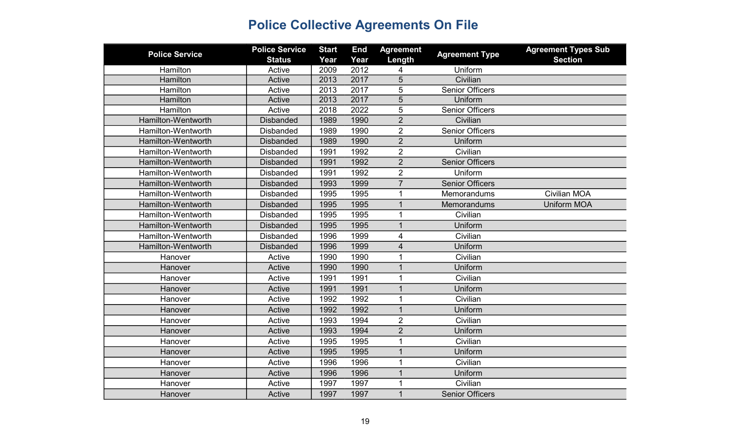# Police Collective Agreements On File

| Police Service | Police Service Status | Start Year | End Year | Agreement Length | Agreement Type | Agreement Types Sub Section |
|---|---|---|---|---|---|---|
| Hamilton | Active | 2009 | 2012 | 4 | Uniform | |
| Hamilton | Active | 2013 | 2017 | 5 | Civilian | |
| Hamilton | Active | 2013 | 2017 | 5 | Senior Officers | |
| Hamilton | Active | 2013 | 2017 | 5 | Uniform | |
| Hamilton | Active | 2018 | 2022 | 5 | Senior Officers | |
| Hamilton-Wentworth | Disbanded | 1989 | 1990 | 2 | Civilian | |
| Hamilton-Wentworth | Disbanded | 1989 | 1990 | 2 | Senior Officers | |
| Hamilton-Wentworth | Disbanded | 1989 | 1990 | 2 | Uniform | |
| Hamilton-Wentworth | Disbanded | 1991 | 1992 | 2 | Civilian | |
| Hamilton-Wentworth | Disbanded | 1991 | 1992 | 2 | Senior Officers | |
| Hamilton-Wentworth | Disbanded | 1991 | 1992 | 2 | Uniform | |
| Hamilton-Wentworth | Disbanded | 1993 | 1999 | 7 | Senior Officers | |
| Hamilton-Wentworth | Disbanded | 1995 | 1995 | 1 | Memorandums | Civilian MOA |
| Hamilton-Wentworth | Disbanded | 1995 | 1995 | 1 | Memorandums | Uniform MOA |
| Hamilton-Wentworth | Disbanded | 1995 | 1995 | 1 | Civilian | |
| Hamilton-Wentworth | Disbanded | 1995 | 1995 | 1 | Uniform | |
| Hamilton-Wentworth | Disbanded | 1996 | 1999 | 4 | Civilian | |
| Hamilton-Wentworth | Disbanded | 1996 | 1999 | 4 | Uniform | |
| Hanover | Active | 1990 | 1990 | 1 | Civilian | |
| Hanover | Active | 1990 | 1990 | 1 | Uniform | |
| Hanover | Active | 1991 | 1991 | 1 | Civilian | |
| Hanover | Active | 1991 | 1991 | 1 | Uniform | |
| Hanover | Active | 1992 | 1992 | 1 | Civilian | |
| Hanover | Active | 1992 | 1992 | 1 | Uniform | |
| Hanover | Active | 1993 | 1994 | 2 | Civilian | |
| Hanover | Active | 1993 | 1994 | 2 | Uniform | |
| Hanover | Active | 1995 | 1995 | 1 | Civilian | |
| Hanover | Active | 1995 | 1995 | 1 | Uniform | |
| Hanover | Active | 1996 | 1996 | 1 | Civilian | |
| Hanover | Active | 1996 | 1996 | 1 | Uniform | |
| Hanover | Active | 1997 | 1997 | 1 | Civilian | |
| Hanover | Active | 1997 | 1997 | 1 | Senior Officers | |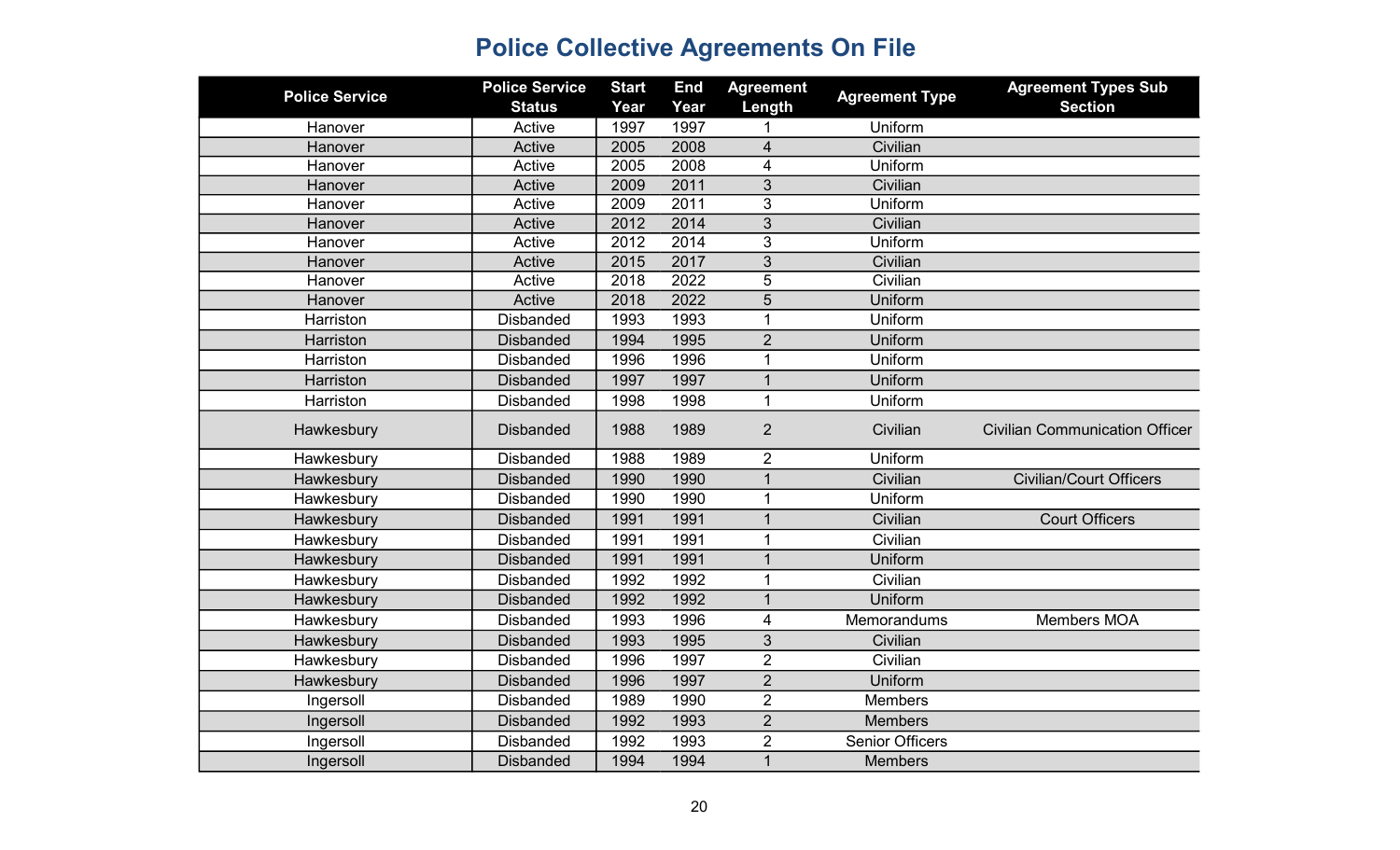# Police Collective Agreements On File

| Police Service | Police Service Status | Start Year | End Year | Agreement Length | Agreement Type | Agreement Types Sub Section |
|---|---|---|---|---|---|---|
| Hanover | Active | 1997 | 1997 | 1 | Uniform | |
| Hanover | Active | 2005 | 2008 | 4 | Civilian | |
| Hanover | Active | 2005 | 2008 | 4 | Uniform | |
| Hanover | Active | 2009 | 2011 | 3 | Civilian | |
| Hanover | Active | 2009 | 2011 | 3 | Uniform | |
| Hanover | Active | 2012 | 2014 | 3 | Civilian | |
| Hanover | Active | 2012 | 2014 | 3 | Uniform | |
| Hanover | Active | 2015 | 2017 | 3 | Civilian | |
| Hanover | Active | 2018 | 2022 | 5 | Civilian | |
| Hanover | Active | 2018 | 2022 | 5 | Uniform | |
| Harriston | Disbanded | 1993 | 1993 | 1 | Uniform | |
| Harriston | Disbanded | 1994 | 1995 | 2 | Uniform | |
| Harriston | Disbanded | 1996 | 1996 | 1 | Uniform | |
| Harriston | Disbanded | 1997 | 1997 | 1 | Uniform | |
| Harriston | Disbanded | 1998 | 1998 | 1 | Uniform | |
| Hawkesbury | Disbanded | 1988 | 1989 | 2 | Civilian | Civilian Communication Officer |
| Hawkesbury | Disbanded | 1988 | 1989 | 2 | Uniform | |
| Hawkesbury | Disbanded | 1990 | 1990 | 1 | Civilian | Civilian/Court Officers |
| Hawkesbury | Disbanded | 1990 | 1990 | 1 | Uniform | |
| Hawkesbury | Disbanded | 1991 | 1991 | 1 | Civilian | Court Officers |
| Hawkesbury | Disbanded | 1991 | 1991 | 1 | Civilian | |
| Hawkesbury | Disbanded | 1991 | 1991 | 1 | Uniform | |
| Hawkesbury | Disbanded | 1992 | 1992 | 1 | Civilian | |
| Hawkesbury | Disbanded | 1992 | 1992 | 1 | Uniform | |
| Hawkesbury | Disbanded | 1993 | 1996 | 4 | Memorandums | Members MOA |
| Hawkesbury | Disbanded | 1993 | 1995 | 3 | Civilian | |
| Hawkesbury | Disbanded | 1996 | 1997 | 2 | Civilian | |
| Hawkesbury | Disbanded | 1996 | 1997 | 2 | Uniform | |
| Ingersoll | Disbanded | 1989 | 1990 | 2 | Members | |
| Ingersoll | Disbanded | 1992 | 1993 | 2 | Members | |
| Ingersoll | Disbanded | 1992 | 1993 | 2 | Senior Officers | |
| Ingersoll | Disbanded | 1994 | 1994 | 1 | Members | |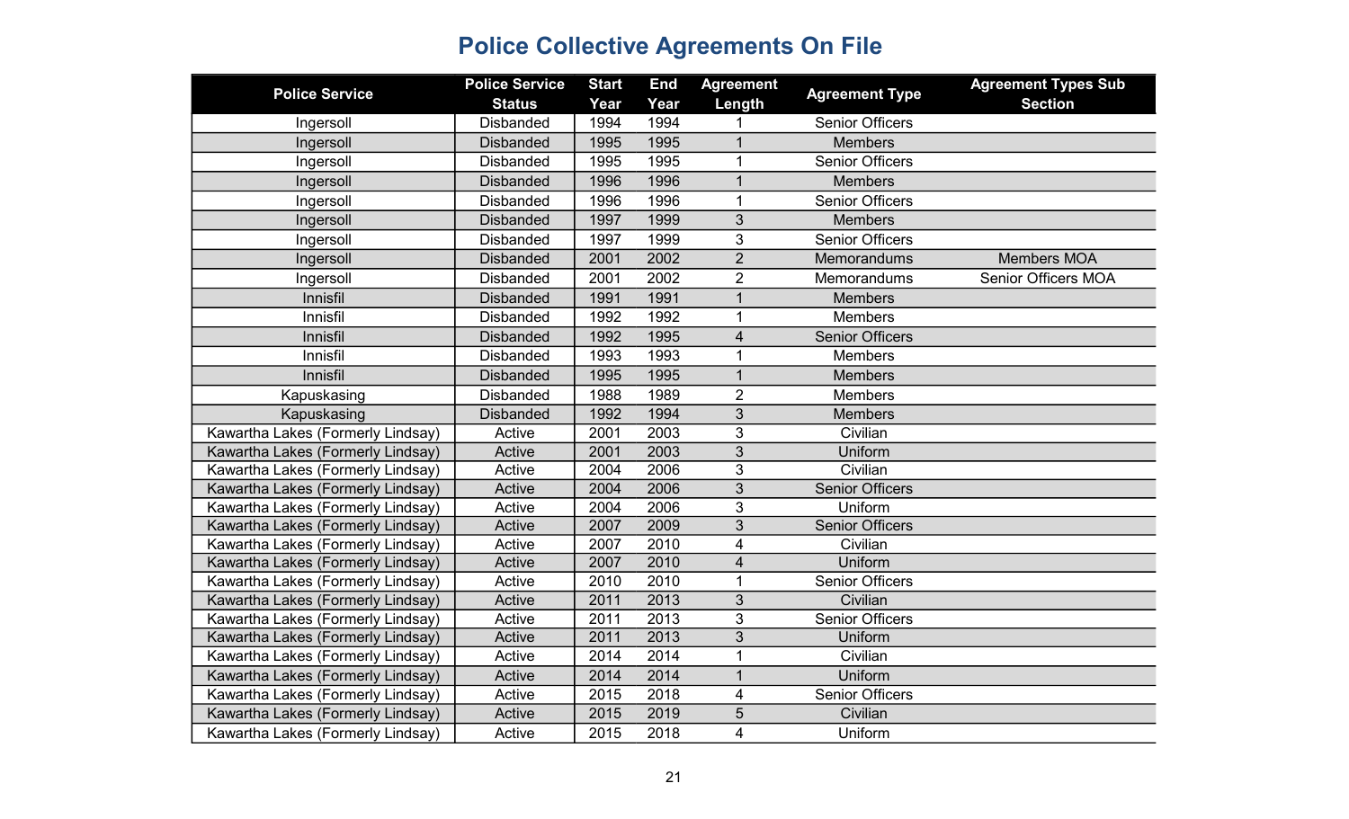# Police Collective Agreements On File

| Police Service | Police Service Status | Start Year | End Year | Agreement Length | Agreement Type | Agreement Types Sub Section |
|---|---|---|---|---|---|---|
| Ingersoll | Disbanded | 1994 | 1994 | 1 | Senior Officers | |
| Ingersoll | Disbanded | 1995 | 1995 | 1 | Members | |
| Ingersoll | Disbanded | 1995 | 1995 | 1 | Senior Officers | |
| Ingersoll | Disbanded | 1996 | 1996 | 1 | Members | |
| Ingersoll | Disbanded | 1996 | 1996 | 1 | Senior Officers | |
| Ingersoll | Disbanded | 1997 | 1999 | 3 | Members | |
| Ingersoll | Disbanded | 1997 | 1999 | 3 | Senior Officers | |
| Ingersoll | Disbanded | 2001 | 2002 | 2 | Memorandums | Members MOA |
| Ingersoll | Disbanded | 2001 | 2002 | 2 | Memorandums | Senior Officers MOA |
| Innisfil | Disbanded | 1991 | 1991 | 1 | Members | |
| Innisfil | Disbanded | 1992 | 1992 | 1 | Members | |
| Innisfil | Disbanded | 1992 | 1995 | 4 | Senior Officers | |
| Innisfil | Disbanded | 1993 | 1993 | 1 | Members | |
| Innisfil | Disbanded | 1995 | 1995 | 1 | Members | |
| Kapuskasing | Disbanded | 1988 | 1989 | 2 | Members | |
| Kapuskasing | Disbanded | 1992 | 1994 | 3 | Members | |
| Kawartha Lakes (Formerly Lindsay) | Active | 2001 | 2003 | 3 | Civilian | |
| Kawartha Lakes (Formerly Lindsay) | Active | 2001 | 2003 | 3 | Uniform | |
| Kawartha Lakes (Formerly Lindsay) | Active | 2004 | 2006 | 3 | Civilian | |
| Kawartha Lakes (Formerly Lindsay) | Active | 2004 | 2006 | 3 | Senior Officers | |
| Kawartha Lakes (Formerly Lindsay) | Active | 2004 | 2006 | 3 | Uniform | |
| Kawartha Lakes (Formerly Lindsay) | Active | 2007 | 2009 | 3 | Senior Officers | |
| Kawartha Lakes (Formerly Lindsay) | Active | 2007 | 2010 | 4 | Civilian | |
| Kawartha Lakes (Formerly Lindsay) | Active | 2007 | 2010 | 4 | Uniform | |
| Kawartha Lakes (Formerly Lindsay) | Active | 2010 | 2010 | 1 | Senior Officers | |
| Kawartha Lakes (Formerly Lindsay) | Active | 2011 | 2013 | 3 | Civilian | |
| Kawartha Lakes (Formerly Lindsay) | Active | 2011 | 2013 | 3 | Senior Officers | |
| Kawartha Lakes (Formerly Lindsay) | Active | 2011 | 2013 | 3 | Uniform | |
| Kawartha Lakes (Formerly Lindsay) | Active | 2014 | 2014 | 1 | Civilian | |
| Kawartha Lakes (Formerly Lindsay) | Active | 2014 | 2014 | 1 | Uniform | |
| Kawartha Lakes (Formerly Lindsay) | Active | 2015 | 2018 | 4 | Senior Officers | |
| Kawartha Lakes (Formerly Lindsay) | Active | 2015 | 2019 | 5 | Civilian | |
| Kawartha Lakes (Formerly Lindsay) | Active | 2015 | 2018 | 4 | Uniform | |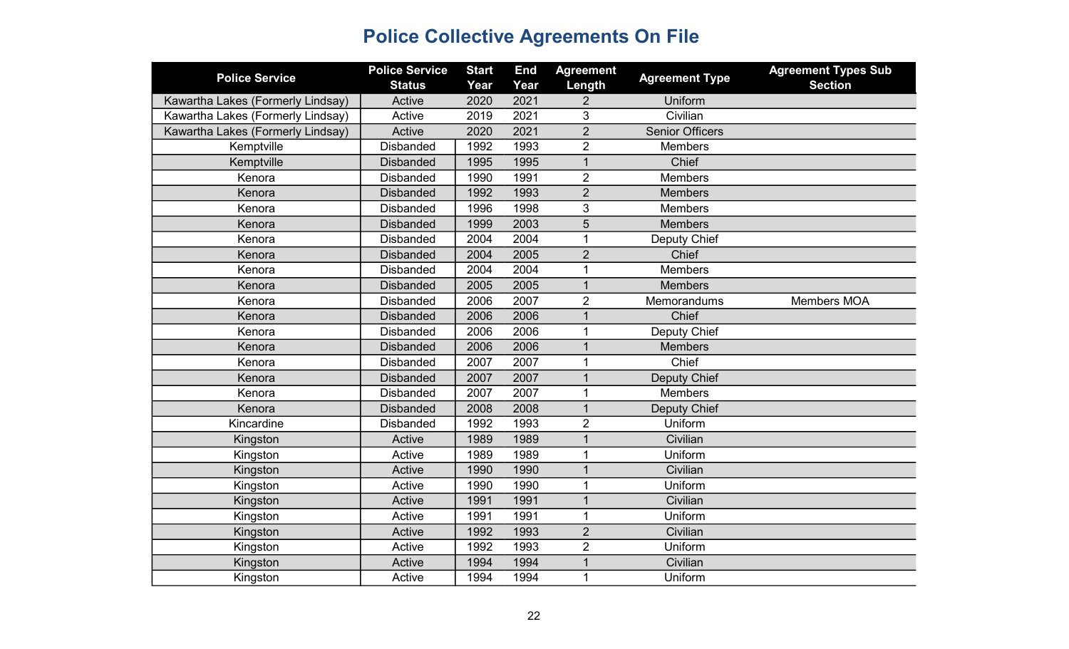# Police Collective Agreements On File

| Police Service | Police Service Status | Start Year | End Year | Agreement Length | Agreement Type | Agreement Types Sub Section |
|---|---|---|---|---|---|---|
| Kawartha Lakes (Formerly Lindsay) | Active | 2020 | 2021 | 2 | Uniform | |
| Kawartha Lakes (Formerly Lindsay) | Active | 2019 | 2021 | 3 | Civilian | |
| Kawartha Lakes (Formerly Lindsay) | Active | 2020 | 2021 | 2 | Senior Officers | |
| Kemptville | Disbanded | 1992 | 1993 | 2 | Members | |
| Kemptville | Disbanded | 1995 | 1995 | 1 | Chief | |
| Kenora | Disbanded | 1990 | 1991 | 2 | Members | |
| Kenora | Disbanded | 1992 | 1993 | 2 | Members | |
| Kenora | Disbanded | 1996 | 1998 | 3 | Members | |
| Kenora | Disbanded | 1999 | 2003 | 5 | Members | |
| Kenora | Disbanded | 2004 | 2004 | 1 | Deputy Chief | |
| Kenora | Disbanded | 2004 | 2005 | 2 | Chief | |
| Kenora | Disbanded | 2004 | 2004 | 1 | Members | |
| Kenora | Disbanded | 2005 | 2005 | 1 | Members | |
| Kenora | Disbanded | 2006 | 2007 | 2 | Memorandums | Members MOA |
| Kenora | Disbanded | 2006 | 2006 | 1 | Chief | |
| Kenora | Disbanded | 2006 | 2006 | 1 | Deputy Chief | |
| Kenora | Disbanded | 2006 | 2006 | 1 | Members | |
| Kenora | Disbanded | 2007 | 2007 | 1 | Chief | |
| Kenora | Disbanded | 2007 | 2007 | 1 | Deputy Chief | |
| Kenora | Disbanded | 2007 | 2007 | 1 | Members | |
| Kenora | Disbanded | 2008 | 2008 | 1 | Deputy Chief | |
| Kincardine | Disbanded | 1992 | 1993 | 2 | Uniform | |
| Kingston | Active | 1989 | 1989 | 1 | Civilian | |
| Kingston | Active | 1989 | 1989 | 1 | Uniform | |
| Kingston | Active | 1990 | 1990 | 1 | Civilian | |
| Kingston | Active | 1990 | 1990 | 1 | Uniform | |
| Kingston | Active | 1991 | 1991 | 1 | Civilian | |
| Kingston | Active | 1991 | 1991 | 1 | Uniform | |
| Kingston | Active | 1992 | 1993 | 2 | Civilian | |
| Kingston | Active | 1992 | 1993 | 2 | Uniform | |
| Kingston | Active | 1994 | 1994 | 1 | Civilian | |
| Kingston | Active | 1994 | 1994 | 1 | Uniform | |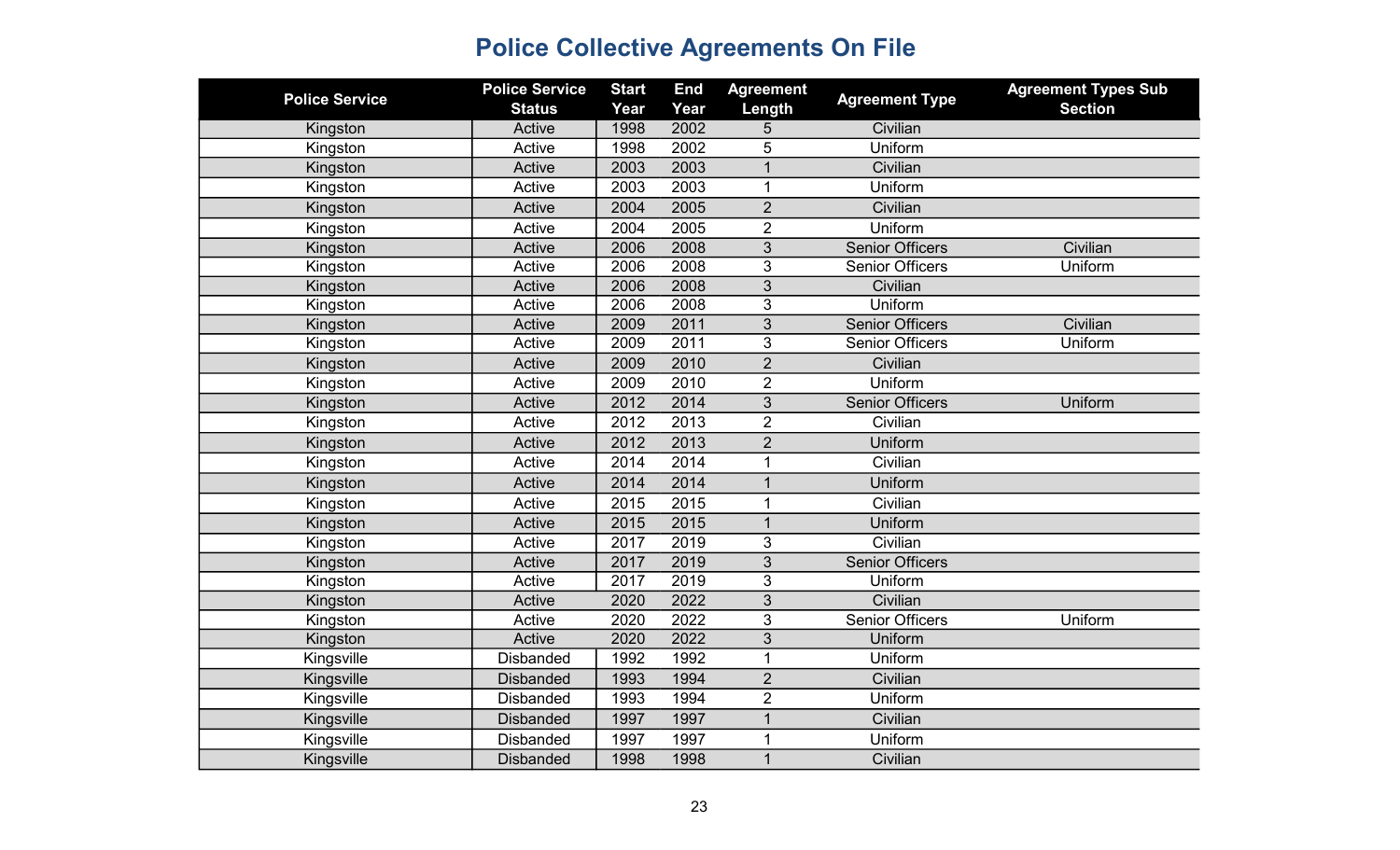# Police Collective Agreements On File

| Police Service | Police Service Status | Start Year | End Year | Agreement Length | Agreement Type | Agreement Types Sub Section |
|---|---|---|---|---|---|---|
| Kingston | Active | 1998 | 2002 | 5 | Civilian | |
| Kingston | Active | 1998 | 2002 | 5 | Uniform | |
| Kingston | Active | 2003 | 2003 | 1 | Civilian | |
| Kingston | Active | 2003 | 2003 | 1 | Uniform | |
| Kingston | Active | 2004 | 2005 | 2 | Civilian | |
| Kingston | Active | 2004 | 2005 | 2 | Uniform | |
| Kingston | Active | 2006 | 2008 | 3 | Senior Officers | Civilian |
| Kingston | Active | 2006 | 2008 | 3 | Senior Officers | Uniform |
| Kingston | Active | 2006 | 2008 | 3 | Civilian | |
| Kingston | Active | 2006 | 2008 | 3 | Uniform | |
| Kingston | Active | 2009 | 2011 | 3 | Senior Officers | Civilian |
| Kingston | Active | 2009 | 2011 | 3 | Senior Officers | Uniform |
| Kingston | Active | 2009 | 2010 | 2 | Civilian | |
| Kingston | Active | 2009 | 2010 | 2 | Uniform | |
| Kingston | Active | 2012 | 2014 | 3 | Senior Officers | Uniform |
| Kingston | Active | 2012 | 2013 | 2 | Civilian | |
| Kingston | Active | 2012 | 2013 | 2 | Uniform | |
| Kingston | Active | 2014 | 2014 | 1 | Civilian | |
| Kingston | Active | 2014 | 2014 | 1 | Uniform | |
| Kingston | Active | 2015 | 2015 | 1 | Civilian | |
| Kingston | Active | 2015 | 2015 | 1 | Uniform | |
| Kingston | Active | 2017 | 2019 | 3 | Civilian | |
| Kingston | Active | 2017 | 2019 | 3 | Senior Officers | |
| Kingston | Active | 2017 | 2019 | 3 | Uniform | |
| Kingston | Active | 2020 | 2022 | 3 | Civilian | |
| Kingston | Active | 2020 | 2022 | 3 | Senior Officers | Uniform |
| Kingston | Active | 2020 | 2022 | 3 | Uniform | |
| Kingsville | Disbanded | 1992 | 1992 | 1 | Uniform | |
| Kingsville | Disbanded | 1993 | 1994 | 2 | Civilian | |
| Kingsville | Disbanded | 1993 | 1994 | 2 | Uniform | |
| Kingsville | Disbanded | 1997 | 1997 | 1 | Civilian | |
| Kingsville | Disbanded | 1997 | 1997 | 1 | Uniform | |
| Kingsville | Disbanded | 1998 | 1998 | 1 | Civilian | |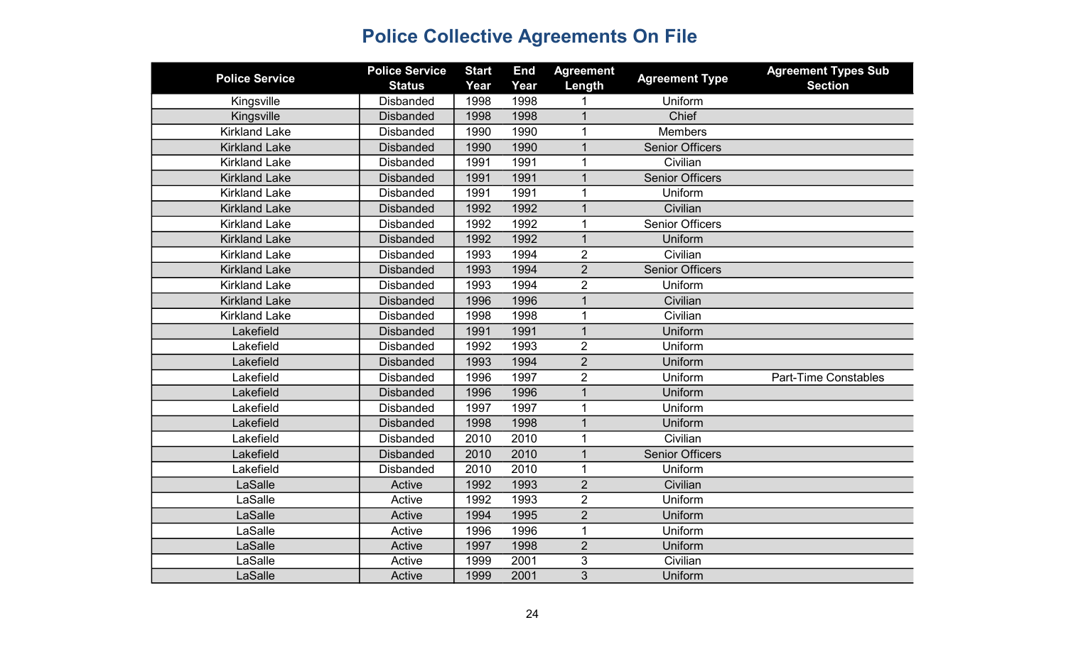# Police Collective Agreements On File

| Police Service | Police Service Status | Start Year | End Year | Agreement Length | Agreement Type | Agreement Types Sub Section |
|---|---|---|---|---|---|---|
| Kingsville | Disbanded | 1998 | 1998 | 1 | Uniform | |
| Kingsville | Disbanded | 1998 | 1998 | 1 | Chief | |
| Kirkland Lake | Disbanded | 1990 | 1990 | 1 | Members | |
| Kirkland Lake | Disbanded | 1990 | 1990 | 1 | Senior Officers | |
| Kirkland Lake | Disbanded | 1991 | 1991 | 1 | Civilian | |
| Kirkland Lake | Disbanded | 1991 | 1991 | 1 | Senior Officers | |
| Kirkland Lake | Disbanded | 1991 | 1991 | 1 | Uniform | |
| Kirkland Lake | Disbanded | 1992 | 1992 | 1 | Civilian | |
| Kirkland Lake | Disbanded | 1992 | 1992 | 1 | Senior Officers | |
| Kirkland Lake | Disbanded | 1992 | 1992 | 1 | Uniform | |
| Kirkland Lake | Disbanded | 1993 | 1994 | 2 | Civilian | |
| Kirkland Lake | Disbanded | 1993 | 1994 | 2 | Senior Officers | |
| Kirkland Lake | Disbanded | 1993 | 1994 | 2 | Uniform | |
| Kirkland Lake | Disbanded | 1996 | 1996 | 1 | Civilian | |
| Kirkland Lake | Disbanded | 1998 | 1998 | 1 | Civilian | |
| Lakefield | Disbanded | 1991 | 1991 | 1 | Uniform | |
| Lakefield | Disbanded | 1992 | 1993 | 2 | Uniform | |
| Lakefield | Disbanded | 1993 | 1994 | 2 | Uniform | |
| Lakefield | Disbanded | 1996 | 1997 | 2 | Uniform | Part-Time Constables |
| Lakefield | Disbanded | 1996 | 1996 | 1 | Uniform | |
| Lakefield | Disbanded | 1997 | 1997 | 1 | Uniform | |
| Lakefield | Disbanded | 1998 | 1998 | 1 | Uniform | |
| Lakefield | Disbanded | 2010 | 2010 | 1 | Civilian | |
| Lakefield | Disbanded | 2010 | 2010 | 1 | Senior Officers | |
| Lakefield | Disbanded | 2010 | 2010 | 1 | Uniform | |
| LaSalle | Active | 1992 | 1993 | 2 | Civilian | |
| LaSalle | Active | 1992 | 1993 | 2 | Uniform | |
| LaSalle | Active | 1994 | 1995 | 2 | Uniform | |
| LaSalle | Active | 1996 | 1996 | 1 | Uniform | |
| LaSalle | Active | 1997 | 1998 | 2 | Uniform | |
| LaSalle | Active | 1999 | 2001 | 3 | Civilian | |
| LaSalle | Active | 1999 | 2001 | 3 | Uniform | |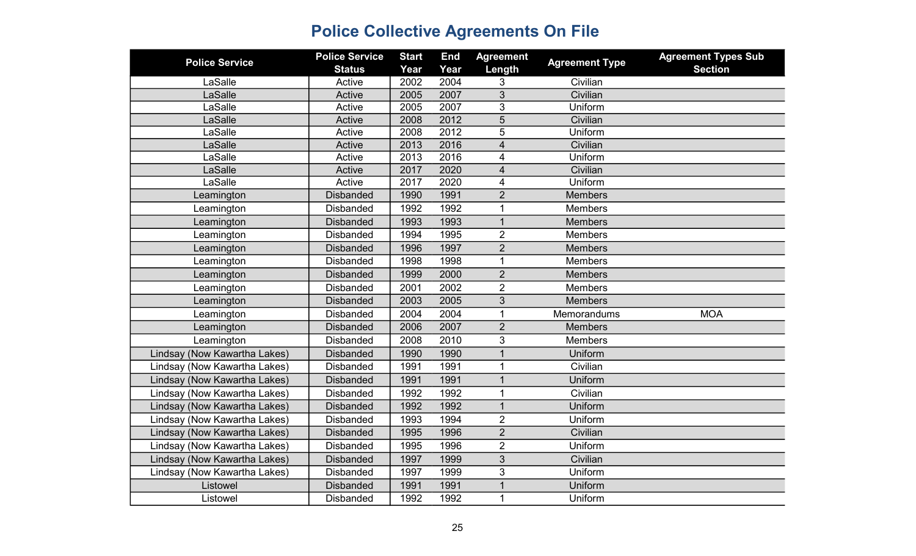# Police Collective Agreements On File

| Police Service | Police Service Status | Start Year | End Year | Agreement Length | Agreement Type | Agreement Types Sub Section |
|---|---|---|---|---|---|---|
| LaSalle | Active | 2002 | 2004 | 3 | Civilian | |
| LaSalle | Active | 2005 | 2007 | 3 | Civilian | |
| LaSalle | Active | 2005 | 2007 | 3 | Uniform | |
| LaSalle | Active | 2008 | 2012 | 5 | Civilian | |
| LaSalle | Active | 2008 | 2012 | 5 | Uniform | |
| LaSalle | Active | 2013 | 2016 | 4 | Civilian | |
| LaSalle | Active | 2013 | 2016 | 4 | Uniform | |
| LaSalle | Active | 2017 | 2020 | 4 | Civilian | |
| LaSalle | Active | 2017 | 2020 | 4 | Uniform | |
| Leamington | Disbanded | 1990 | 1991 | 2 | Members | |
| Leamington | Disbanded | 1992 | 1992 | 1 | Members | |
| Leamington | Disbanded | 1993 | 1993 | 1 | Members | |
| Leamington | Disbanded | 1994 | 1995 | 2 | Members | |
| Leamington | Disbanded | 1996 | 1997 | 2 | Members | |
| Leamington | Disbanded | 1998 | 1998 | 1 | Members | |
| Leamington | Disbanded | 1999 | 2000 | 2 | Members | |
| Leamington | Disbanded | 2001 | 2002 | 2 | Members | |
| Leamington | Disbanded | 2003 | 2005 | 3 | Members | |
| Leamington | Disbanded | 2004 | 2004 | 1 | Memorandums | MOA |
| Leamington | Disbanded | 2006 | 2007 | 2 | Members | |
| Leamington | Disbanded | 2008 | 2010 | 3 | Members | |
| Lindsay (Now Kawartha Lakes) | Disbanded | 1990 | 1990 | 1 | Uniform | |
| Lindsay (Now Kawartha Lakes) | Disbanded | 1991 | 1991 | 1 | Civilian | |
| Lindsay (Now Kawartha Lakes) | Disbanded | 1991 | 1991 | 1 | Uniform | |
| Lindsay (Now Kawartha Lakes) | Disbanded | 1992 | 1992 | 1 | Civilian | |
| Lindsay (Now Kawartha Lakes) | Disbanded | 1992 | 1992 | 1 | Uniform | |
| Lindsay (Now Kawartha Lakes) | Disbanded | 1993 | 1994 | 2 | Uniform | |
| Lindsay (Now Kawartha Lakes) | Disbanded | 1995 | 1996 | 2 | Civilian | |
| Lindsay (Now Kawartha Lakes) | Disbanded | 1995 | 1996 | 2 | Uniform | |
| Lindsay (Now Kawartha Lakes) | Disbanded | 1997 | 1999 | 3 | Civilian | |
| Lindsay (Now Kawartha Lakes) | Disbanded | 1997 | 1999 | 3 | Uniform | |
| Listowel | Disbanded | 1991 | 1991 | 1 | Uniform | |
| Listowel | Disbanded | 1992 | 1992 | 1 | Uniform | |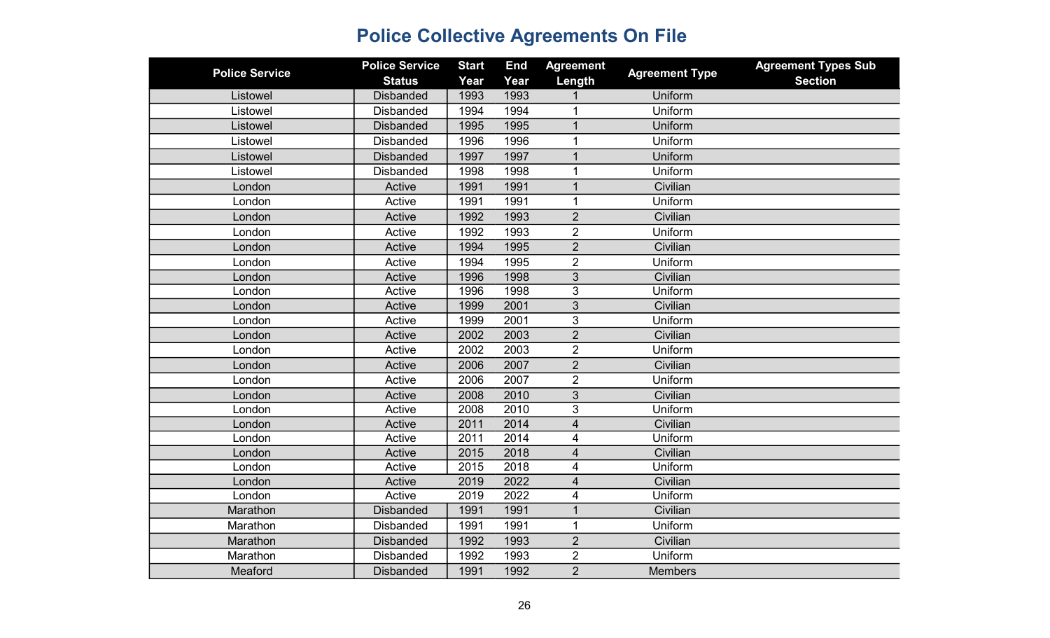# Police Collective Agreements On File

| Police Service | Police Service Status | Start Year | End Year | Agreement Length | Agreement Type | Agreement Types Sub Section |
|---|---|---|---|---|---|---|
| Listowel | Disbanded | 1993 | 1993 | 1 | Uniform | |
| Listowel | Disbanded | 1994 | 1994 | 1 | Uniform | |
| Listowel | Disbanded | 1995 | 1995 | 1 | Uniform | |
| Listowel | Disbanded | 1996 | 1996 | 1 | Uniform | |
| Listowel | Disbanded | 1997 | 1997 | 1 | Uniform | |
| Listowel | Disbanded | 1998 | 1998 | 1 | Uniform | |
| London | Active | 1991 | 1991 | 1 | Civilian | |
| London | Active | 1991 | 1991 | 1 | Uniform | |
| London | Active | 1992 | 1993 | 2 | Civilian | |
| London | Active | 1992 | 1993 | 2 | Uniform | |
| London | Active | 1994 | 1995 | 2 | Civilian | |
| London | Active | 1994 | 1995 | 2 | Uniform | |
| London | Active | 1996 | 1998 | 3 | Civilian | |
| London | Active | 1996 | 1998 | 3 | Uniform | |
| London | Active | 1999 | 2001 | 3 | Civilian | |
| London | Active | 1999 | 2001 | 3 | Uniform | |
| London | Active | 2002 | 2003 | 2 | Civilian | |
| London | Active | 2002 | 2003 | 2 | Uniform | |
| London | Active | 2006 | 2007 | 2 | Civilian | |
| London | Active | 2006 | 2007 | 2 | Uniform | |
| London | Active | 2008 | 2010 | 3 | Civilian | |
| London | Active | 2008 | 2010 | 3 | Uniform | |
| London | Active | 2011 | 2014 | 4 | Civilian | |
| London | Active | 2011 | 2014 | 4 | Uniform | |
| London | Active | 2015 | 2018 | 4 | Civilian | |
| London | Active | 2015 | 2018 | 4 | Uniform | |
| London | Active | 2019 | 2022 | 4 | Civilian | |
| London | Active | 2019 | 2022 | 4 | Uniform | |
| Marathon | Disbanded | 1991 | 1991 | 1 | Civilian | |
| Marathon | Disbanded | 1991 | 1991 | 1 | Uniform | |
| Marathon | Disbanded | 1992 | 1993 | 2 | Civilian | |
| Marathon | Disbanded | 1992 | 1993 | 2 | Uniform | |
| Meaford | Disbanded | 1991 | 1992 | 2 | Members | |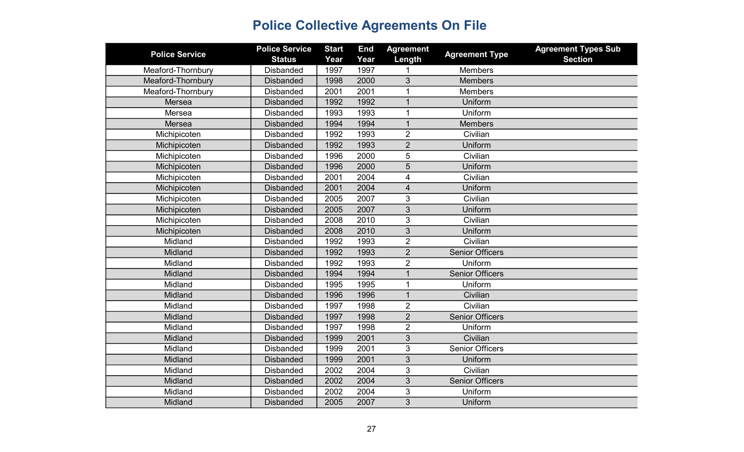# Police Collective Agreements On File

| Police Service | Police Service Status | Start Year | End Year | Agreement Length | Agreement Type | Agreement Types Sub Section |
|---|---|---|---|---|---|---|
| Meaford-Thornbury | Disbanded | 1997 | 1997 | 1 | Members | |
| Meaford-Thornbury | Disbanded | 1998 | 2000 | 3 | Members | |
| Meaford-Thornbury | Disbanded | 2001 | 2001 | 1 | Members | |
| Mersea | Disbanded | 1992 | 1992 | 1 | Uniform | |
| Mersea | Disbanded | 1993 | 1993 | 1 | Uniform | |
| Mersea | Disbanded | 1994 | 1994 | 1 | Members | |
| Michipicoten | Disbanded | 1992 | 1993 | 2 | Civilian | |
| Michipicoten | Disbanded | 1992 | 1993 | 2 | Uniform | |
| Michipicoten | Disbanded | 1996 | 2000 | 5 | Civilian | |
| Michipicoten | Disbanded | 1996 | 2000 | 5 | Uniform | |
| Michipicoten | Disbanded | 2001 | 2004 | 4 | Civilian | |
| Michipicoten | Disbanded | 2001 | 2004 | 4 | Uniform | |
| Michipicoten | Disbanded | 2005 | 2007 | 3 | Civilian | |
| Michipicoten | Disbanded | 2005 | 2007 | 3 | Uniform | |
| Michipicoten | Disbanded | 2008 | 2010 | 3 | Civilian | |
| Michipicoten | Disbanded | 2008 | 2010 | 3 | Uniform | |
| Midland | Disbanded | 1992 | 1993 | 2 | Civilian | |
| Midland | Disbanded | 1992 | 1993 | 2 | Senior Officers | |
| Midland | Disbanded | 1992 | 1993 | 2 | Uniform | |
| Midland | Disbanded | 1994 | 1994 | 1 | Senior Officers | |
| Midland | Disbanded | 1995 | 1995 | 1 | Uniform | |
| Midland | Disbanded | 1996 | 1996 | 1 | Civilian | |
| Midland | Disbanded | 1997 | 1998 | 2 | Civilian | |
| Midland | Disbanded | 1997 | 1998 | 2 | Senior Officers | |
| Midland | Disbanded | 1997 | 1998 | 2 | Uniform | |
| Midland | Disbanded | 1999 | 2001 | 3 | Civilian | |
| Midland | Disbanded | 1999 | 2001 | 3 | Senior Officers | |
| Midland | Disbanded | 1999 | 2001 | 3 | Uniform | |
| Midland | Disbanded | 2002 | 2004 | 3 | Civilian | |
| Midland | Disbanded | 2002 | 2004 | 3 | Senior Officers | |
| Midland | Disbanded | 2002 | 2004 | 3 | Uniform | |
| Midland | Disbanded | 2005 | 2007 | 3 | Uniform | |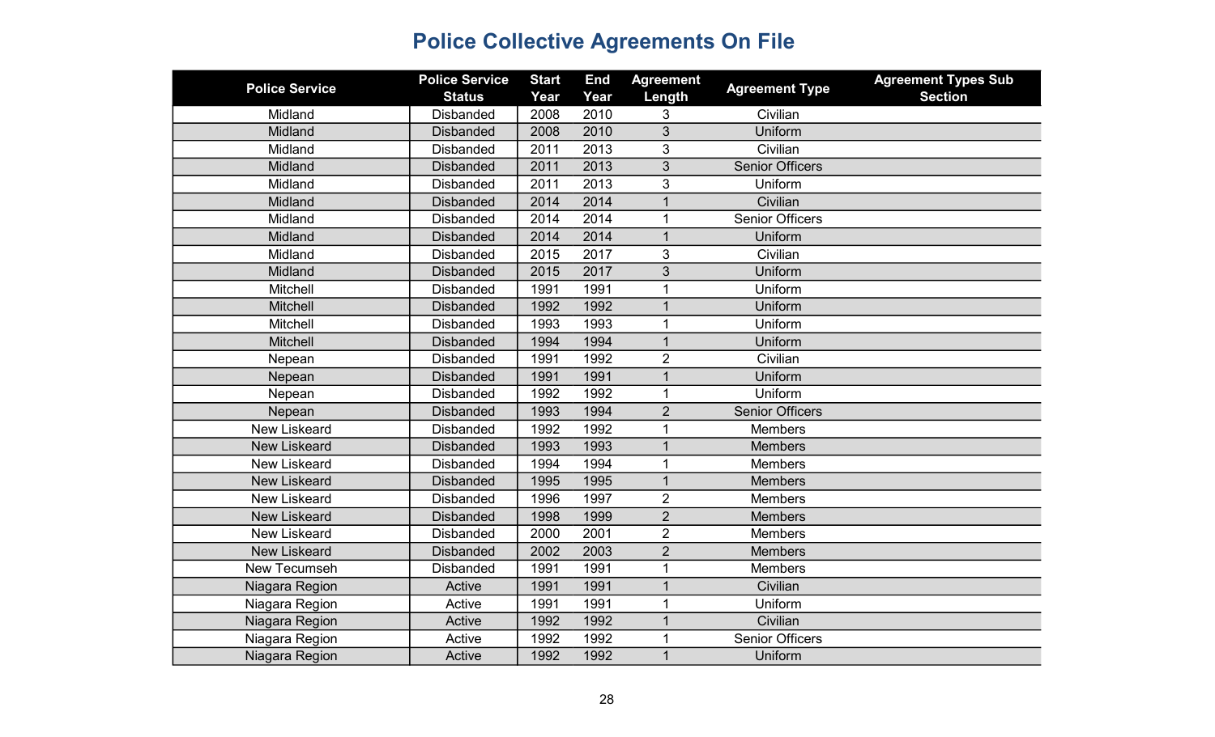# Police Collective Agreements On File

| Police Service | Police Service Status | Start Year | End Year | Agreement Length | Agreement Type | Agreement Types Sub Section |
|---|---|---|---|---|---|---|
| Midland | Disbanded | 2008 | 2010 | 3 | Civilian | |
| Midland | Disbanded | 2008 | 2010 | 3 | Uniform | |
| Midland | Disbanded | 2011 | 2013 | 3 | Civilian | |
| Midland | Disbanded | 2011 | 2013 | 3 | Senior Officers | |
| Midland | Disbanded | 2011 | 2013 | 3 | Uniform | |
| Midland | Disbanded | 2014 | 2014 | 1 | Civilian | |
| Midland | Disbanded | 2014 | 2014 | 1 | Senior Officers | |
| Midland | Disbanded | 2014 | 2014 | 1 | Uniform | |
| Midland | Disbanded | 2015 | 2017 | 3 | Civilian | |
| Midland | Disbanded | 2015 | 2017 | 3 | Uniform | |
| Mitchell | Disbanded | 1991 | 1991 | 1 | Uniform | |
| Mitchell | Disbanded | 1992 | 1992 | 1 | Uniform | |
| Mitchell | Disbanded | 1993 | 1993 | 1 | Uniform | |
| Mitchell | Disbanded | 1994 | 1994 | 1 | Uniform | |
| Nepean | Disbanded | 1991 | 1992 | 2 | Civilian | |
| Nepean | Disbanded | 1991 | 1991 | 1 | Uniform | |
| Nepean | Disbanded | 1992 | 1992 | 1 | Uniform | |
| Nepean | Disbanded | 1993 | 1994 | 2 | Senior Officers | |
| New Liskeard | Disbanded | 1992 | 1992 | 1 | Members | |
| New Liskeard | Disbanded | 1993 | 1993 | 1 | Members | |
| New Liskeard | Disbanded | 1994 | 1994 | 1 | Members | |
| New Liskeard | Disbanded | 1995 | 1995 | 1 | Members | |
| New Liskeard | Disbanded | 1996 | 1997 | 2 | Members | |
| New Liskeard | Disbanded | 1998 | 1999 | 2 | Members | |
| New Liskeard | Disbanded | 2000 | 2001 | 2 | Members | |
| New Liskeard | Disbanded | 2002 | 2003 | 2 | Members | |
| New Tecumseh | Disbanded | 1991 | 1991 | 1 | Members | |
| Niagara Region | Active | 1991 | 1991 | 1 | Civilian | |
| Niagara Region | Active | 1991 | 1991 | 1 | Uniform | |
| Niagara Region | Active | 1992 | 1992 | 1 | Civilian | |
| Niagara Region | Active | 1992 | 1992 | 1 | Senior Officers | |
| Niagara Region | Active | 1992 | 1992 | 1 | Uniform | |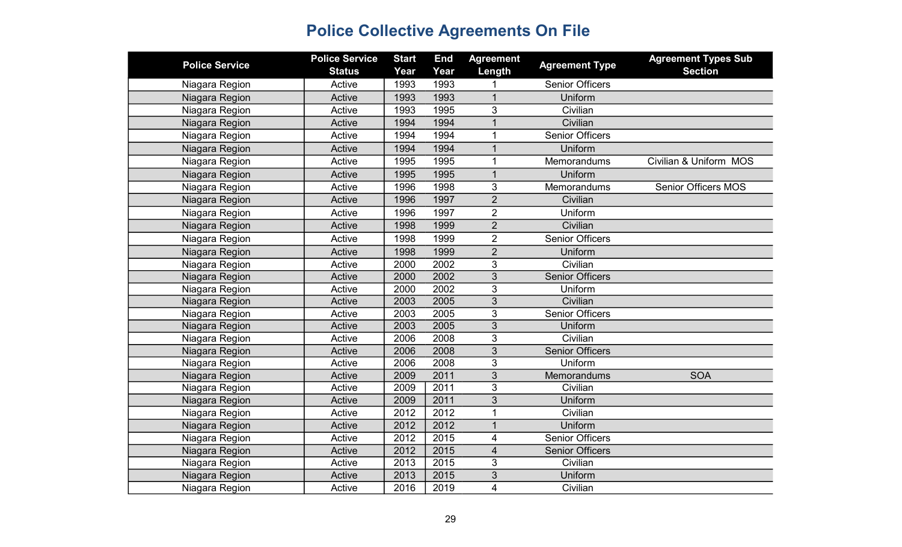# Police Collective Agreements On File

| Police Service | Police Service Status | Start Year | End Year | Agreement Length | Agreement Type | Agreement Types Sub Section |
|---|---|---|---|---|---|---|
| Niagara Region | Active | 1993 | 1993 | 1 | Senior Officers | |
| Niagara Region | Active | 1993 | 1993 | 1 | Uniform | |
| Niagara Region | Active | 1993 | 1995 | 3 | Civilian | |
| Niagara Region | Active | 1994 | 1994 | 1 | Civilian | |
| Niagara Region | Active | 1994 | 1994 | 1 | Senior Officers | |
| Niagara Region | Active | 1994 | 1994 | 1 | Uniform | |
| Niagara Region | Active | 1995 | 1995 | 1 | Memorandums | Civilian & Uniform MOS |
| Niagara Region | Active | 1995 | 1995 | 1 | Uniform | |
| Niagara Region | Active | 1996 | 1998 | 3 | Memorandums | Senior Officers MOS |
| Niagara Region | Active | 1996 | 1997 | 2 | Civilian | |
| Niagara Region | Active | 1996 | 1997 | 2 | Uniform | |
| Niagara Region | Active | 1998 | 1999 | 2 | Civilian | |
| Niagara Region | Active | 1998 | 1999 | 2 | Senior Officers | |
| Niagara Region | Active | 1998 | 1999 | 2 | Uniform | |
| Niagara Region | Active | 2000 | 2002 | 3 | Civilian | |
| Niagara Region | Active | 2000 | 2002 | 3 | Senior Officers | |
| Niagara Region | Active | 2000 | 2002 | 3 | Uniform | |
| Niagara Region | Active | 2003 | 2005 | 3 | Civilian | |
| Niagara Region | Active | 2003 | 2005 | 3 | Senior Officers | |
| Niagara Region | Active | 2003 | 2005 | 3 | Uniform | |
| Niagara Region | Active | 2006 | 2008 | 3 | Civilian | |
| Niagara Region | Active | 2006 | 2008 | 3 | Senior Officers | |
| Niagara Region | Active | 2006 | 2008 | 3 | Uniform | |
| Niagara Region | Active | 2009 | 2011 | 3 | Memorandums | SOA |
| Niagara Region | Active | 2009 | 2011 | 3 | Civilian | |
| Niagara Region | Active | 2009 | 2011 | 3 | Uniform | |
| Niagara Region | Active | 2012 | 2012 | 1 | Civilian | |
| Niagara Region | Active | 2012 | 2012 | 1 | Uniform | |
| Niagara Region | Active | 2012 | 2015 | 4 | Senior Officers | |
| Niagara Region | Active | 2012 | 2015 | 4 | Senior Officers | |
| Niagara Region | Active | 2013 | 2015 | 3 | Civilian | |
| Niagara Region | Active | 2013 | 2015 | 3 | Uniform | |
| Niagara Region | Active | 2016 | 2019 | 4 | Civilian | |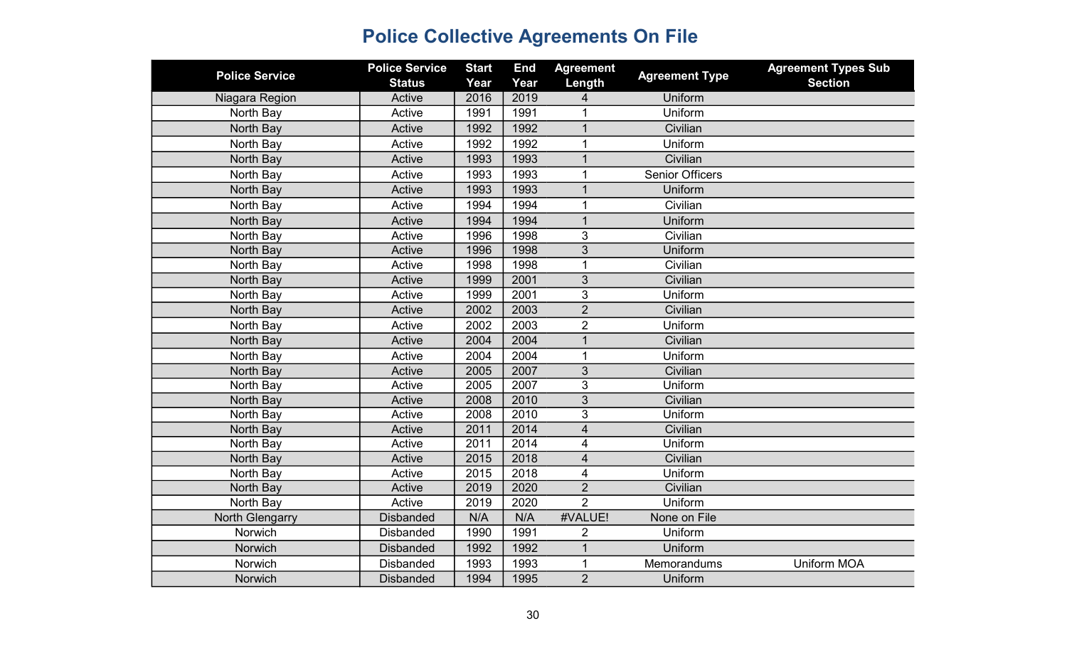# Police Collective Agreements On File

| Police Service | Police Service Status | Start Year | End Year | Agreement Length | Agreement Type | Agreement Types Sub Section |
|---|---|---|---|---|---|---|
| Niagara Region | Active | 2016 | 2019 | 4 | Uniform | |
| North Bay | Active | 1991 | 1991 | 1 | Uniform | |
| North Bay | Active | 1992 | 1992 | 1 | Civilian | |
| North Bay | Active | 1992 | 1992 | 1 | Uniform | |
| North Bay | Active | 1993 | 1993 | 1 | Civilian | |
| North Bay | Active | 1993 | 1993 | 1 | Senior Officers | |
| North Bay | Active | 1993 | 1993 | 1 | Uniform | |
| North Bay | Active | 1994 | 1994 | 1 | Civilian | |
| North Bay | Active | 1994 | 1994 | 1 | Uniform | |
| North Bay | Active | 1996 | 1998 | 3 | Civilian | |
| North Bay | Active | 1996 | 1998 | 3 | Uniform | |
| North Bay | Active | 1998 | 1998 | 1 | Civilian | |
| North Bay | Active | 1999 | 2001 | 3 | Civilian | |
| North Bay | Active | 1999 | 2001 | 3 | Uniform | |
| North Bay | Active | 2002 | 2003 | 2 | Civilian | |
| North Bay | Active | 2002 | 2003 | 2 | Uniform | |
| North Bay | Active | 2004 | 2004 | 1 | Civilian | |
| North Bay | Active | 2004 | 2004 | 1 | Uniform | |
| North Bay | Active | 2005 | 2007 | 3 | Civilian | |
| North Bay | Active | 2005 | 2007 | 3 | Uniform | |
| North Bay | Active | 2008 | 2010 | 3 | Civilian | |
| North Bay | Active | 2008 | 2010 | 3 | Uniform | |
| North Bay | Active | 2011 | 2014 | 4 | Civilian | |
| North Bay | Active | 2011 | 2014 | 4 | Uniform | |
| North Bay | Active | 2015 | 2018 | 4 | Civilian | |
| North Bay | Active | 2015 | 2018 | 4 | Uniform | |
| North Bay | Active | 2019 | 2020 | 2 | Civilian | |
| North Bay | Active | 2019 | 2020 | 2 | Uniform | |
| North Glengarry | Disbanded | N/A | N/A | #VALUE! | None on File | |
| Norwich | Disbanded | 1990 | 1991 | 2 | Uniform | |
| Norwich | Disbanded | 1992 | 1992 | 1 | Uniform | |
| Norwich | Disbanded | 1993 | 1993 | 1 | Memorandums | Uniform MOA |
| Norwich | Disbanded | 1994 | 1995 | 2 | Uniform | |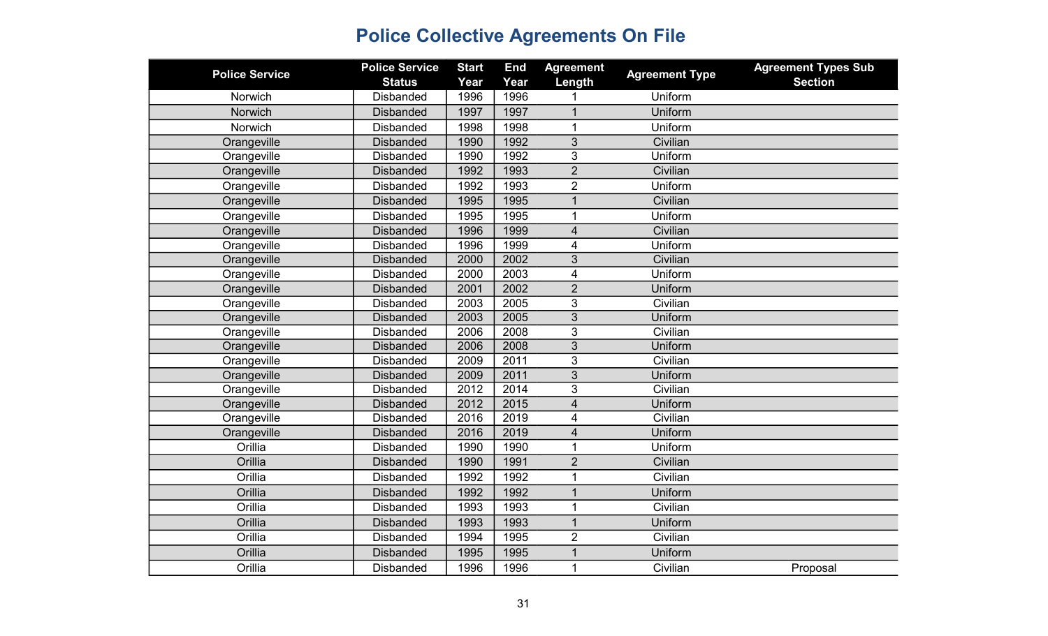# Police Collective Agreements On File

| Police Service | Police Service Status | Start Year | End Year | Agreement Length | Agreement Type | Agreement Types Sub Section |
|---|---|---|---|---|---|---|
| Norwich | Disbanded | 1996 | 1996 | 1 | Uniform | |
| Norwich | Disbanded | 1997 | 1997 | 1 | Uniform | |
| Norwich | Disbanded | 1998 | 1998 | 1 | Uniform | |
| Orangeville | Disbanded | 1990 | 1992 | 3 | Civilian | |
| Orangeville | Disbanded | 1990 | 1992 | 3 | Uniform | |
| Orangeville | Disbanded | 1992 | 1993 | 2 | Civilian | |
| Orangeville | Disbanded | 1992 | 1993 | 2 | Uniform | |
| Orangeville | Disbanded | 1995 | 1995 | 1 | Civilian | |
| Orangeville | Disbanded | 1995 | 1995 | 1 | Uniform | |
| Orangeville | Disbanded | 1996 | 1999 | 4 | Civilian | |
| Orangeville | Disbanded | 1996 | 1999 | 4 | Uniform | |
| Orangeville | Disbanded | 2000 | 2002 | 3 | Civilian | |
| Orangeville | Disbanded | 2000 | 2003 | 4 | Uniform | |
| Orangeville | Disbanded | 2001 | 2002 | 2 | Uniform | |
| Orangeville | Disbanded | 2003 | 2005 | 3 | Civilian | |
| Orangeville | Disbanded | 2003 | 2005 | 3 | Uniform | |
| Orangeville | Disbanded | 2006 | 2008 | 3 | Civilian | |
| Orangeville | Disbanded | 2006 | 2008 | 3 | Uniform | |
| Orangeville | Disbanded | 2009 | 2011 | 3 | Civilian | |
| Orangeville | Disbanded | 2009 | 2011 | 3 | Uniform | |
| Orangeville | Disbanded | 2012 | 2014 | 3 | Civilian | |
| Orangeville | Disbanded | 2012 | 2015 | 4 | Uniform | |
| Orangeville | Disbanded | 2016 | 2019 | 4 | Civilian | |
| Orangeville | Disbanded | 2016 | 2019 | 4 | Uniform | |
| Orillia | Disbanded | 1990 | 1990 | 1 | Uniform | |
| Orillia | Disbanded | 1990 | 1991 | 2 | Civilian | |
| Orillia | Disbanded | 1992 | 1992 | 1 | Civilian | |
| Orillia | Disbanded | 1992 | 1992 | 1 | Uniform | |
| Orillia | Disbanded | 1993 | 1993 | 1 | Civilian | |
| Orillia | Disbanded | 1993 | 1993 | 1 | Uniform | |
| Orillia | Disbanded | 1994 | 1995 | 2 | Civilian | |
| Orillia | Disbanded | 1995 | 1995 | 1 | Uniform | |
| Orillia | Disbanded | 1996 | 1996 | 1 | Civilian | Proposal |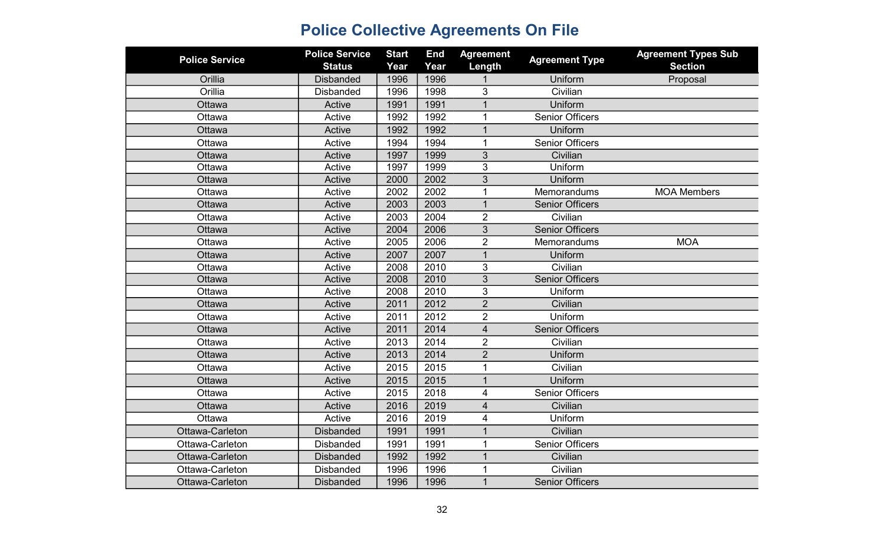# Police Collective Agreements On File

| Police Service | Police Service Status | Start Year | End Year | Agreement Length | Agreement Type | Agreement Types Sub Section |
|---|---|---|---|---|---|---|
| Orillia | Disbanded | 1996 | 1996 | 1 | Uniform | Proposal |
| Orillia | Disbanded | 1996 | 1998 | 3 | Civilian | |
| Ottawa | Active | 1991 | 1991 | 1 | Uniform | |
| Ottawa | Active | 1992 | 1992 | 1 | Senior Officers | |
| Ottawa | Active | 1992 | 1992 | 1 | Uniform | |
| Ottawa | Active | 1994 | 1994 | 1 | Senior Officers | |
| Ottawa | Active | 1997 | 1999 | 3 | Civilian | |
| Ottawa | Active | 1997 | 1999 | 3 | Uniform | |
| Ottawa | Active | 2000 | 2002 | 3 | Uniform | |
| Ottawa | Active | 2002 | 2002 | 1 | Memorandums | MOA Members |
| Ottawa | Active | 2003 | 2003 | 1 | Senior Officers | |
| Ottawa | Active | 2003 | 2004 | 2 | Civilian | |
| Ottawa | Active | 2004 | 2006 | 3 | Senior Officers | |
| Ottawa | Active | 2005 | 2006 | 2 | Memorandums | MOA |
| Ottawa | Active | 2007 | 2007 | 1 | Uniform | |
| Ottawa | Active | 2008 | 2010 | 3 | Civilian | |
| Ottawa | Active | 2008 | 2010 | 3 | Senior Officers | |
| Ottawa | Active | 2008 | 2010 | 3 | Uniform | |
| Ottawa | Active | 2011 | 2012 | 2 | Civilian | |
| Ottawa | Active | 2011 | 2012 | 2 | Uniform | |
| Ottawa | Active | 2011 | 2014 | 4 | Senior Officers | |
| Ottawa | Active | 2013 | 2014 | 2 | Civilian | |
| Ottawa | Active | 2013 | 2014 | 2 | Uniform | |
| Ottawa | Active | 2015 | 2015 | 1 | Civilian | |
| Ottawa | Active | 2015 | 2015 | 1 | Uniform | |
| Ottawa | Active | 2015 | 2018 | 4 | Senior Officers | |
| Ottawa | Active | 2016 | 2019 | 4 | Civilian | |
| Ottawa | Active | 2016 | 2019 | 4 | Uniform | |
| Ottawa-Carleton | Disbanded | 1991 | 1991 | 1 | Civilian | |
| Ottawa-Carleton | Disbanded | 1991 | 1991 | 1 | Senior Officers | |
| Ottawa-Carleton | Disbanded | 1992 | 1992 | 1 | Civilian | |
| Ottawa-Carleton | Disbanded | 1996 | 1996 | 1 | Civilian | |
| Ottawa-Carleton | Disbanded | 1996 | 1996 | 1 | Senior Officers | |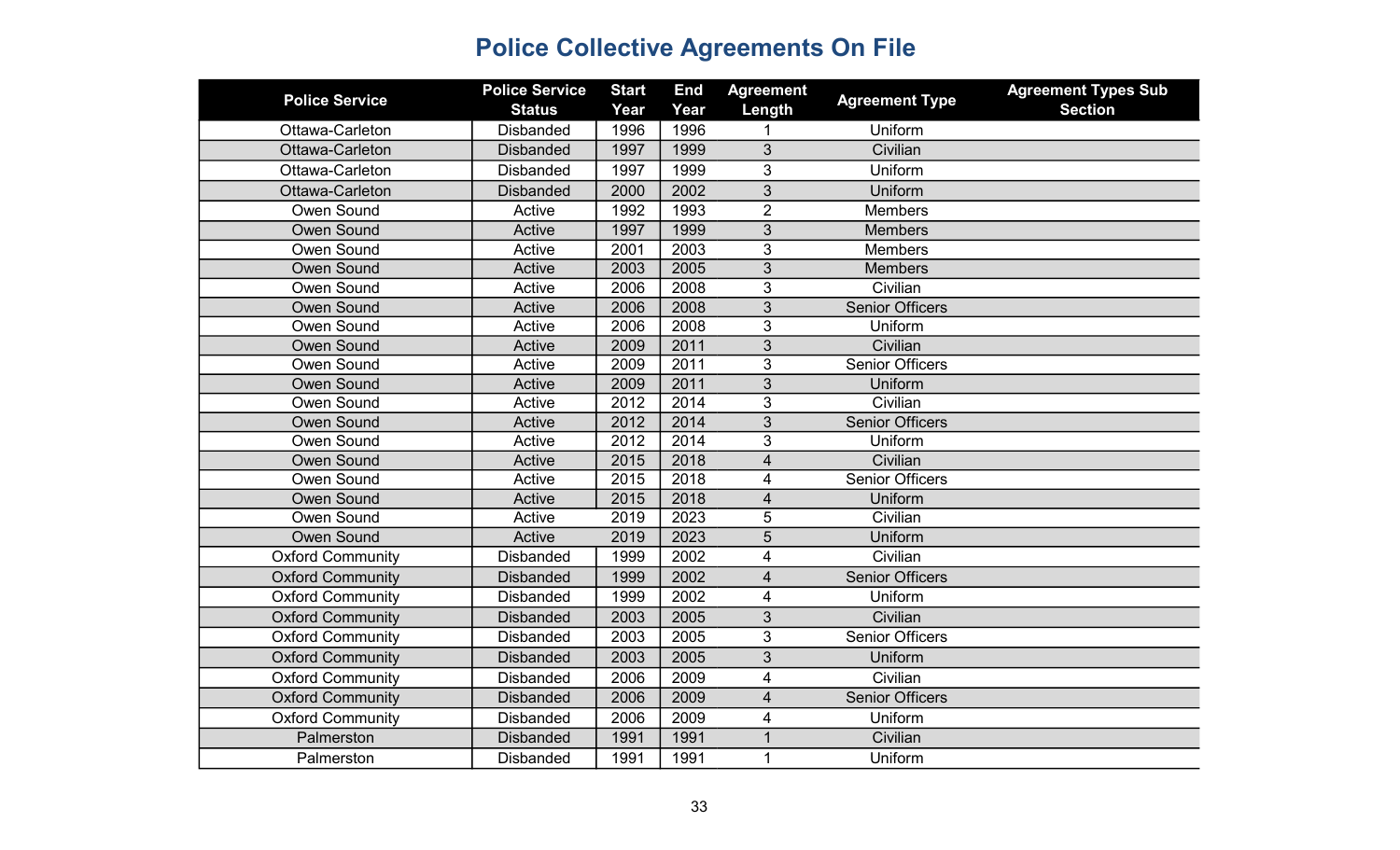# Police Collective Agreements On File

| Police Service | Police Service Status | Start Year | End Year | Agreement Length | Agreement Type | Agreement Types Sub Section |
|---|---|---|---|---|---|---|
| Ottawa-Carleton | Disbanded | 1996 | 1996 | 1 | Uniform | |
| Ottawa-Carleton | Disbanded | 1997 | 1999 | 3 | Civilian | |
| Ottawa-Carleton | Disbanded | 1997 | 1999 | 3 | Uniform | |
| Ottawa-Carleton | Disbanded | 2000 | 2002 | 3 | Uniform | |
| Owen Sound | Active | 1992 | 1993 | 2 | Members | |
| Owen Sound | Active | 1997 | 1999 | 3 | Members | |
| Owen Sound | Active | 2001 | 2003 | 3 | Members | |
| Owen Sound | Active | 2003 | 2005 | 3 | Members | |
| Owen Sound | Active | 2006 | 2008 | 3 | Civilian | |
| Owen Sound | Active | 2006 | 2008 | 3 | Senior Officers | |
| Owen Sound | Active | 2006 | 2008 | 3 | Uniform | |
| Owen Sound | Active | 2009 | 2011 | 3 | Civilian | |
| Owen Sound | Active | 2009 | 2011 | 3 | Senior Officers | |
| Owen Sound | Active | 2009 | 2011 | 3 | Uniform | |
| Owen Sound | Active | 2012 | 2014 | 3 | Civilian | |
| Owen Sound | Active | 2012 | 2014 | 3 | Senior Officers | |
| Owen Sound | Active | 2012 | 2014 | 3 | Uniform | |
| Owen Sound | Active | 2015 | 2018 | 4 | Civilian | |
| Owen Sound | Active | 2015 | 2018 | 4 | Senior Officers | |
| Owen Sound | Active | 2015 | 2018 | 4 | Uniform | |
| Owen Sound | Active | 2019 | 2023 | 5 | Civilian | |
| Owen Sound | Active | 2019 | 2023 | 5 | Uniform | |
| Oxford Community | Disbanded | 1999 | 2002 | 4 | Civilian | |
| Oxford Community | Disbanded | 1999 | 2002 | 4 | Senior Officers | |
| Oxford Community | Disbanded | 1999 | 2002 | 4 | Uniform | |
| Oxford Community | Disbanded | 2003 | 2005 | 3 | Civilian | |
| Oxford Community | Disbanded | 2003 | 2005 | 3 | Senior Officers | |
| Oxford Community | Disbanded | 2003 | 2005 | 3 | Uniform | |
| Oxford Community | Disbanded | 2006 | 2009 | 4 | Civilian | |
| Oxford Community | Disbanded | 2006 | 2009 | 4 | Senior Officers | |
| Oxford Community | Disbanded | 2006 | 2009 | 4 | Uniform | |
| Palmerston | Disbanded | 1991 | 1991 | 1 | Civilian | |
| Palmerston | Disbanded | 1991 | 1991 | 1 | Uniform | |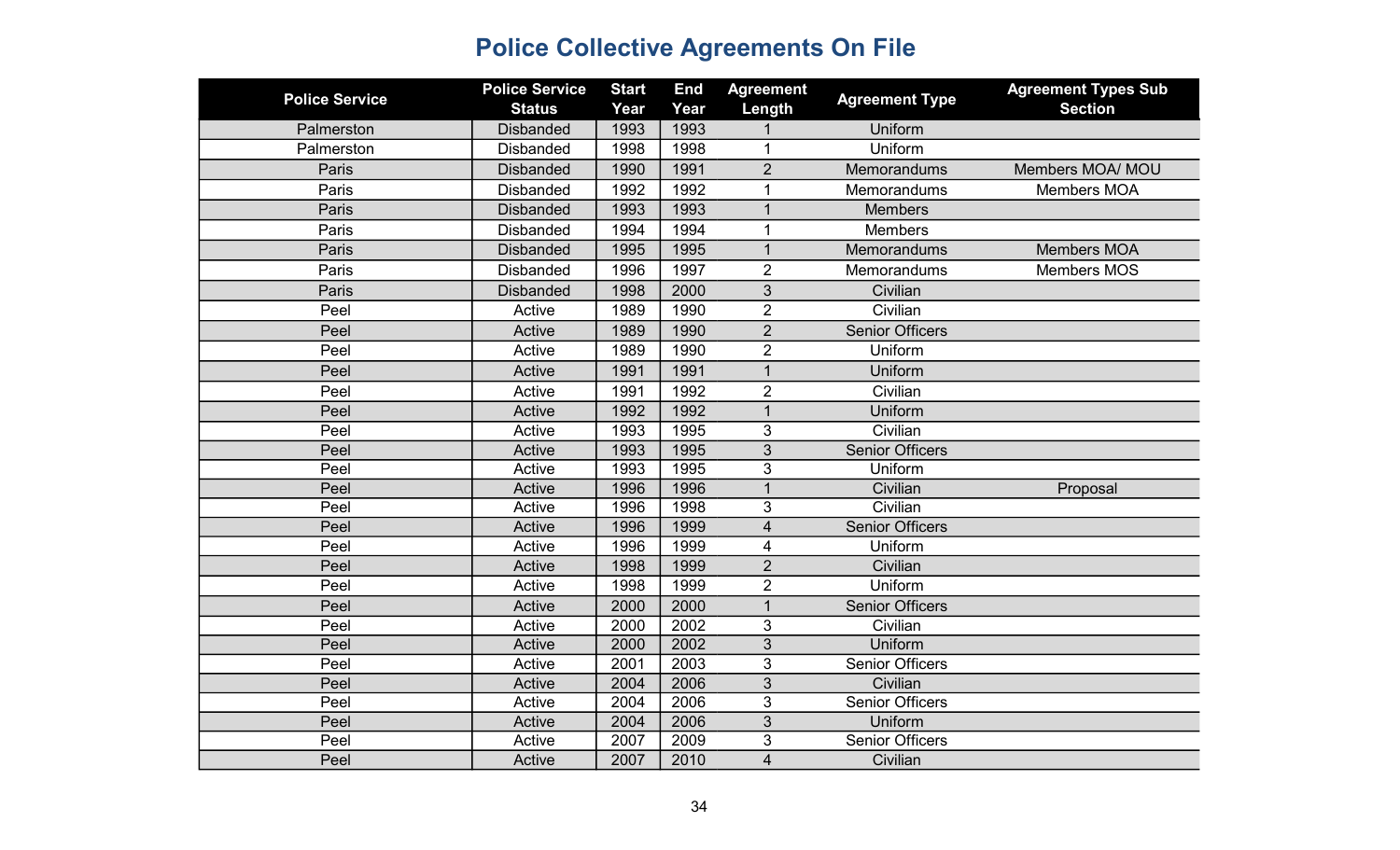# Police Collective Agreements On File

| Police Service | Police Service Status | Start Year | End Year | Agreement Length | Agreement Type | Agreement Types Sub Section |
|---|---|---|---|---|---|---|
| Palmerston | Disbanded | 1993 | 1993 | 1 | Uniform | |
| Palmerston | Disbanded | 1998 | 1998 | 1 | Uniform | |
| Paris | Disbanded | 1990 | 1991 | 2 | Memorandums | Members MOA/ MOU |
| Paris | Disbanded | 1992 | 1992 | 1 | Memorandums | Members MOA |
| Paris | Disbanded | 1993 | 1993 | 1 | Members | |
| Paris | Disbanded | 1994 | 1994 | 1 | Members | |
| Paris | Disbanded | 1995 | 1995 | 1 | Memorandums | Members MOA |
| Paris | Disbanded | 1996 | 1997 | 2 | Memorandums | Members MOS |
| Paris | Disbanded | 1998 | 2000 | 3 | Civilian | |
| Peel | Active | 1989 | 1990 | 2 | Civilian | |
| Peel | Active | 1989 | 1990 | 2 | Senior Officers | |
| Peel | Active | 1989 | 1990 | 2 | Uniform | |
| Peel | Active | 1991 | 1991 | 1 | Uniform | |
| Peel | Active | 1991 | 1992 | 2 | Civilian | |
| Peel | Active | 1992 | 1992 | 1 | Uniform | |
| Peel | Active | 1993 | 1995 | 3 | Civilian | |
| Peel | Active | 1993 | 1995 | 3 | Senior Officers | |
| Peel | Active | 1993 | 1995 | 3 | Uniform | |
| Peel | Active | 1996 | 1996 | 1 | Civilian | Proposal |
| Peel | Active | 1996 | 1998 | 3 | Civilian | |
| Peel | Active | 1996 | 1999 | 4 | Senior Officers | |
| Peel | Active | 1996 | 1999 | 4 | Uniform | |
| Peel | Active | 1998 | 1999 | 2 | Civilian | |
| Peel | Active | 1998 | 1999 | 2 | Uniform | |
| Peel | Active | 2000 | 2000 | 1 | Senior Officers | |
| Peel | Active | 2000 | 2002 | 3 | Civilian | |
| Peel | Active | 2000 | 2002 | 3 | Uniform | |
| Peel | Active | 2001 | 2003 | 3 | Senior Officers | |
| Peel | Active | 2004 | 2006 | 3 | Civilian | |
| Peel | Active | 2004 | 2006 | 3 | Senior Officers | |
| Peel | Active | 2004 | 2006 | 3 | Uniform | |
| Peel | Active | 2007 | 2009 | 3 | Senior Officers | |
| Peel | Active | 2007 | 2010 | 4 | Civilian | |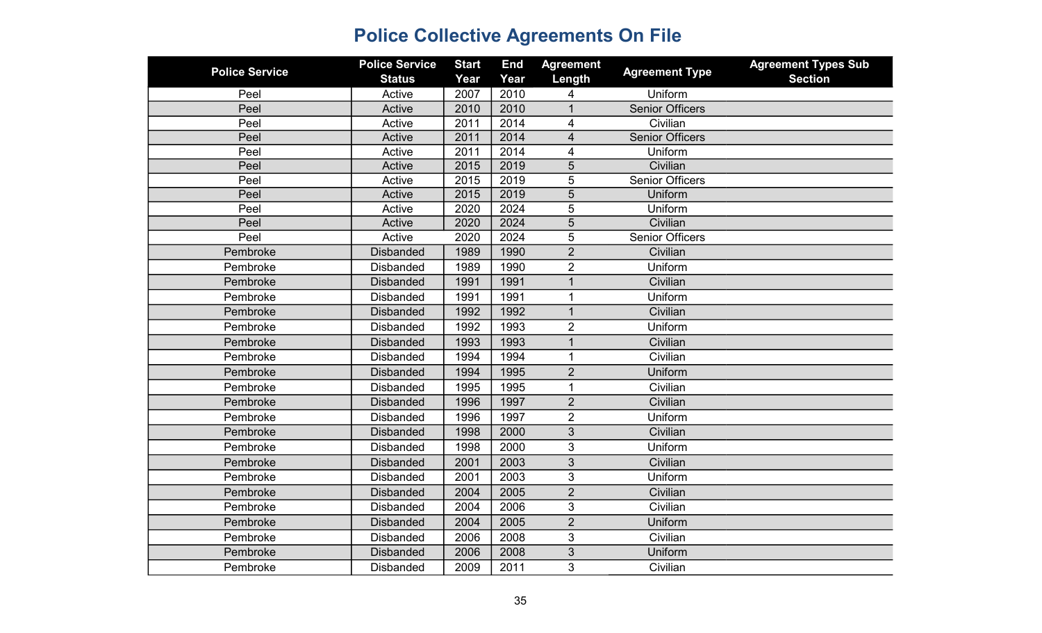# Police Collective Agreements On File

| Police Service | Police Service Status | Start Year | End Year | Agreement Length | Agreement Type | Agreement Types Sub Section |
|---|---|---|---|---|---|---|
| Peel | Active | 2007 | 2010 | 4 | Uniform | |
| Peel | Active | 2010 | 2010 | 1 | Senior Officers | |
| Peel | Active | 2011 | 2014 | 4 | Civilian | |
| Peel | Active | 2011 | 2014 | 4 | Senior Officers | |
| Peel | Active | 2011 | 2014 | 4 | Uniform | |
| Peel | Active | 2015 | 2019 | 5 | Civilian | |
| Peel | Active | 2015 | 2019 | 5 | Senior Officers | |
| Peel | Active | 2015 | 2019 | 5 | Uniform | |
| Peel | Active | 2020 | 2024 | 5 | Uniform | |
| Peel | Active | 2020 | 2024 | 5 | Civilian | |
| Peel | Active | 2020 | 2024 | 5 | Senior Officers | |
| Pembroke | Disbanded | 1989 | 1990 | 2 | Civilian | |
| Pembroke | Disbanded | 1989 | 1990 | 2 | Uniform | |
| Pembroke | Disbanded | 1991 | 1991 | 1 | Civilian | |
| Pembroke | Disbanded | 1991 | 1991 | 1 | Uniform | |
| Pembroke | Disbanded | 1992 | 1992 | 1 | Civilian | |
| Pembroke | Disbanded | 1992 | 1993 | 2 | Uniform | |
| Pembroke | Disbanded | 1993 | 1993 | 1 | Civilian | |
| Pembroke | Disbanded | 1994 | 1994 | 1 | Civilian | |
| Pembroke | Disbanded | 1994 | 1995 | 2 | Uniform | |
| Pembroke | Disbanded | 1995 | 1995 | 1 | Civilian | |
| Pembroke | Disbanded | 1996 | 1997 | 2 | Civilian | |
| Pembroke | Disbanded | 1996 | 1997 | 2 | Uniform | |
| Pembroke | Disbanded | 1998 | 2000 | 3 | Civilian | |
| Pembroke | Disbanded | 1998 | 2000 | 3 | Uniform | |
| Pembroke | Disbanded | 2001 | 2003 | 3 | Civilian | |
| Pembroke | Disbanded | 2001 | 2003 | 3 | Uniform | |
| Pembroke | Disbanded | 2004 | 2005 | 2 | Civilian | |
| Pembroke | Disbanded | 2004 | 2006 | 3 | Civilian | |
| Pembroke | Disbanded | 2004 | 2005 | 2 | Uniform | |
| Pembroke | Disbanded | 2006 | 2008 | 3 | Civilian | |
| Pembroke | Disbanded | 2006 | 2008 | 3 | Uniform | |
| Pembroke | Disbanded | 2009 | 2011 | 3 | Civilian | |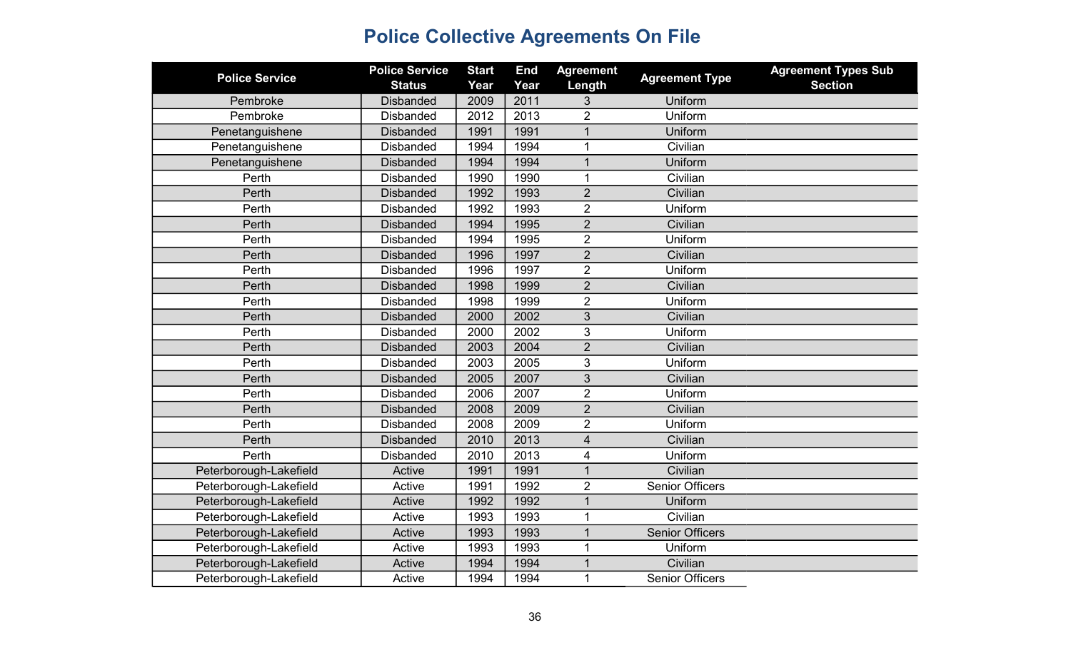# Police Collective Agreements On File

| Police Service | Police Service Status | Start Year | End Year | Agreement Length | Agreement Type | Agreement Types Sub Section |
|---|---|---|---|---|---|---|
| Pembroke | Disbanded | 2009 | 2011 | 3 | Uniform | |
| Pembroke | Disbanded | 2012 | 2013 | 2 | Uniform | |
| Penetanguishene | Disbanded | 1991 | 1991 | 1 | Uniform | |
| Penetanguishene | Disbanded | 1994 | 1994 | 1 | Civilian | |
| Penetanguishene | Disbanded | 1994 | 1994 | 1 | Uniform | |
| Perth | Disbanded | 1990 | 1990 | 1 | Civilian | |
| Perth | Disbanded | 1992 | 1993 | 2 | Civilian | |
| Perth | Disbanded | 1992 | 1993 | 2 | Uniform | |
| Perth | Disbanded | 1994 | 1995 | 2 | Civilian | |
| Perth | Disbanded | 1994 | 1995 | 2 | Uniform | |
| Perth | Disbanded | 1996 | 1997 | 2 | Civilian | |
| Perth | Disbanded | 1996 | 1997 | 2 | Uniform | |
| Perth | Disbanded | 1998 | 1999 | 2 | Civilian | |
| Perth | Disbanded | 1998 | 1999 | 2 | Uniform | |
| Perth | Disbanded | 2000 | 2002 | 3 | Civilian | |
| Perth | Disbanded | 2000 | 2002 | 3 | Uniform | |
| Perth | Disbanded | 2003 | 2004 | 2 | Civilian | |
| Perth | Disbanded | 2003 | 2005 | 3 | Uniform | |
| Perth | Disbanded | 2005 | 2007 | 3 | Civilian | |
| Perth | Disbanded | 2006 | 2007 | 2 | Uniform | |
| Perth | Disbanded | 2008 | 2009 | 2 | Civilian | |
| Perth | Disbanded | 2008 | 2009 | 2 | Uniform | |
| Perth | Disbanded | 2010 | 2013 | 4 | Civilian | |
| Perth | Disbanded | 2010 | 2013 | 4 | Uniform | |
| Peterborough-Lakefield | Active | 1991 | 1991 | 1 | Civilian | |
| Peterborough-Lakefield | Active | 1991 | 1992 | 2 | Senior Officers | |
| Peterborough-Lakefield | Active | 1992 | 1992 | 1 | Uniform | |
| Peterborough-Lakefield | Active | 1993 | 1993 | 1 | Civilian | |
| Peterborough-Lakefield | Active | 1993 | 1993 | 1 | Senior Officers | |
| Peterborough-Lakefield | Active | 1993 | 1993 | 1 | Uniform | |
| Peterborough-Lakefield | Active | 1994 | 1994 | 1 | Civilian | |
| Peterborough-Lakefield | Active | 1994 | 1994 | 1 | Senior Officers | |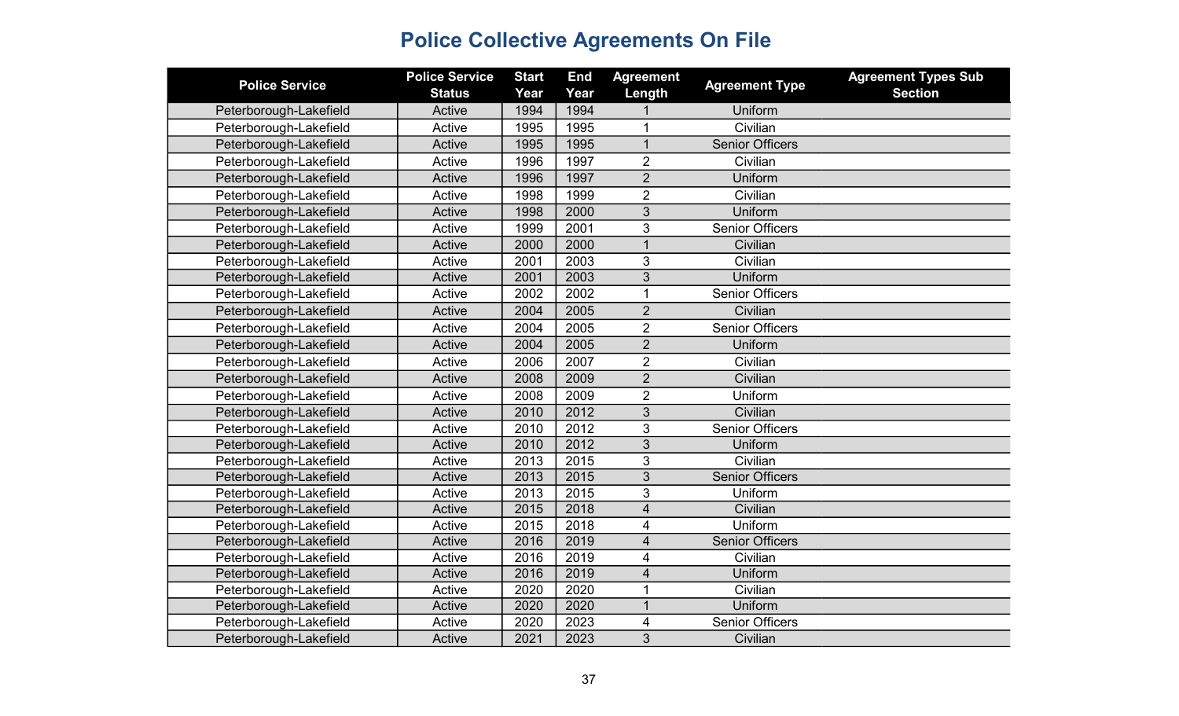# Police Collective Agreements On File

| Police Service | Police Service Status | Start Year | End Year | Agreement Length | Agreement Type | Agreement Types Sub Section |
|---|---|---|---|---|---|---|
| Peterborough-Lakefield | Active | 1994 | 1994 | 1 | Uniform | |
| Peterborough-Lakefield | Active | 1995 | 1995 | 1 | Civilian | |
| Peterborough-Lakefield | Active | 1995 | 1995 | 1 | Senior Officers | |
| Peterborough-Lakefield | Active | 1996 | 1997 | 2 | Civilian | |
| Peterborough-Lakefield | Active | 1996 | 1997 | 2 | Uniform | |
| Peterborough-Lakefield | Active | 1998 | 1999 | 2 | Civilian | |
| Peterborough-Lakefield | Active | 1998 | 2000 | 3 | Uniform | |
| Peterborough-Lakefield | Active | 1999 | 2001 | 3 | Senior Officers | |
| Peterborough-Lakefield | Active | 2000 | 2000 | 1 | Civilian | |
| Peterborough-Lakefield | Active | 2001 | 2003 | 3 | Civilian | |
| Peterborough-Lakefield | Active | 2001 | 2003 | 3 | Uniform | |
| Peterborough-Lakefield | Active | 2002 | 2002 | 1 | Senior Officers | |
| Peterborough-Lakefield | Active | 2004 | 2005 | 2 | Civilian | |
| Peterborough-Lakefield | Active | 2004 | 2005 | 2 | Senior Officers | |
| Peterborough-Lakefield | Active | 2004 | 2005 | 2 | Uniform | |
| Peterborough-Lakefield | Active | 2006 | 2007 | 2 | Civilian | |
| Peterborough-Lakefield | Active | 2008 | 2009 | 2 | Civilian | |
| Peterborough-Lakefield | Active | 2008 | 2009 | 2 | Uniform | |
| Peterborough-Lakefield | Active | 2010 | 2012 | 3 | Civilian | |
| Peterborough-Lakefield | Active | 2010 | 2012 | 3 | Senior Officers | |
| Peterborough-Lakefield | Active | 2010 | 2012 | 3 | Uniform | |
| Peterborough-Lakefield | Active | 2013 | 2015 | 3 | Civilian | |
| Peterborough-Lakefield | Active | 2013 | 2015 | 3 | Senior Officers | |
| Peterborough-Lakefield | Active | 2013 | 2015 | 3 | Uniform | |
| Peterborough-Lakefield | Active | 2015 | 2018 | 4 | Civilian | |
| Peterborough-Lakefield | Active | 2015 | 2018 | 4 | Uniform | |
| Peterborough-Lakefield | Active | 2016 | 2019 | 4 | Senior Officers | |
| Peterborough-Lakefield | Active | 2016 | 2019 | 4 | Civilian | |
| Peterborough-Lakefield | Active | 2016 | 2019 | 4 | Uniform | |
| Peterborough-Lakefield | Active | 2020 | 2020 | 1 | Civilian | |
| Peterborough-Lakefield | Active | 2020 | 2020 | 1 | Uniform | |
| Peterborough-Lakefield | Active | 2020 | 2023 | 4 | Senior Officers | |
| Peterborough-Lakefield | Active | 2021 | 2023 | 3 | Civilian | |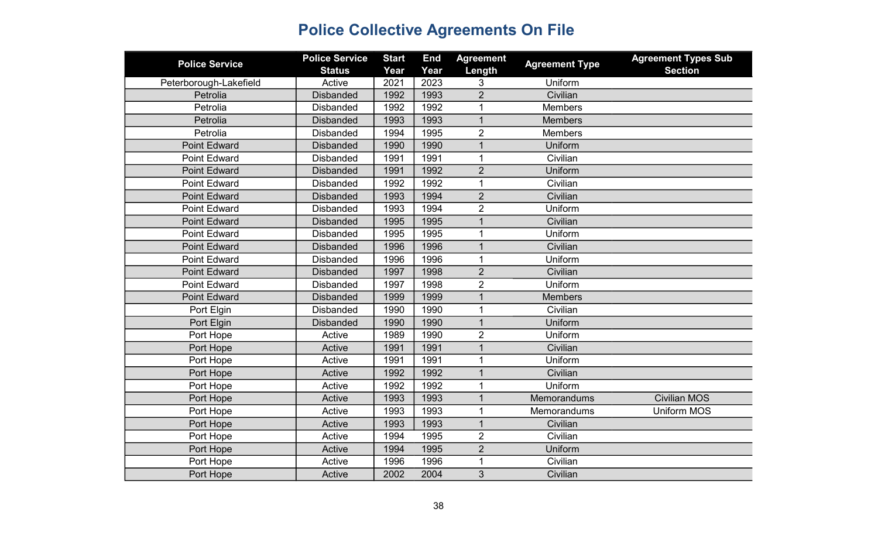# Police Collective Agreements On File

| Police Service | Police Service Status | Start Year | End Year | Agreement Length | Agreement Type | Agreement Types Sub Section |
|---|---|---|---|---|---|---|
| Peterborough-Lakefield | Active | 2021 | 2023 | 3 | Uniform | |
| Petrolia | Disbanded | 1992 | 1993 | 2 | Civilian | |
| Petrolia | Disbanded | 1992 | 1992 | 1 | Members | |
| Petrolia | Disbanded | 1993 | 1993 | 1 | Members | |
| Petrolia | Disbanded | 1994 | 1995 | 2 | Members | |
| Point Edward | Disbanded | 1990 | 1990 | 1 | Uniform | |
| Point Edward | Disbanded | 1991 | 1991 | 1 | Civilian | |
| Point Edward | Disbanded | 1991 | 1992 | 2 | Uniform | |
| Point Edward | Disbanded | 1992 | 1992 | 1 | Civilian | |
| Point Edward | Disbanded | 1993 | 1994 | 2 | Civilian | |
| Point Edward | Disbanded | 1993 | 1994 | 2 | Uniform | |
| Point Edward | Disbanded | 1995 | 1995 | 1 | Civilian | |
| Point Edward | Disbanded | 1995 | 1995 | 1 | Uniform | |
| Point Edward | Disbanded | 1996 | 1996 | 1 | Civilian | |
| Point Edward | Disbanded | 1996 | 1996 | 1 | Uniform | |
| Point Edward | Disbanded | 1997 | 1998 | 2 | Civilian | |
| Point Edward | Disbanded | 1997 | 1998 | 2 | Uniform | |
| Point Edward | Disbanded | 1999 | 1999 | 1 | Members | |
| Port Elgin | Disbanded | 1990 | 1990 | 1 | Civilian | |
| Port Elgin | Disbanded | 1990 | 1990 | 1 | Uniform | |
| Port Hope | Active | 1989 | 1990 | 2 | Uniform | |
| Port Hope | Active | 1991 | 1991 | 1 | Civilian | |
| Port Hope | Active | 1991 | 1991 | 1 | Uniform | |
| Port Hope | Active | 1992 | 1992 | 1 | Civilian | |
| Port Hope | Active | 1992 | 1992 | 1 | Uniform | |
| Port Hope | Active | 1993 | 1993 | 1 | Memorandums | Civilian MOS |
| Port Hope | Active | 1993 | 1993 | 1 | Memorandums | Uniform MOS |
| Port Hope | Active | 1993 | 1993 | 1 | Civilian | |
| Port Hope | Active | 1994 | 1995 | 2 | Civilian | |
| Port Hope | Active | 1994 | 1995 | 2 | Uniform | |
| Port Hope | Active | 1996 | 1996 | 1 | Civilian | |
| Port Hope | Active | 2002 | 2004 | 3 | Civilian | |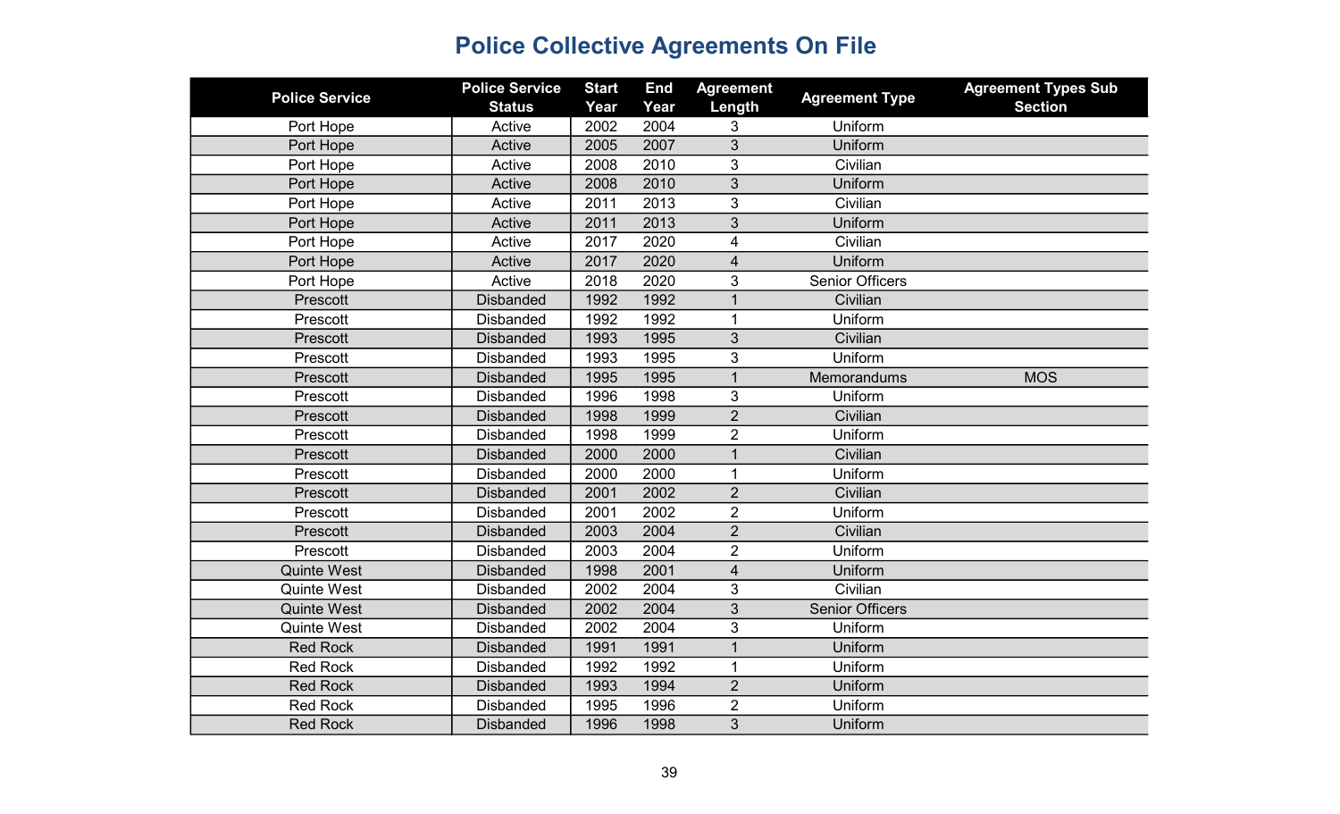# Police Collective Agreements On File

| Police Service | Police Service Status | Start Year | End Year | Agreement Length | Agreement Type | Agreement Types Sub Section |
|---|---|---|---|---|---|---|
| Port Hope | Active | 2002 | 2004 | 3 | Uniform | |
| Port Hope | Active | 2005 | 2007 | 3 | Uniform | |
| Port Hope | Active | 2008 | 2010 | 3 | Civilian | |
| Port Hope | Active | 2008 | 2010 | 3 | Uniform | |
| Port Hope | Active | 2011 | 2013 | 3 | Civilian | |
| Port Hope | Active | 2011 | 2013 | 3 | Uniform | |
| Port Hope | Active | 2017 | 2020 | 4 | Civilian | |
| Port Hope | Active | 2017 | 2020 | 4 | Uniform | |
| Port Hope | Active | 2018 | 2020 | 3 | Senior Officers | |
| Prescott | Disbanded | 1992 | 1992 | 1 | Civilian | |
| Prescott | Disbanded | 1992 | 1992 | 1 | Uniform | |
| Prescott | Disbanded | 1993 | 1995 | 3 | Civilian | |
| Prescott | Disbanded | 1993 | 1995 | 3 | Uniform | |
| Prescott | Disbanded | 1995 | 1995 | 1 | Memorandums | MOS |
| Prescott | Disbanded | 1996 | 1998 | 3 | Uniform | |
| Prescott | Disbanded | 1998 | 1999 | 2 | Civilian | |
| Prescott | Disbanded | 1998 | 1999 | 2 | Uniform | |
| Prescott | Disbanded | 2000 | 2000 | 1 | Civilian | |
| Prescott | Disbanded | 2000 | 2000 | 1 | Uniform | |
| Prescott | Disbanded | 2001 | 2002 | 2 | Civilian | |
| Prescott | Disbanded | 2001 | 2002 | 2 | Uniform | |
| Prescott | Disbanded | 2003 | 2004 | 2 | Civilian | |
| Prescott | Disbanded | 2003 | 2004 | 2 | Uniform | |
| Quinte West | Disbanded | 1998 | 2001 | 4 | Uniform | |
| Quinte West | Disbanded | 2002 | 2004 | 3 | Civilian | |
| Quinte West | Disbanded | 2002 | 2004 | 3 | Senior Officers | |
| Quinte West | Disbanded | 2002 | 2004 | 3 | Uniform | |
| Red Rock | Disbanded | 1991 | 1991 | 1 | Uniform | |
| Red Rock | Disbanded | 1992 | 1992 | 1 | Uniform | |
| Red Rock | Disbanded | 1993 | 1994 | 2 | Uniform | |
| Red Rock | Disbanded | 1995 | 1996 | 2 | Uniform | |
| Red Rock | Disbanded | 1996 | 1998 | 3 | Uniform | |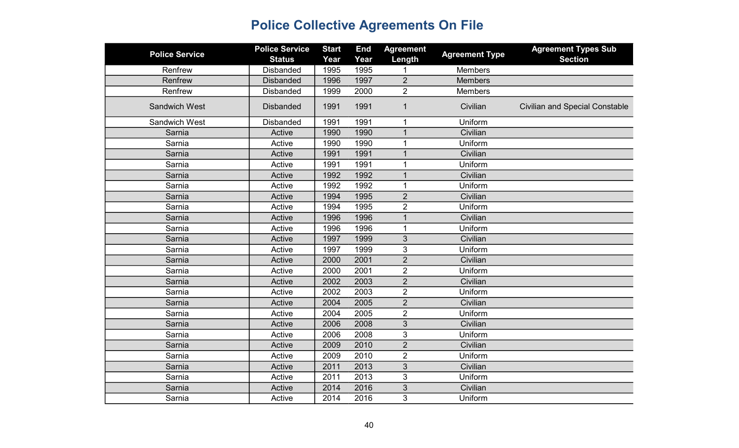# Police Collective Agreements On File

| Police Service | Police Service Status | Start Year | End Year | Agreement Length | Agreement Type | Agreement Types Sub Section |
|---|---|---|---|---|---|---|
| Renfrew | Disbanded | 1995 | 1995 | 1 | Members | |
| Renfrew | Disbanded | 1996 | 1997 | 2 | Members | |
| Renfrew | Disbanded | 1999 | 2000 | 2 | Members | |
| Sandwich West | Disbanded | 1991 | 1991 | 1 | Civilian | Civilian and Special Constable |
| Sandwich West | Disbanded | 1991 | 1991 | 1 | Uniform | |
| Sarnia | Active | 1990 | 1990 | 1 | Civilian | |
| Sarnia | Active | 1990 | 1990 | 1 | Uniform | |
| Sarnia | Active | 1991 | 1991 | 1 | Civilian | |
| Sarnia | Active | 1991 | 1991 | 1 | Uniform | |
| Sarnia | Active | 1992 | 1992 | 1 | Civilian | |
| Sarnia | Active | 1992 | 1992 | 1 | Uniform | |
| Sarnia | Active | 1994 | 1995 | 2 | Civilian | |
| Sarnia | Active | 1994 | 1995 | 2 | Uniform | |
| Sarnia | Active | 1996 | 1996 | 1 | Civilian | |
| Sarnia | Active | 1996 | 1996 | 1 | Uniform | |
| Sarnia | Active | 1997 | 1999 | 3 | Civilian | |
| Sarnia | Active | 1997 | 1999 | 3 | Uniform | |
| Sarnia | Active | 2000 | 2001 | 2 | Civilian | |
| Sarnia | Active | 2000 | 2001 | 2 | Uniform | |
| Sarnia | Active | 2002 | 2003 | 2 | Civilian | |
| Sarnia | Active | 2002 | 2003 | 2 | Uniform | |
| Sarnia | Active | 2004 | 2005 | 2 | Civilian | |
| Sarnia | Active | 2004 | 2005 | 2 | Uniform | |
| Sarnia | Active | 2006 | 2008 | 3 | Civilian | |
| Sarnia | Active | 2006 | 2008 | 3 | Uniform | |
| Sarnia | Active | 2009 | 2010 | 2 | Civilian | |
| Sarnia | Active | 2009 | 2010 | 2 | Uniform | |
| Sarnia | Active | 2011 | 2013 | 3 | Civilian | |
| Sarnia | Active | 2011 | 2013 | 3 | Uniform | |
| Sarnia | Active | 2014 | 2016 | 3 | Civilian | |
| Sarnia | Active | 2014 | 2016 | 3 | Uniform | |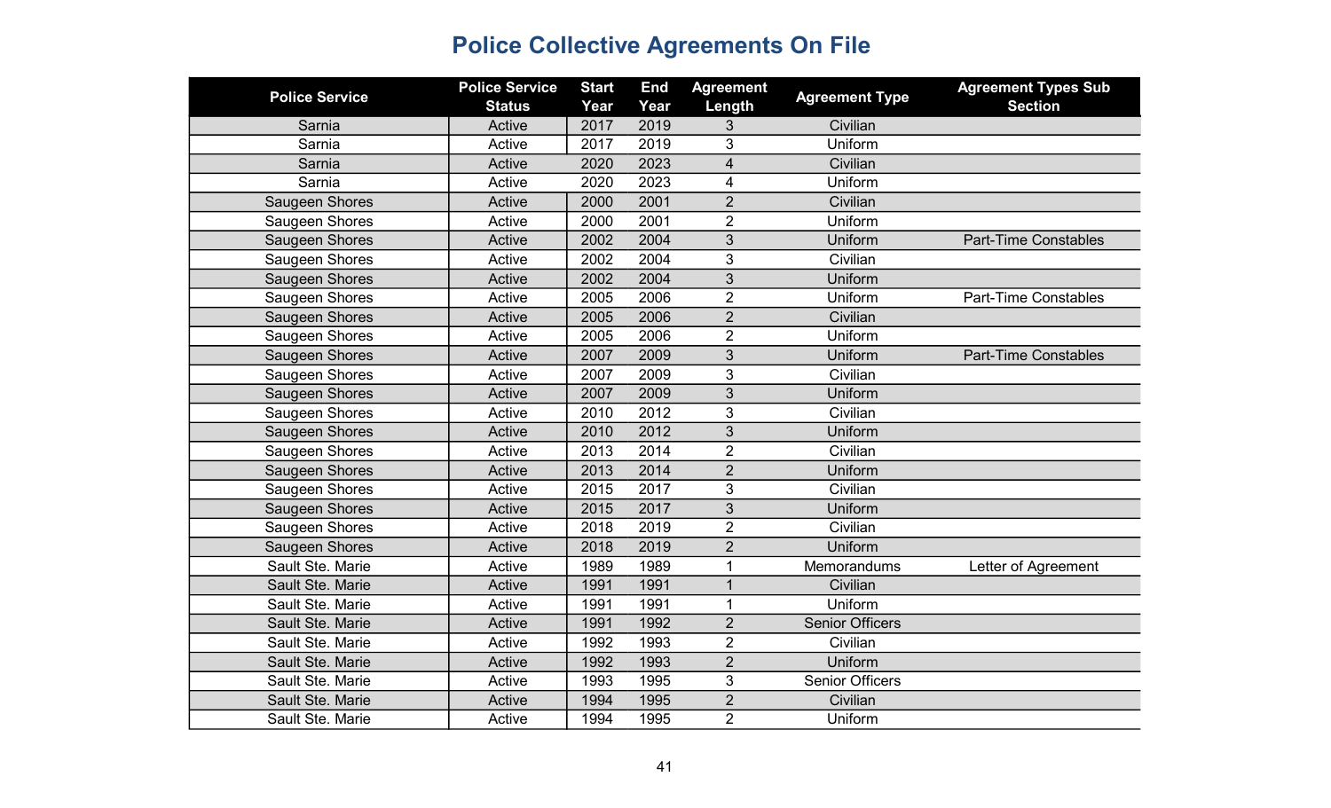# Police Collective Agreements On File

| Police Service | Police Service Status | Start Year | End Year | Agreement Length | Agreement Type | Agreement Types Sub Section |
|---|---|---|---|---|---|---|
| Sarnia | Active | 2017 | 2019 | 3 | Civilian | |
| Sarnia | Active | 2017 | 2019 | 3 | Uniform | |
| Sarnia | Active | 2020 | 2023 | 4 | Civilian | |
| Sarnia | Active | 2020 | 2023 | 4 | Uniform | |
| Saugeen Shores | Active | 2000 | 2001 | 2 | Civilian | |
| Saugeen Shores | Active | 2000 | 2001 | 2 | Uniform | |
| Saugeen Shores | Active | 2002 | 2004 | 3 | Uniform | Part-Time Constables |
| Saugeen Shores | Active | 2002 | 2004 | 3 | Civilian | |
| Saugeen Shores | Active | 2002 | 2004 | 3 | Uniform | |
| Saugeen Shores | Active | 2005 | 2006 | 2 | Uniform | Part-Time Constables |
| Saugeen Shores | Active | 2005 | 2006 | 2 | Civilian | |
| Saugeen Shores | Active | 2005 | 2006 | 2 | Uniform | |
| Saugeen Shores | Active | 2007 | 2009 | 3 | Uniform | Part-Time Constables |
| Saugeen Shores | Active | 2007 | 2009 | 3 | Civilian | |
| Saugeen Shores | Active | 2007 | 2009 | 3 | Uniform | |
| Saugeen Shores | Active | 2010 | 2012 | 3 | Civilian | |
| Saugeen Shores | Active | 2010 | 2012 | 3 | Uniform | |
| Saugeen Shores | Active | 2013 | 2014 | 2 | Civilian | |
| Saugeen Shores | Active | 2013 | 2014 | 2 | Uniform | |
| Saugeen Shores | Active | 2015 | 2017 | 3 | Civilian | |
| Saugeen Shores | Active | 2015 | 2017 | 3 | Uniform | |
| Saugeen Shores | Active | 2018 | 2019 | 2 | Civilian | |
| Saugeen Shores | Active | 2018 | 2019 | 2 | Uniform | |
| Sault Ste. Marie | Active | 1989 | 1989 | 1 | Memorandums | Letter of Agreement |
| Sault Ste. Marie | Active | 1991 | 1991 | 1 | Civilian | |
| Sault Ste. Marie | Active | 1991 | 1991 | 1 | Uniform | |
| Sault Ste. Marie | Active | 1991 | 1992 | 2 | Senior Officers | |
| Sault Ste. Marie | Active | 1992 | 1993 | 2 | Civilian | |
| Sault Ste. Marie | Active | 1992 | 1993 | 2 | Uniform | |
| Sault Ste. Marie | Active | 1993 | 1995 | 3 | Senior Officers | |
| Sault Ste. Marie | Active | 1994 | 1995 | 2 | Civilian | |
| Sault Ste. Marie | Active | 1994 | 1995 | 2 | Uniform | |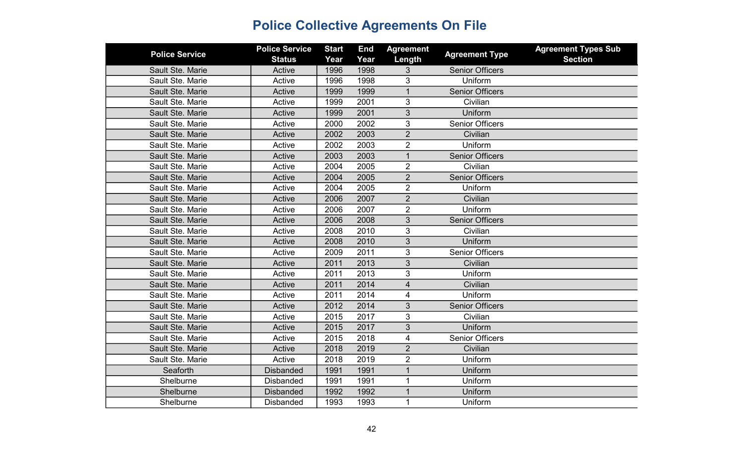# Police Collective Agreements On File

| Police Service | Police Service Status | Start Year | End Year | Agreement Length | Agreement Type | Agreement Types Sub Section |
|---|---|---|---|---|---|---|
| Sault Ste. Marie | Active | 1996 | 1998 | 3 | Senior Officers | |
| Sault Ste. Marie | Active | 1996 | 1998 | 3 | Uniform | |
| Sault Ste. Marie | Active | 1999 | 1999 | 1 | Senior Officers | |
| Sault Ste. Marie | Active | 1999 | 2001 | 3 | Civilian | |
| Sault Ste. Marie | Active | 1999 | 2001 | 3 | Uniform | |
| Sault Ste. Marie | Active | 2000 | 2002 | 3 | Senior Officers | |
| Sault Ste. Marie | Active | 2002 | 2003 | 2 | Civilian | |
| Sault Ste. Marie | Active | 2002 | 2003 | 2 | Uniform | |
| Sault Ste. Marie | Active | 2003 | 2003 | 1 | Senior Officers | |
| Sault Ste. Marie | Active | 2004 | 2005 | 2 | Civilian | |
| Sault Ste. Marie | Active | 2004 | 2005 | 2 | Senior Officers | |
| Sault Ste. Marie | Active | 2004 | 2005 | 2 | Uniform | |
| Sault Ste. Marie | Active | 2006 | 2007 | 2 | Civilian | |
| Sault Ste. Marie | Active | 2006 | 2007 | 2 | Uniform | |
| Sault Ste. Marie | Active | 2006 | 2008 | 3 | Senior Officers | |
| Sault Ste. Marie | Active | 2008 | 2010 | 3 | Civilian | |
| Sault Ste. Marie | Active | 2008 | 2010 | 3 | Uniform | |
| Sault Ste. Marie | Active | 2009 | 2011 | 3 | Senior Officers | |
| Sault Ste. Marie | Active | 2011 | 2013 | 3 | Civilian | |
| Sault Ste. Marie | Active | 2011 | 2013 | 3 | Uniform | |
| Sault Ste. Marie | Active | 2011 | 2014 | 4 | Civilian | |
| Sault Ste. Marie | Active | 2011 | 2014 | 4 | Uniform | |
| Sault Ste. Marie | Active | 2012 | 2014 | 3 | Senior Officers | |
| Sault Ste. Marie | Active | 2015 | 2017 | 3 | Civilian | |
| Sault Ste. Marie | Active | 2015 | 2017 | 3 | Uniform | |
| Sault Ste. Marie | Active | 2015 | 2018 | 4 | Senior Officers | |
| Sault Ste. Marie | Active | 2018 | 2019 | 2 | Civilian | |
| Sault Ste. Marie | Active | 2018 | 2019 | 2 | Uniform | |
| Seaforth | Disbanded | 1991 | 1991 | 1 | Uniform | |
| Shelburne | Disbanded | 1991 | 1991 | 1 | Uniform | |
| Shelburne | Disbanded | 1992 | 1992 | 1 | Uniform | |
| Shelburne | Disbanded | 1993 | 1993 | 1 | Uniform | |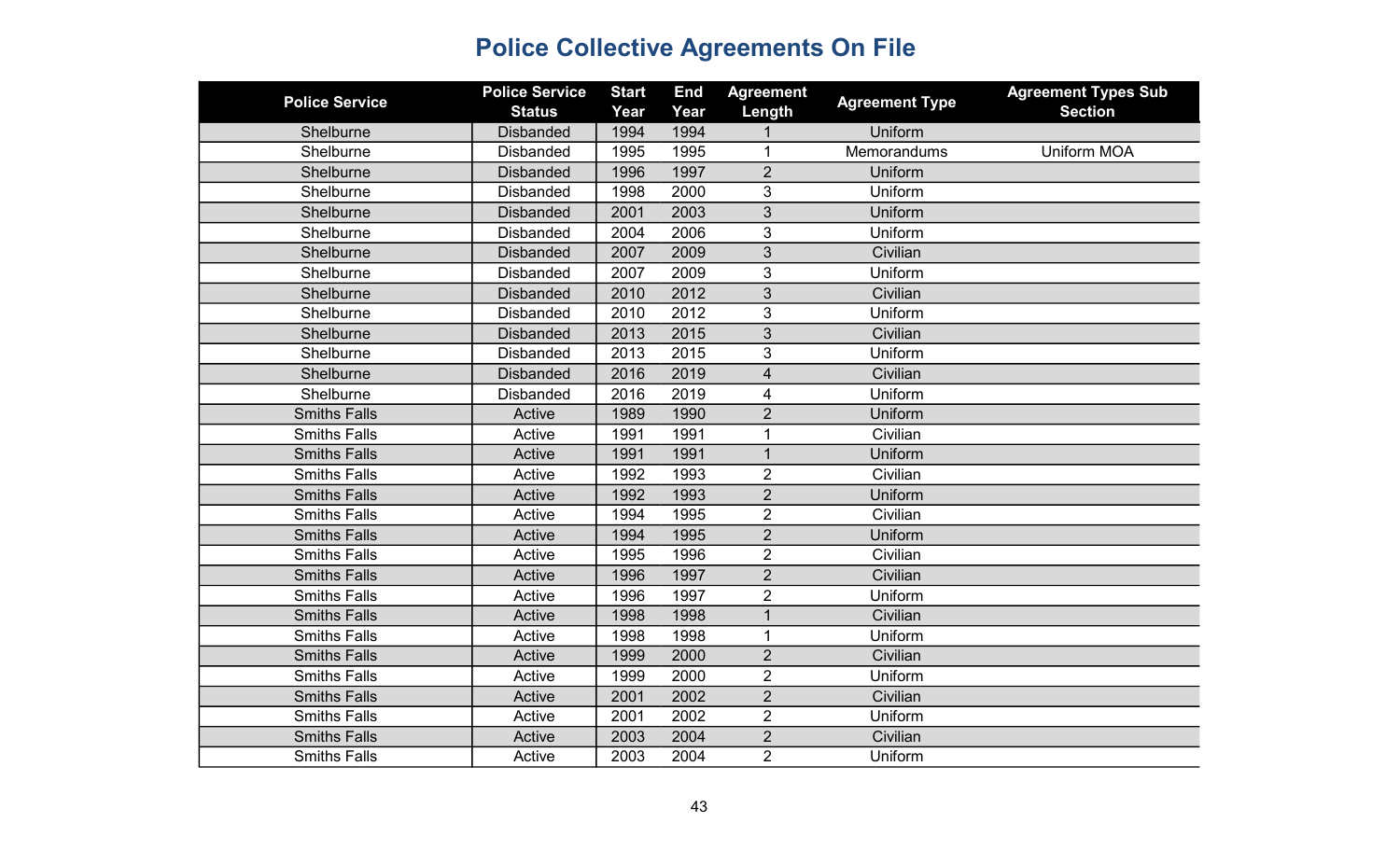# Police Collective Agreements On File

| Police Service | Police Service Status | Start Year | End Year | Agreement Length | Agreement Type | Agreement Types Sub Section |
|---|---|---|---|---|---|---|
| Shelburne | Disbanded | 1994 | 1994 | 1 | Uniform | |
| Shelburne | Disbanded | 1995 | 1995 | 1 | Memorandums | Uniform MOA |
| Shelburne | Disbanded | 1996 | 1997 | 2 | Uniform | |
| Shelburne | Disbanded | 1998 | 2000 | 3 | Uniform | |
| Shelburne | Disbanded | 2001 | 2003 | 3 | Uniform | |
| Shelburne | Disbanded | 2004 | 2006 | 3 | Uniform | |
| Shelburne | Disbanded | 2007 | 2009 | 3 | Civilian | |
| Shelburne | Disbanded | 2007 | 2009 | 3 | Uniform | |
| Shelburne | Disbanded | 2010 | 2012 | 3 | Civilian | |
| Shelburne | Disbanded | 2010 | 2012 | 3 | Uniform | |
| Shelburne | Disbanded | 2013 | 2015 | 3 | Civilian | |
| Shelburne | Disbanded | 2013 | 2015 | 3 | Uniform | |
| Shelburne | Disbanded | 2016 | 2019 | 4 | Civilian | |
| Shelburne | Disbanded | 2016 | 2019 | 4 | Uniform | |
| Smiths Falls | Active | 1989 | 1990 | 2 | Uniform | |
| Smiths Falls | Active | 1991 | 1991 | 1 | Civilian | |
| Smiths Falls | Active | 1991 | 1991 | 1 | Uniform | |
| Smiths Falls | Active | 1992 | 1993 | 2 | Civilian | |
| Smiths Falls | Active | 1992 | 1993 | 2 | Uniform | |
| Smiths Falls | Active | 1994 | 1995 | 2 | Civilian | |
| Smiths Falls | Active | 1994 | 1995 | 2 | Uniform | |
| Smiths Falls | Active | 1995 | 1996 | 2 | Civilian | |
| Smiths Falls | Active | 1996 | 1997 | 2 | Civilian | |
| Smiths Falls | Active | 1996 | 1997 | 2 | Uniform | |
| Smiths Falls | Active | 1998 | 1998 | 1 | Civilian | |
| Smiths Falls | Active | 1998 | 1998 | 1 | Uniform | |
| Smiths Falls | Active | 1999 | 2000 | 2 | Civilian | |
| Smiths Falls | Active | 1999 | 2000 | 2 | Uniform | |
| Smiths Falls | Active | 2001 | 2002 | 2 | Civilian | |
| Smiths Falls | Active | 2001 | 2002 | 2 | Uniform | |
| Smiths Falls | Active | 2003 | 2004 | 2 | Civilian | |
| Smiths Falls | Active | 2003 | 2004 | 2 | Uniform | |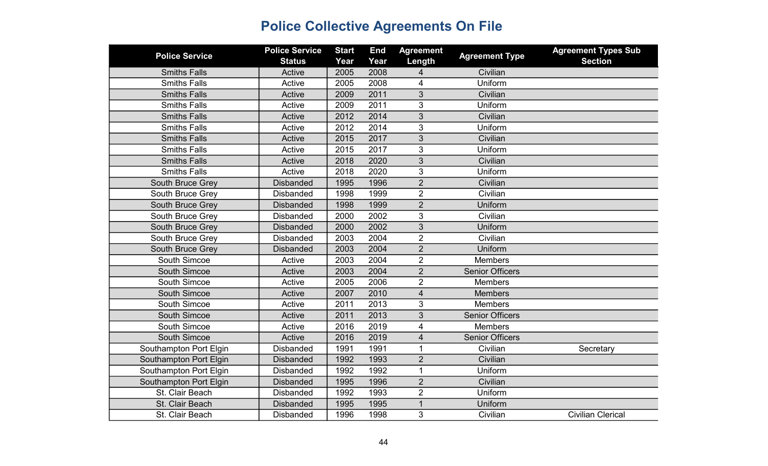# Police Collective Agreements On File

| Police Service | Police Service Status | Start Year | End Year | Agreement Length | Agreement Type | Agreement Types Sub Section |
|---|---|---|---|---|---|---|
| Smiths Falls | Active | 2005 | 2008 | 4 | Civilian | |
| Smiths Falls | Active | 2005 | 2008 | 4 | Uniform | |
| Smiths Falls | Active | 2009 | 2011 | 3 | Civilian | |
| Smiths Falls | Active | 2009 | 2011 | 3 | Uniform | |
| Smiths Falls | Active | 2012 | 2014 | 3 | Civilian | |
| Smiths Falls | Active | 2012 | 2014 | 3 | Uniform | |
| Smiths Falls | Active | 2015 | 2017 | 3 | Civilian | |
| Smiths Falls | Active | 2015 | 2017 | 3 | Uniform | |
| Smiths Falls | Active | 2018 | 2020 | 3 | Civilian | |
| Smiths Falls | Active | 2018 | 2020 | 3 | Uniform | |
| South Bruce Grey | Disbanded | 1995 | 1996 | 2 | Civilian | |
| South Bruce Grey | Disbanded | 1998 | 1999 | 2 | Civilian | |
| South Bruce Grey | Disbanded | 1998 | 1999 | 2 | Uniform | |
| South Bruce Grey | Disbanded | 2000 | 2002 | 3 | Civilian | |
| South Bruce Grey | Disbanded | 2000 | 2002 | 3 | Uniform | |
| South Bruce Grey | Disbanded | 2003 | 2004 | 2 | Civilian | |
| South Bruce Grey | Disbanded | 2003 | 2004 | 2 | Uniform | |
| South Simcoe | Active | 2003 | 2004 | 2 | Members | |
| South Simcoe | Active | 2003 | 2004 | 2 | Senior Officers | |
| South Simcoe | Active | 2005 | 2006 | 2 | Members | |
| South Simcoe | Active | 2007 | 2010 | 4 | Members | |
| South Simcoe | Active | 2011 | 2013 | 3 | Members | |
| South Simcoe | Active | 2011 | 2013 | 3 | Senior Officers | |
| South Simcoe | Active | 2016 | 2019 | 4 | Members | |
| South Simcoe | Active | 2016 | 2019 | 4 | Senior Officers | |
| Southampton Port Elgin | Disbanded | 1991 | 1991 | 1 | Civilian | Secretary |
| Southampton Port Elgin | Disbanded | 1992 | 1993 | 2 | Civilian | |
| Southampton Port Elgin | Disbanded | 1992 | 1992 | 1 | Uniform | |
| Southampton Port Elgin | Disbanded | 1995 | 1996 | 2 | Civilian | |
| St. Clair Beach | Disbanded | 1992 | 1993 | 2 | Uniform | |
| St. Clair Beach | Disbanded | 1995 | 1995 | 1 | Uniform | |
| St. Clair Beach | Disbanded | 1996 | 1998 | 3 | Civilian | Civilian Clerical |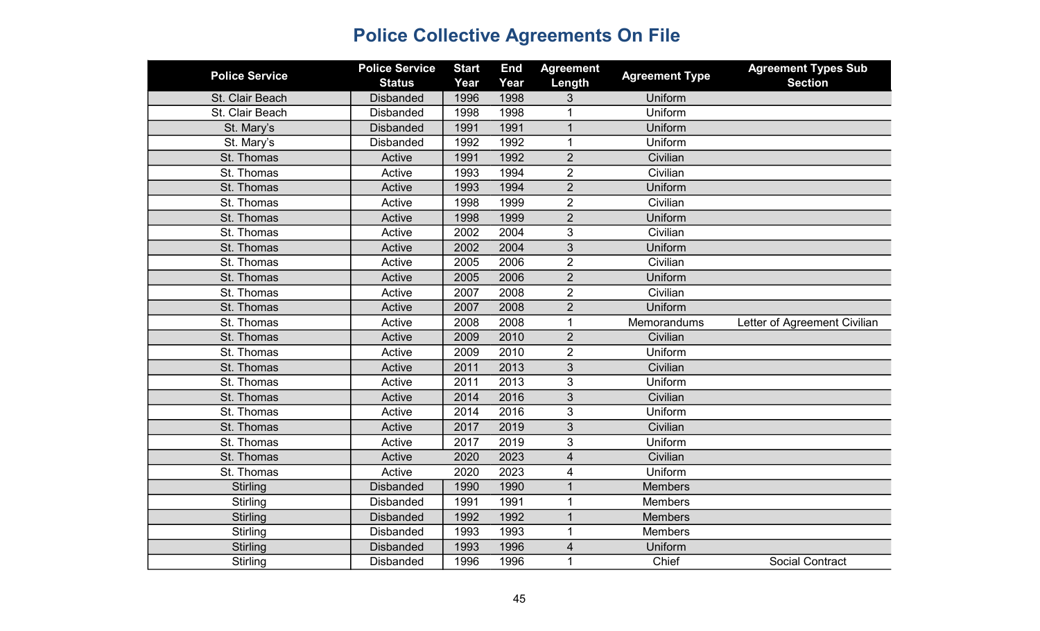# Police Collective Agreements On File

| Police Service | Police Service Status | Start Year | End Year | Agreement Length | Agreement Type | Agreement Types Sub Section |
|---|---|---|---|---|---|---|
| St. Clair Beach | Disbanded | 1996 | 1998 | 3 | Uniform | |
| St. Clair Beach | Disbanded | 1998 | 1998 | 1 | Uniform | |
| St. Mary's | Disbanded | 1991 | 1991 | 1 | Uniform | |
| St. Mary's | Disbanded | 1992 | 1992 | 1 | Uniform | |
| St. Thomas | Active | 1991 | 1992 | 2 | Civilian | |
| St. Thomas | Active | 1993 | 1994 | 2 | Civilian | |
| St. Thomas | Active | 1993 | 1994 | 2 | Uniform | |
| St. Thomas | Active | 1998 | 1999 | 2 | Civilian | |
| St. Thomas | Active | 1998 | 1999 | 2 | Uniform | |
| St. Thomas | Active | 2002 | 2004 | 3 | Civilian | |
| St. Thomas | Active | 2002 | 2004 | 3 | Uniform | |
| St. Thomas | Active | 2005 | 2006 | 2 | Civilian | |
| St. Thomas | Active | 2005 | 2006 | 2 | Uniform | |
| St. Thomas | Active | 2007 | 2008 | 2 | Civilian | |
| St. Thomas | Active | 2007 | 2008 | 2 | Uniform | |
| St. Thomas | Active | 2008 | 2008 | 1 | Memorandums | Letter of Agreement Civilian |
| St. Thomas | Active | 2009 | 2010 | 2 | Civilian | |
| St. Thomas | Active | 2009 | 2010 | 2 | Uniform | |
| St. Thomas | Active | 2011 | 2013 | 3 | Civilian | |
| St. Thomas | Active | 2011 | 2013 | 3 | Uniform | |
| St. Thomas | Active | 2014 | 2016 | 3 | Civilian | |
| St. Thomas | Active | 2014 | 2016 | 3 | Uniform | |
| St. Thomas | Active | 2017 | 2019 | 3 | Civilian | |
| St. Thomas | Active | 2017 | 2019 | 3 | Uniform | |
| St. Thomas | Active | 2020 | 2023 | 4 | Civilian | |
| St. Thomas | Active | 2020 | 2023 | 4 | Uniform | |
| Stirling | Disbanded | 1990 | 1990 | 1 | Members | |
| Stirling | Disbanded | 1991 | 1991 | 1 | Members | |
| Stirling | Disbanded | 1992 | 1992 | 1 | Members | |
| Stirling | Disbanded | 1993 | 1993 | 1 | Members | |
| Stirling | Disbanded | 1993 | 1996 | 4 | Uniform | |
| Stirling | Disbanded | 1996 | 1996 | 1 | Chief | Social Contract |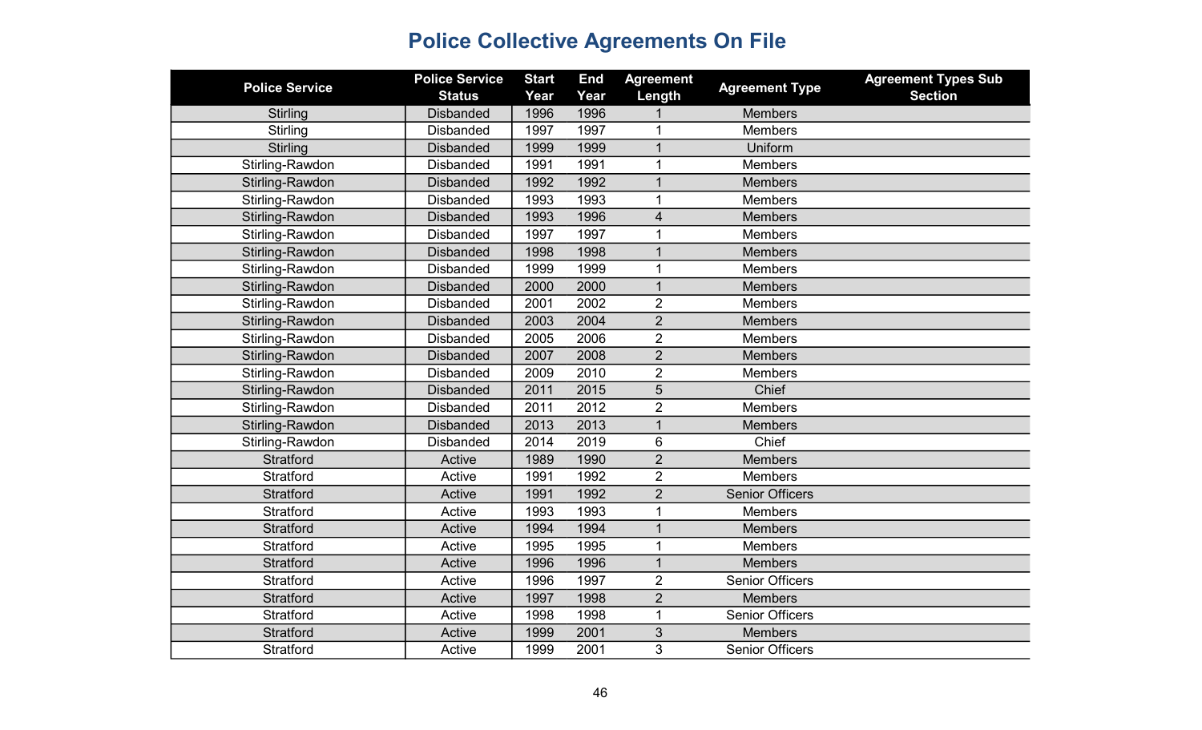# Police Collective Agreements On File

| Police Service | Police Service Status | Start Year | End Year | Agreement Length | Agreement Type | Agreement Types Sub Section |
|---|---|---|---|---|---|---|
| Stirling | Disbanded | 1996 | 1996 | 1 | Members | |
| Stirling | Disbanded | 1997 | 1997 | 1 | Members | |
| Stirling | Disbanded | 1999 | 1999 | 1 | Uniform | |
| Stirling-Rawdon | Disbanded | 1991 | 1991 | 1 | Members | |
| Stirling-Rawdon | Disbanded | 1992 | 1992 | 1 | Members | |
| Stirling-Rawdon | Disbanded | 1993 | 1993 | 1 | Members | |
| Stirling-Rawdon | Disbanded | 1993 | 1996 | 4 | Members | |
| Stirling-Rawdon | Disbanded | 1997 | 1997 | 1 | Members | |
| Stirling-Rawdon | Disbanded | 1998 | 1998 | 1 | Members | |
| Stirling-Rawdon | Disbanded | 1999 | 1999 | 1 | Members | |
| Stirling-Rawdon | Disbanded | 2000 | 2000 | 1 | Members | |
| Stirling-Rawdon | Disbanded | 2001 | 2002 | 2 | Members | |
| Stirling-Rawdon | Disbanded | 2003 | 2004 | 2 | Members | |
| Stirling-Rawdon | Disbanded | 2005 | 2006 | 2 | Members | |
| Stirling-Rawdon | Disbanded | 2007 | 2008 | 2 | Members | |
| Stirling-Rawdon | Disbanded | 2009 | 2010 | 2 | Members | |
| Stirling-Rawdon | Disbanded | 2011 | 2015 | 5 | Chief | |
| Stirling-Rawdon | Disbanded | 2011 | 2012 | 2 | Members | |
| Stirling-Rawdon | Disbanded | 2013 | 2013 | 1 | Members | |
| Stirling-Rawdon | Disbanded | 2014 | 2019 | 6 | Chief | |
| Stratford | Active | 1989 | 1990 | 2 | Members | |
| Stratford | Active | 1991 | 1992 | 2 | Members | |
| Stratford | Active | 1991 | 1992 | 2 | Senior Officers | |
| Stratford | Active | 1993 | 1993 | 1 | Members | |
| Stratford | Active | 1994 | 1994 | 1 | Members | |
| Stratford | Active | 1995 | 1995 | 1 | Members | |
| Stratford | Active | 1996 | 1996 | 1 | Members | |
| Stratford | Active | 1996 | 1997 | 2 | Senior Officers | |
| Stratford | Active | 1997 | 1998 | 2 | Members | |
| Stratford | Active | 1998 | 1998 | 1 | Senior Officers | |
| Stratford | Active | 1999 | 2001 | 3 | Members | |
| Stratford | Active | 1999 | 2001 | 3 | Senior Officers | |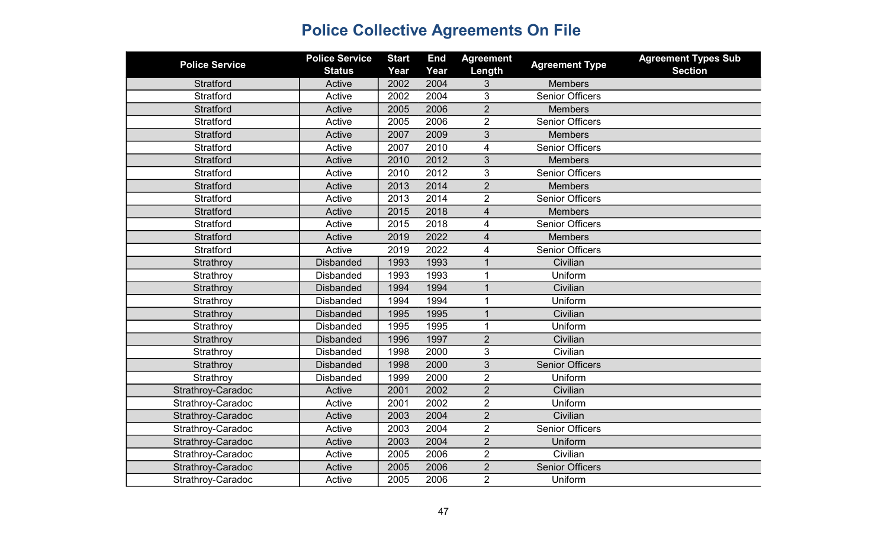# Police Collective Agreements On File

| Police Service | Police Service Status | Start Year | End Year | Agreement Length | Agreement Type | Agreement Types Sub Section |
|---|---|---|---|---|---|---|
| Stratford | Active | 2002 | 2004 | 3 | Members | |
| Stratford | Active | 2002 | 2004 | 3 | Senior Officers | |
| Stratford | Active | 2005 | 2006 | 2 | Members | |
| Stratford | Active | 2005 | 2006 | 2 | Senior Officers | |
| Stratford | Active | 2007 | 2009 | 3 | Members | |
| Stratford | Active | 2007 | 2010 | 4 | Senior Officers | |
| Stratford | Active | 2010 | 2012 | 3 | Members | |
| Stratford | Active | 2010 | 2012 | 3 | Senior Officers | |
| Stratford | Active | 2013 | 2014 | 2 | Members | |
| Stratford | Active | 2013 | 2014 | 2 | Senior Officers | |
| Stratford | Active | 2015 | 2018 | 4 | Members | |
| Stratford | Active | 2015 | 2018 | 4 | Senior Officers | |
| Stratford | Active | 2019 | 2022 | 4 | Members | |
| Stratford | Active | 2019 | 2022 | 4 | Senior Officers | |
| Strathroy | Disbanded | 1993 | 1993 | 1 | Civilian | |
| Strathroy | Disbanded | 1993 | 1993 | 1 | Uniform | |
| Strathroy | Disbanded | 1994 | 1994 | 1 | Civilian | |
| Strathroy | Disbanded | 1994 | 1994 | 1 | Uniform | |
| Strathroy | Disbanded | 1995 | 1995 | 1 | Civilian | |
| Strathroy | Disbanded | 1995 | 1995 | 1 | Uniform | |
| Strathroy | Disbanded | 1996 | 1997 | 2 | Civilian | |
| Strathroy | Disbanded | 1998 | 2000 | 3 | Civilian | |
| Strathroy | Disbanded | 1998 | 2000 | 3 | Senior Officers | |
| Strathroy | Disbanded | 1999 | 2000 | 2 | Uniform | |
| Strathroy-Caradoc | Active | 2001 | 2002 | 2 | Civilian | |
| Strathroy-Caradoc | Active | 2001 | 2002 | 2 | Uniform | |
| Strathroy-Caradoc | Active | 2003 | 2004 | 2 | Civilian | |
| Strathroy-Caradoc | Active | 2003 | 2004 | 2 | Senior Officers | |
| Strathroy-Caradoc | Active | 2003 | 2004 | 2 | Uniform | |
| Strathroy-Caradoc | Active | 2005 | 2006 | 2 | Civilian | |
| Strathroy-Caradoc | Active | 2005 | 2006 | 2 | Senior Officers | |
| Strathroy-Caradoc | Active | 2005 | 2006 | 2 | Uniform | |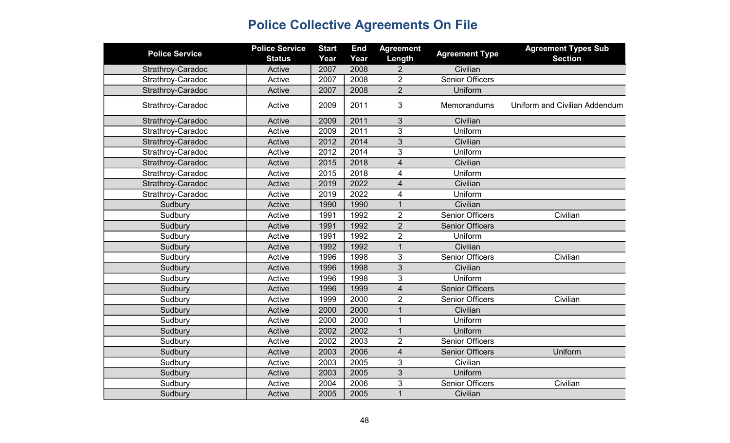# Police Collective Agreements On File

| Police Service | Police Service Status | Start Year | End Year | Agreement Length | Agreement Type | Agreement Types Sub Section |
|---|---|---|---|---|---|---|
| Strathroy-Caradoc | Active | 2007 | 2008 | 2 | Civilian | |
| Strathroy-Caradoc | Active | 2007 | 2008 | 2 | Senior Officers | |
| Strathroy-Caradoc | Active | 2007 | 2008 | 2 | Uniform | |
| Strathroy-Caradoc | Active | 2009 | 2011 | 3 | Memorandums | Uniform and Civilian Addendum |
| Strathroy-Caradoc | Active | 2009 | 2011 | 3 | Civilian | |
| Strathroy-Caradoc | Active | 2009 | 2011 | 3 | Uniform | |
| Strathroy-Caradoc | Active | 2012 | 2014 | 3 | Civilian | |
| Strathroy-Caradoc | Active | 2012 | 2014 | 3 | Uniform | |
| Strathroy-Caradoc | Active | 2015 | 2018 | 4 | Civilian | |
| Strathroy-Caradoc | Active | 2015 | 2018 | 4 | Uniform | |
| Strathroy-Caradoc | Active | 2019 | 2022 | 4 | Civilian | |
| Strathroy-Caradoc | Active | 2019 | 2022 | 4 | Uniform | |
| Sudbury | Active | 1990 | 1990 | 1 | Civilian | |
| Sudbury | Active | 1991 | 1992 | 2 | Senior Officers | Civilian |
| Sudbury | Active | 1991 | 1992 | 2 | Senior Officers | |
| Sudbury | Active | 1991 | 1992 | 2 | Uniform | |
| Sudbury | Active | 1992 | 1992 | 1 | Civilian | |
| Sudbury | Active | 1996 | 1998 | 3 | Senior Officers | Civilian |
| Sudbury | Active | 1996 | 1998 | 3 | Civilian | |
| Sudbury | Active | 1996 | 1998 | 3 | Uniform | |
| Sudbury | Active | 1996 | 1999 | 4 | Senior Officers | |
| Sudbury | Active | 1999 | 2000 | 2 | Senior Officers | Civilian |
| Sudbury | Active | 2000 | 2000 | 1 | Civilian | |
| Sudbury | Active | 2000 | 2000 | 1 | Uniform | |
| Sudbury | Active | 2002 | 2002 | 1 | Uniform | |
| Sudbury | Active | 2002 | 2003 | 2 | Senior Officers | |
| Sudbury | Active | 2003 | 2006 | 4 | Senior Officers | Uniform |
| Sudbury | Active | 2003 | 2005 | 3 | Civilian | |
| Sudbury | Active | 2003 | 2005 | 3 | Uniform | |
| Sudbury | Active | 2004 | 2006 | 3 | Senior Officers | Civilian |
| Sudbury | Active | 2005 | 2005 | 1 | Civilian | |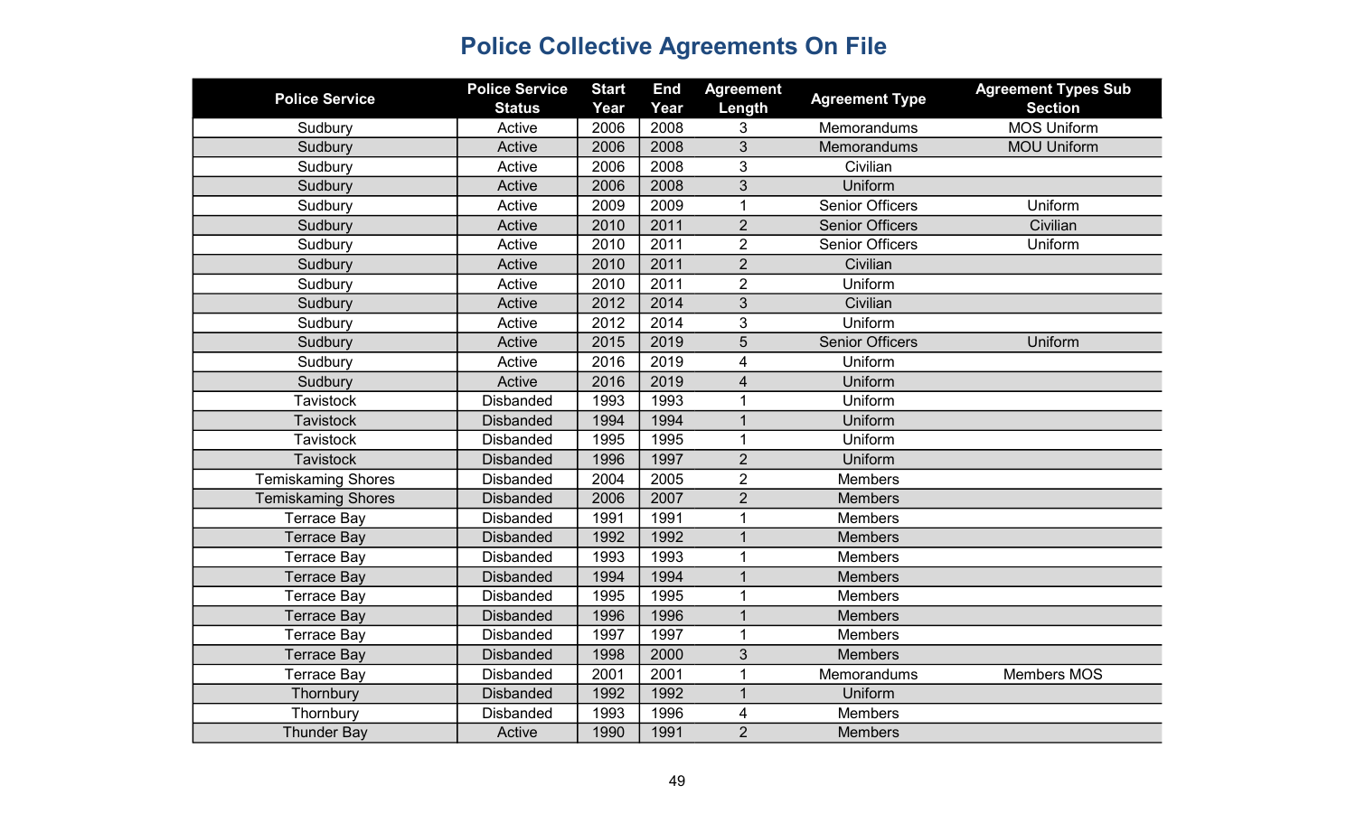# Police Collective Agreements On File

| Police Service | Police Service Status | Start Year | End Year | Agreement Length | Agreement Type | Agreement Types Sub Section |
|---|---|---|---|---|---|---|
| Sudbury | Active | 2006 | 2008 | 3 | Memorandums | MOS Uniform |
| Sudbury | Active | 2006 | 2008 | 3 | Memorandums | MOU Uniform |
| Sudbury | Active | 2006 | 2008 | 3 | Civilian | |
| Sudbury | Active | 2006 | 2008 | 3 | Uniform | |
| Sudbury | Active | 2009 | 2009 | 1 | Senior Officers | Uniform |
| Sudbury | Active | 2010 | 2011 | 2 | Senior Officers | Civilian |
| Sudbury | Active | 2010 | 2011 | 2 | Senior Officers | Uniform |
| Sudbury | Active | 2010 | 2011 | 2 | Civilian | |
| Sudbury | Active | 2010 | 2011 | 2 | Uniform | |
| Sudbury | Active | 2012 | 2014 | 3 | Civilian | |
| Sudbury | Active | 2012 | 2014 | 3 | Uniform | |
| Sudbury | Active | 2015 | 2019 | 5 | Senior Officers | Uniform |
| Sudbury | Active | 2016 | 2019 | 4 | Uniform | |
| Sudbury | Active | 2016 | 2019 | 4 | Uniform | |
| Tavistock | Disbanded | 1993 | 1993 | 1 | Uniform | |
| Tavistock | Disbanded | 1994 | 1994 | 1 | Uniform | |
| Tavistock | Disbanded | 1995 | 1995 | 1 | Uniform | |
| Tavistock | Disbanded | 1996 | 1997 | 2 | Uniform | |
| Temiskaming Shores | Disbanded | 2004 | 2005 | 2 | Members | |
| Temiskaming Shores | Disbanded | 2006 | 2007 | 2 | Members | |
| Terrace Bay | Disbanded | 1991 | 1991 | 1 | Members | |
| Terrace Bay | Disbanded | 1992 | 1992 | 1 | Members | |
| Terrace Bay | Disbanded | 1993 | 1993 | 1 | Members | |
| Terrace Bay | Disbanded | 1994 | 1994 | 1 | Members | |
| Terrace Bay | Disbanded | 1995 | 1995 | 1 | Members | |
| Terrace Bay | Disbanded | 1996 | 1996 | 1 | Members | |
| Terrace Bay | Disbanded | 1997 | 1997 | 1 | Members | |
| Terrace Bay | Disbanded | 1998 | 2000 | 3 | Members | |
| Terrace Bay | Disbanded | 2001 | 2001 | 1 | Memorandums | Members MOS |
| Thornbury | Disbanded | 1992 | 1992 | 1 | Uniform | |
| Thornbury | Disbanded | 1993 | 1996 | 4 | Members | |
| Thunder Bay | Active | 1990 | 1991 | 2 | Members | |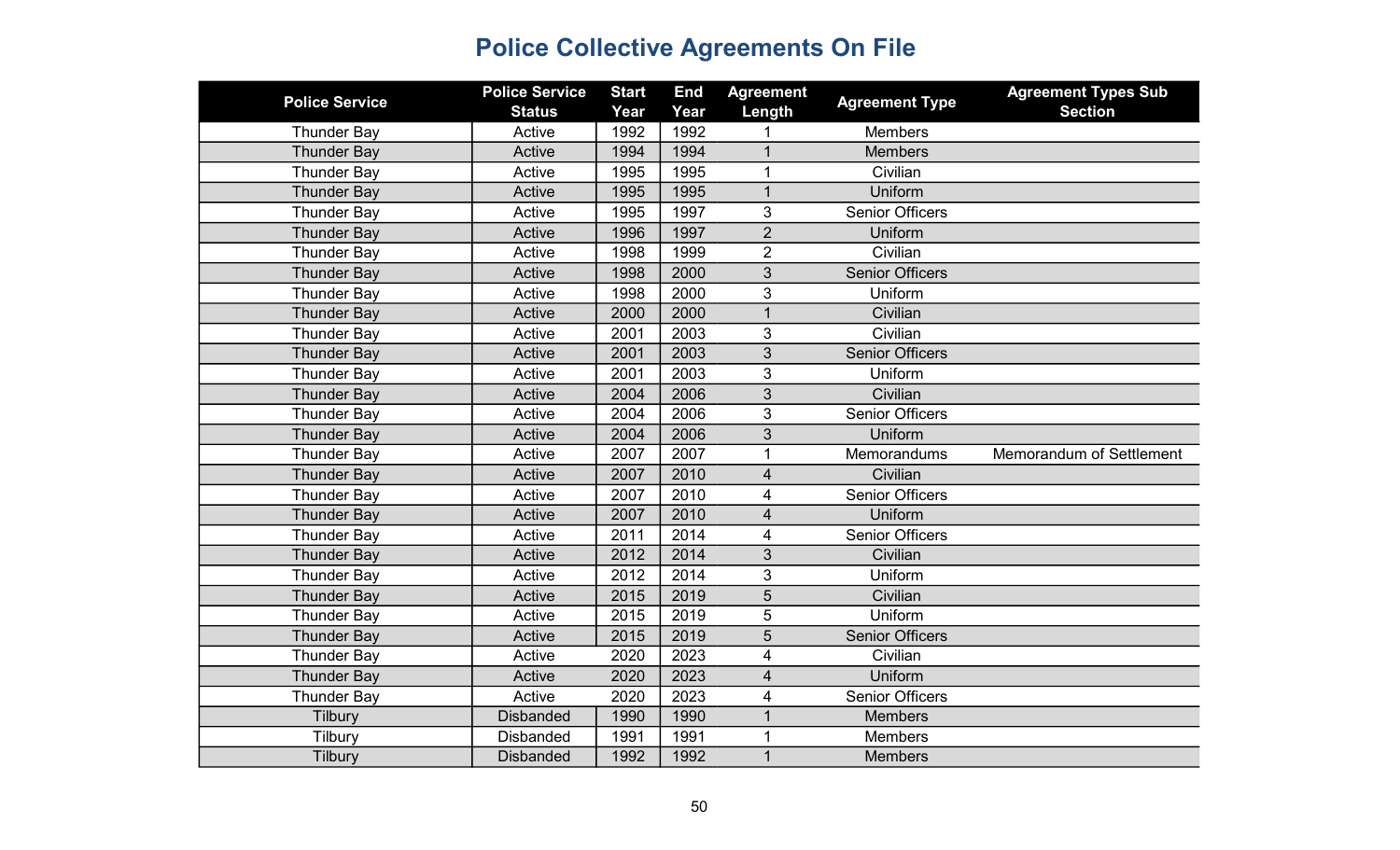# Police Collective Agreements On File

| Police Service | Police Service Status | Start Year | End Year | Agreement Length | Agreement Type | Agreement Types Sub Section |
|---|---|---|---|---|---|---|
| Thunder Bay | Active | 1992 | 1992 | 1 | Members | |
| Thunder Bay | Active | 1994 | 1994 | 1 | Members | |
| Thunder Bay | Active | 1995 | 1995 | 1 | Civilian | |
| Thunder Bay | Active | 1995 | 1995 | 1 | Uniform | |
| Thunder Bay | Active | 1995 | 1997 | 3 | Senior Officers | |
| Thunder Bay | Active | 1996 | 1997 | 2 | Uniform | |
| Thunder Bay | Active | 1998 | 1999 | 2 | Civilian | |
| Thunder Bay | Active | 1998 | 2000 | 3 | Senior Officers | |
| Thunder Bay | Active | 1998 | 2000 | 3 | Uniform | |
| Thunder Bay | Active | 2000 | 2000 | 1 | Civilian | |
| Thunder Bay | Active | 2001 | 2003 | 3 | Civilian | |
| Thunder Bay | Active | 2001 | 2003 | 3 | Senior Officers | |
| Thunder Bay | Active | 2001 | 2003 | 3 | Uniform | |
| Thunder Bay | Active | 2004 | 2006 | 3 | Civilian | |
| Thunder Bay | Active | 2004 | 2006 | 3 | Senior Officers | |
| Thunder Bay | Active | 2004 | 2006 | 3 | Uniform | |
| Thunder Bay | Active | 2007 | 2007 | 1 | Memorandums | Memorandum of Settlement |
| Thunder Bay | Active | 2007 | 2010 | 4 | Civilian | |
| Thunder Bay | Active | 2007 | 2010 | 4 | Senior Officers | |
| Thunder Bay | Active | 2007 | 2010 | 4 | Uniform | |
| Thunder Bay | Active | 2011 | 2014 | 4 | Senior Officers | |
| Thunder Bay | Active | 2012 | 2014 | 3 | Civilian | |
| Thunder Bay | Active | 2012 | 2014 | 3 | Uniform | |
| Thunder Bay | Active | 2015 | 2019 | 5 | Civilian | |
| Thunder Bay | Active | 2015 | 2019 | 5 | Uniform | |
| Thunder Bay | Active | 2015 | 2019 | 5 | Senior Officers | |
| Thunder Bay | Active | 2020 | 2023 | 4 | Civilian | |
| Thunder Bay | Active | 2020 | 2023 | 4 | Uniform | |
| Thunder Bay | Active | 2020 | 2023 | 4 | Senior Officers | |
| Tilbury | Disbanded | 1990 | 1990 | 1 | Members | |
| Tilbury | Disbanded | 1991 | 1991 | 1 | Members | |
| Tilbury | Disbanded | 1992 | 1992 | 1 | Members | |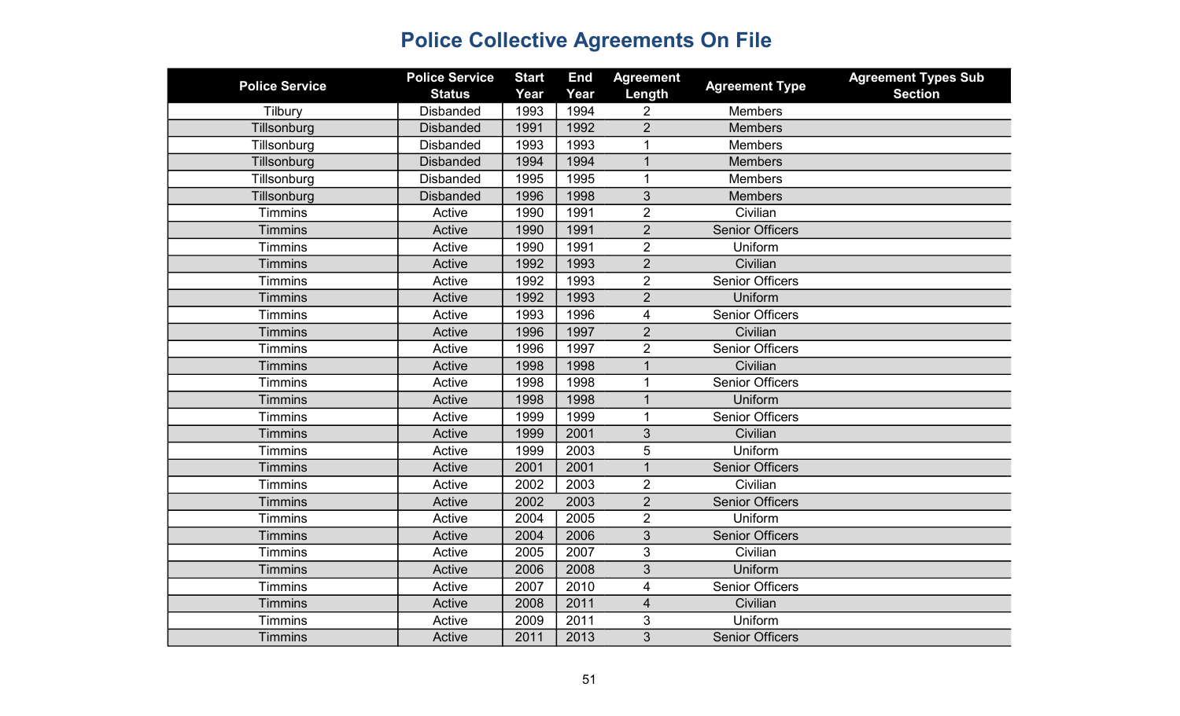# Police Collective Agreements On File

| Police Service | Police Service Status | Start Year | End Year | Agreement Length | Agreement Type | Agreement Types Sub Section |
|---|---|---|---|---|---|---|
| Tilbury | Disbanded | 1993 | 1994 | 2 | Members | |
| Tillsonburg | Disbanded | 1991 | 1992 | 2 | Members | |
| Tillsonburg | Disbanded | 1993 | 1993 | 1 | Members | |
| Tillsonburg | Disbanded | 1994 | 1994 | 1 | Members | |
| Tillsonburg | Disbanded | 1995 | 1995 | 1 | Members | |
| Tillsonburg | Disbanded | 1996 | 1998 | 3 | Members | |
| Timmins | Active | 1990 | 1991 | 2 | Civilian | |
| Timmins | Active | 1990 | 1991 | 2 | Senior Officers | |
| Timmins | Active | 1990 | 1991 | 2 | Uniform | |
| Timmins | Active | 1992 | 1993 | 2 | Civilian | |
| Timmins | Active | 1992 | 1993 | 2 | Senior Officers | |
| Timmins | Active | 1992 | 1993 | 2 | Uniform | |
| Timmins | Active | 1993 | 1996 | 4 | Senior Officers | |
| Timmins | Active | 1996 | 1997 | 2 | Civilian | |
| Timmins | Active | 1996 | 1997 | 2 | Senior Officers | |
| Timmins | Active | 1998 | 1998 | 1 | Civilian | |
| Timmins | Active | 1998 | 1998 | 1 | Senior Officers | |
| Timmins | Active | 1998 | 1998 | 1 | Uniform | |
| Timmins | Active | 1999 | 1999 | 1 | Senior Officers | |
| Timmins | Active | 1999 | 2001 | 3 | Civilian | |
| Timmins | Active | 1999 | 2003 | 5 | Uniform | |
| Timmins | Active | 2001 | 2001 | 1 | Senior Officers | |
| Timmins | Active | 2002 | 2003 | 2 | Civilian | |
| Timmins | Active | 2002 | 2003 | 2 | Senior Officers | |
| Timmins | Active | 2004 | 2005 | 2 | Uniform | |
| Timmins | Active | 2004 | 2006 | 3 | Senior Officers | |
| Timmins | Active | 2005 | 2007 | 3 | Civilian | |
| Timmins | Active | 2006 | 2008 | 3 | Uniform | |
| Timmins | Active | 2007 | 2010 | 4 | Senior Officers | |
| Timmins | Active | 2008 | 2011 | 4 | Civilian | |
| Timmins | Active | 2009 | 2011 | 3 | Uniform | |
| Timmins | Active | 2011 | 2013 | 3 | Senior Officers | |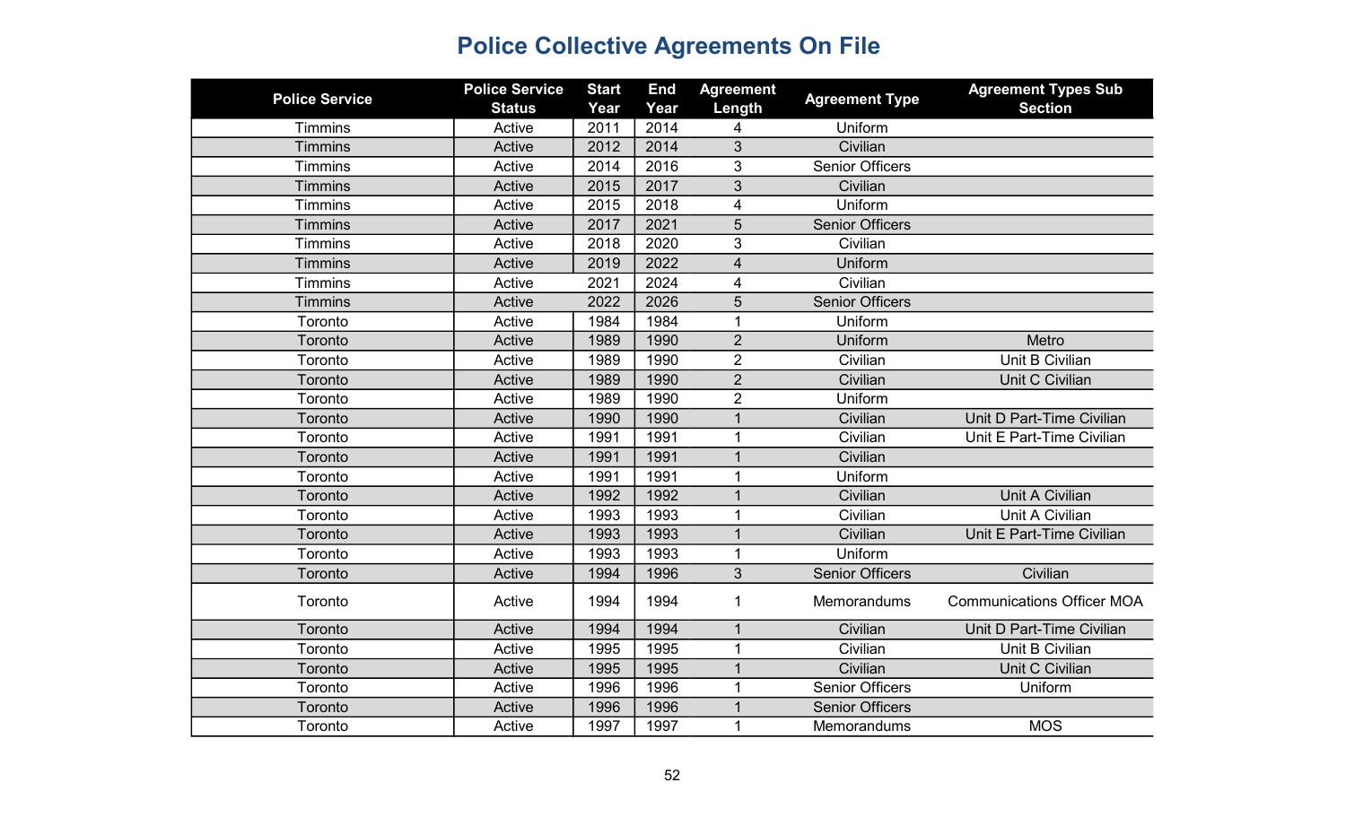# Police Collective Agreements On File

| Police Service | Police Service Status | Start Year | End Year | Agreement Length | Agreement Type | Agreement Types Sub Section |
|---|---|---|---|---|---|---|
| Timmins | Active | 2011 | 2014 | 4 | Uniform | |
| Timmins | Active | 2012 | 2014 | 3 | Civilian | |
| Timmins | Active | 2014 | 2016 | 3 | Senior Officers | |
| Timmins | Active | 2015 | 2017 | 3 | Civilian | |
| Timmins | Active | 2015 | 2018 | 4 | Uniform | |
| Timmins | Active | 2017 | 2021 | 5 | Senior Officers | |
| Timmins | Active | 2018 | 2020 | 3 | Civilian | |
| Timmins | Active | 2019 | 2022 | 4 | Uniform | |
| Timmins | Active | 2021 | 2024 | 4 | Civilian | |
| Timmins | Active | 2022 | 2026 | 5 | Senior Officers | |
| Toronto | Active | 1984 | 1984 | 1 | Uniform | |
| Toronto | Active | 1989 | 1990 | 2 | Uniform | Metro |
| Toronto | Active | 1989 | 1990 | 2 | Civilian | Unit B Civilian |
| Toronto | Active | 1989 | 1990 | 2 | Civilian | Unit C Civilian |
| Toronto | Active | 1989 | 1990 | 2 | Uniform | |
| Toronto | Active | 1990 | 1990 | 1 | Civilian | Unit D Part-Time Civilian |
| Toronto | Active | 1991 | 1991 | 1 | Civilian | Unit E Part-Time Civilian |
| Toronto | Active | 1991 | 1991 | 1 | Civilian | |
| Toronto | Active | 1991 | 1991 | 1 | Uniform | |
| Toronto | Active | 1992 | 1992 | 1 | Civilian | Unit A Civilian |
| Toronto | Active | 1993 | 1993 | 1 | Civilian | Unit A Civilian |
| Toronto | Active | 1993 | 1993 | 1 | Civilian | Unit E Part-Time Civilian |
| Toronto | Active | 1993 | 1993 | 1 | Uniform | |
| Toronto | Active | 1994 | 1996 | 3 | Senior Officers | Civilian |
| Toronto | Active | 1994 | 1994 | 1 | Memorandums | Communications Officer MOA |
| Toronto | Active | 1994 | 1994 | 1 | Civilian | Unit D Part-Time Civilian |
| Toronto | Active | 1995 | 1995 | 1 | Civilian | Unit B Civilian |
| Toronto | Active | 1995 | 1995 | 1 | Civilian | Unit C Civilian |
| Toronto | Active | 1996 | 1996 | 1 | Senior Officers | Uniform |
| Toronto | Active | 1996 | 1996 | 1 | Senior Officers | |
| Toronto | Active | 1997 | 1997 | 1 | Memorandums | MOS |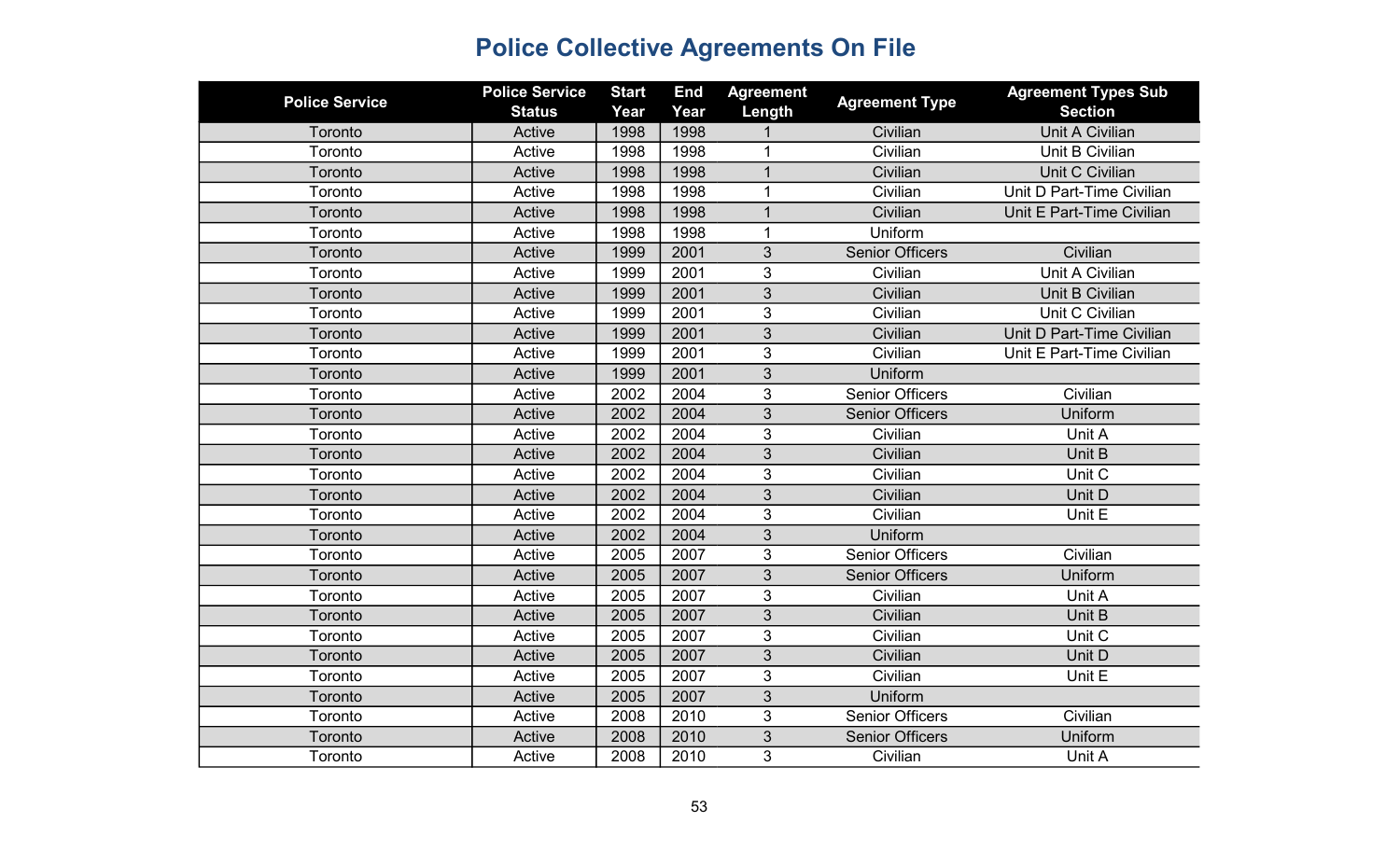# Police Collective Agreements On File

| Police Service | Police Service Status | Start Year | End Year | Agreement Length | Agreement Type | Agreement Types Sub Section |
|---|---|---|---|---|---|---|
| Toronto | Active | 1998 | 1998 | 1 | Civilian | Unit A Civilian |
| Toronto | Active | 1998 | 1998 | 1 | Civilian | Unit B Civilian |
| Toronto | Active | 1998 | 1998 | 1 | Civilian | Unit C Civilian |
| Toronto | Active | 1998 | 1998 | 1 | Civilian | Unit D Part-Time Civilian |
| Toronto | Active | 1998 | 1998 | 1 | Civilian | Unit E Part-Time Civilian |
| Toronto | Active | 1998 | 1998 | 1 | Uniform | |
| Toronto | Active | 1999 | 2001 | 3 | Senior Officers | Civilian |
| Toronto | Active | 1999 | 2001 | 3 | Civilian | Unit A Civilian |
| Toronto | Active | 1999 | 2001 | 3 | Civilian | Unit B Civilian |
| Toronto | Active | 1999 | 2001 | 3 | Civilian | Unit C Civilian |
| Toronto | Active | 1999 | 2001 | 3 | Civilian | Unit D Part-Time Civilian |
| Toronto | Active | 1999 | 2001 | 3 | Civilian | Unit E Part-Time Civilian |
| Toronto | Active | 1999 | 2001 | 3 | Uniform | |
| Toronto | Active | 2002 | 2004 | 3 | Senior Officers | Civilian |
| Toronto | Active | 2002 | 2004 | 3 | Senior Officers | Uniform |
| Toronto | Active | 2002 | 2004 | 3 | Civilian | Unit A |
| Toronto | Active | 2002 | 2004 | 3 | Civilian | Unit B |
| Toronto | Active | 2002 | 2004 | 3 | Civilian | Unit C |
| Toronto | Active | 2002 | 2004 | 3 | Civilian | Unit D |
| Toronto | Active | 2002 | 2004 | 3 | Civilian | Unit E |
| Toronto | Active | 2002 | 2004 | 3 | Uniform | |
| Toronto | Active | 2005 | 2007 | 3 | Senior Officers | Civilian |
| Toronto | Active | 2005 | 2007 | 3 | Senior Officers | Uniform |
| Toronto | Active | 2005 | 2007 | 3 | Civilian | Unit A |
| Toronto | Active | 2005 | 2007 | 3 | Civilian | Unit B |
| Toronto | Active | 2005 | 2007 | 3 | Civilian | Unit C |
| Toronto | Active | 2005 | 2007 | 3 | Civilian | Unit D |
| Toronto | Active | 2005 | 2007 | 3 | Civilian | Unit E |
| Toronto | Active | 2005 | 2007 | 3 | Uniform | |
| Toronto | Active | 2008 | 2010 | 3 | Senior Officers | Civilian |
| Toronto | Active | 2008 | 2010 | 3 | Senior Officers | Uniform |
| Toronto | Active | 2008 | 2010 | 3 | Civilian | Unit A |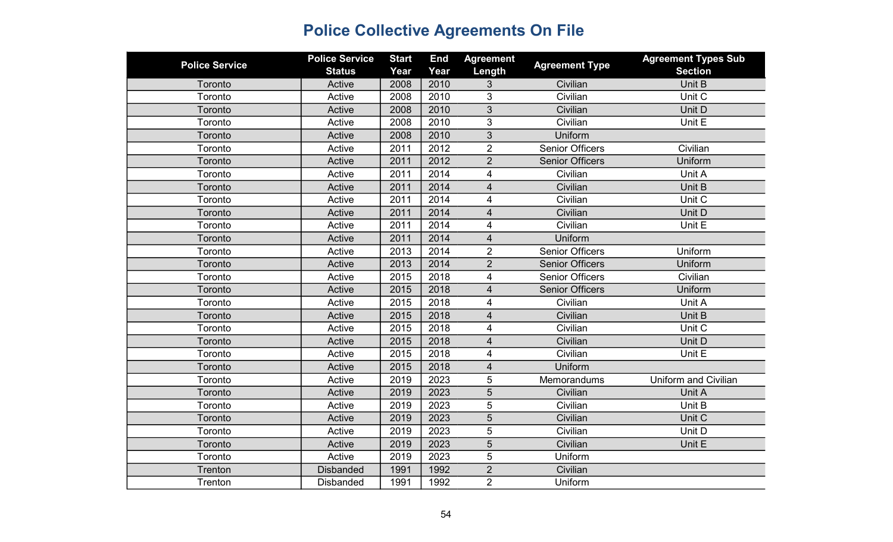# Police Collective Agreements On File

| Police Service | Police Service Status | Start Year | End Year | Agreement Length | Agreement Type | Agreement Types Sub Section |
|---|---|---|---|---|---|---|
| Toronto | Active | 2008 | 2010 | 3 | Civilian | Unit B |
| Toronto | Active | 2008 | 2010 | 3 | Civilian | Unit C |
| Toronto | Active | 2008 | 2010 | 3 | Civilian | Unit D |
| Toronto | Active | 2008 | 2010 | 3 | Civilian | Unit E |
| Toronto | Active | 2008 | 2010 | 3 | Uniform | |
| Toronto | Active | 2011 | 2012 | 2 | Senior Officers | Civilian |
| Toronto | Active | 2011 | 2012 | 2 | Senior Officers | Uniform |
| Toronto | Active | 2011 | 2014 | 4 | Civilian | Unit A |
| Toronto | Active | 2011 | 2014 | 4 | Civilian | Unit B |
| Toronto | Active | 2011 | 2014 | 4 | Civilian | Unit C |
| Toronto | Active | 2011 | 2014 | 4 | Civilian | Unit D |
| Toronto | Active | 2011 | 2014 | 4 | Civilian | Unit E |
| Toronto | Active | 2011 | 2014 | 4 | Uniform | |
| Toronto | Active | 2013 | 2014 | 2 | Senior Officers | Uniform |
| Toronto | Active | 2013 | 2014 | 2 | Senior Officers | Uniform |
| Toronto | Active | 2015 | 2018 | 4 | Senior Officers | Civilian |
| Toronto | Active | 2015 | 2018 | 4 | Senior Officers | Uniform |
| Toronto | Active | 2015 | 2018 | 4 | Civilian | Unit A |
| Toronto | Active | 2015 | 2018 | 4 | Civilian | Unit B |
| Toronto | Active | 2015 | 2018 | 4 | Civilian | Unit C |
| Toronto | Active | 2015 | 2018 | 4 | Civilian | Unit D |
| Toronto | Active | 2015 | 2018 | 4 | Civilian | Unit E |
| Toronto | Active | 2015 | 2018 | 4 | Uniform | |
| Toronto | Active | 2019 | 2023 | 5 | Memorandums | Uniform and Civilian |
| Toronto | Active | 2019 | 2023 | 5 | Civilian | Unit A |
| Toronto | Active | 2019 | 2023 | 5 | Civilian | Unit B |
| Toronto | Active | 2019 | 2023 | 5 | Civilian | Unit C |
| Toronto | Active | 2019 | 2023 | 5 | Civilian | Unit D |
| Toronto | Active | 2019 | 2023 | 5 | Civilian | Unit E |
| Toronto | Active | 2019 | 2023 | 5 | Uniform | |
| Trenton | Disbanded | 1991 | 1992 | 2 | Civilian | |
| Trenton | Disbanded | 1991 | 1992 | 2 | Uniform | |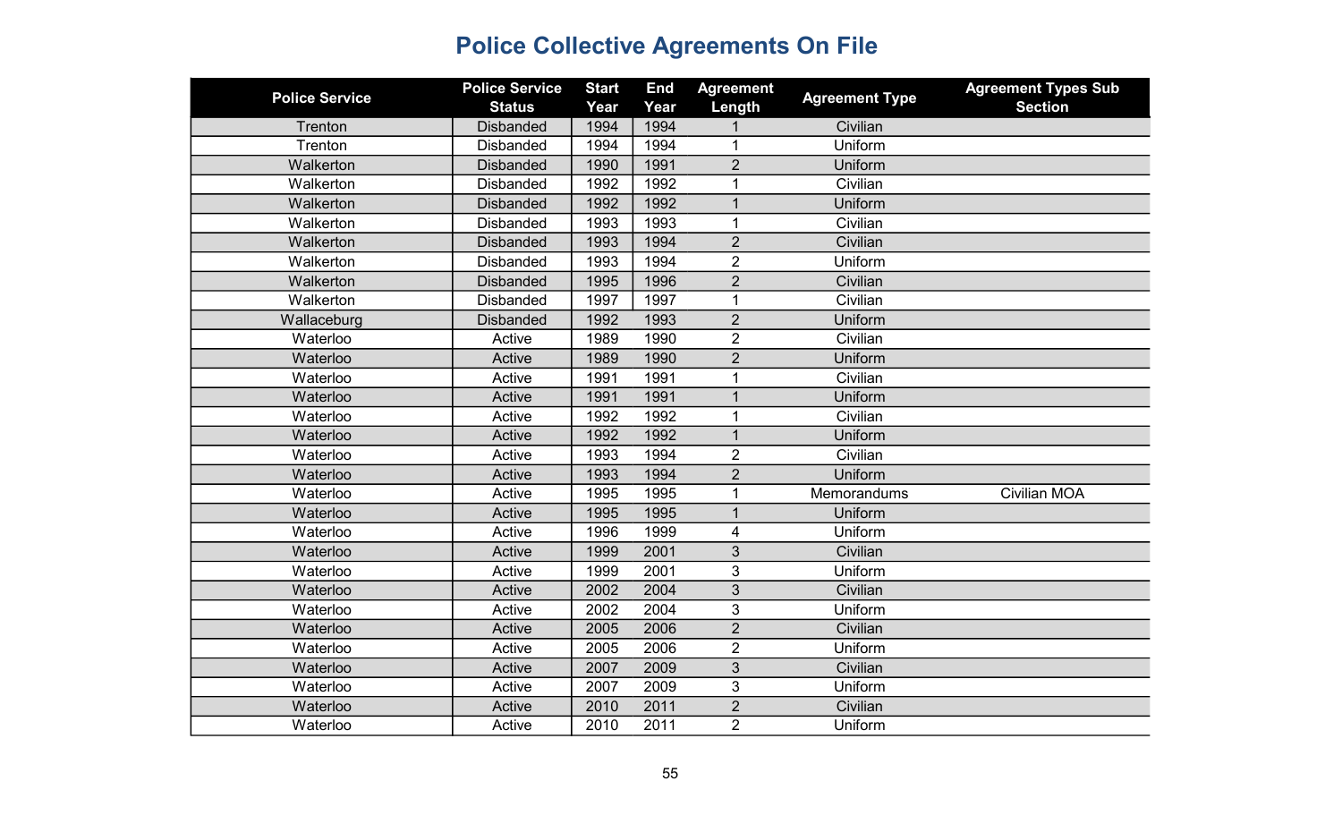# Police Collective Agreements On File

| Police Service | Police Service Status | Start Year | End Year | Agreement Length | Agreement Type | Agreement Types Sub Section |
|---|---|---|---|---|---|---|
| Trenton | Disbanded | 1994 | 1994 | 1 | Civilian | |
| Trenton | Disbanded | 1994 | 1994 | 1 | Uniform | |
| Walkerton | Disbanded | 1990 | 1991 | 2 | Uniform | |
| Walkerton | Disbanded | 1992 | 1992 | 1 | Civilian | |
| Walkerton | Disbanded | 1992 | 1992 | 1 | Uniform | |
| Walkerton | Disbanded | 1993 | 1993 | 1 | Civilian | |
| Walkerton | Disbanded | 1993 | 1994 | 2 | Civilian | |
| Walkerton | Disbanded | 1993 | 1994 | 2 | Uniform | |
| Walkerton | Disbanded | 1995 | 1996 | 2 | Civilian | |
| Walkerton | Disbanded | 1997 | 1997 | 1 | Civilian | |
| Wallaceburg | Disbanded | 1992 | 1993 | 2 | Uniform | |
| Waterloo | Active | 1989 | 1990 | 2 | Civilian | |
| Waterloo | Active | 1989 | 1990 | 2 | Uniform | |
| Waterloo | Active | 1991 | 1991 | 1 | Civilian | |
| Waterloo | Active | 1991 | 1991 | 1 | Uniform | |
| Waterloo | Active | 1992 | 1992 | 1 | Civilian | |
| Waterloo | Active | 1992 | 1992 | 1 | Uniform | |
| Waterloo | Active | 1993 | 1994 | 2 | Civilian | |
| Waterloo | Active | 1993 | 1994 | 2 | Uniform | |
| Waterloo | Active | 1995 | 1995 | 1 | Memorandums | Civilian MOA |
| Waterloo | Active | 1995 | 1995 | 1 | Uniform | |
| Waterloo | Active | 1996 | 1999 | 4 | Uniform | |
| Waterloo | Active | 1999 | 2001 | 3 | Civilian | |
| Waterloo | Active | 1999 | 2001 | 3 | Uniform | |
| Waterloo | Active | 2002 | 2004 | 3 | Civilian | |
| Waterloo | Active | 2002 | 2004 | 3 | Uniform | |
| Waterloo | Active | 2005 | 2006 | 2 | Civilian | |
| Waterloo | Active | 2005 | 2006 | 2 | Uniform | |
| Waterloo | Active | 2007 | 2009 | 3 | Civilian | |
| Waterloo | Active | 2007 | 2009 | 3 | Uniform | |
| Waterloo | Active | 2010 | 2011 | 2 | Civilian | |
| Waterloo | Active | 2010 | 2011 | 2 | Uniform | |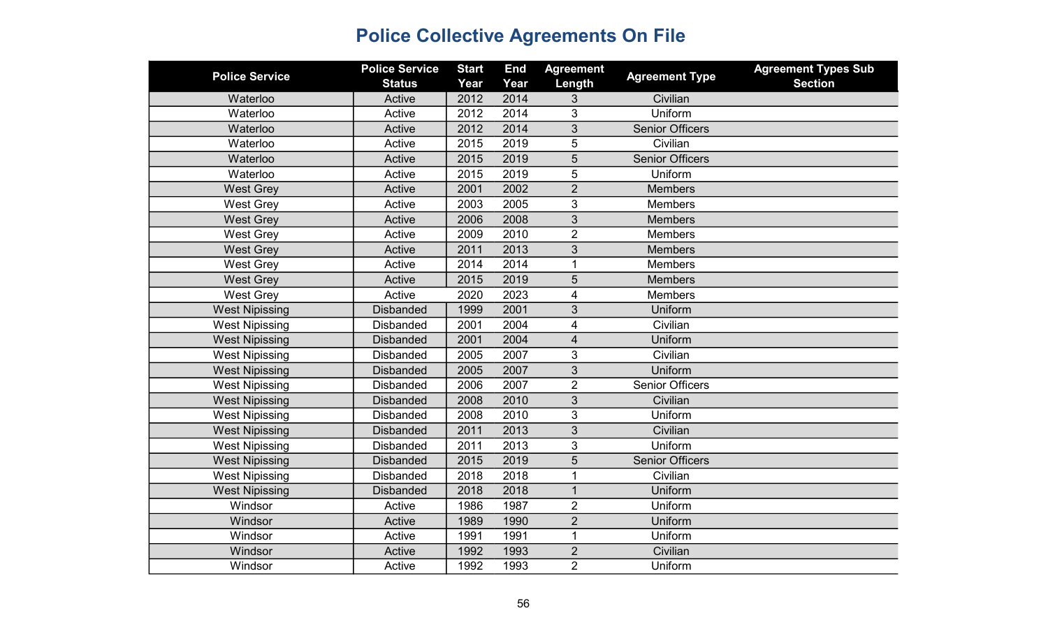# Police Collective Agreements On File

| Police Service | Police Service Status | Start Year | End Year | Agreement Length | Agreement Type | Agreement Types Sub Section |
|---|---|---|---|---|---|---|
| Waterloo | Active | 2012 | 2014 | 3 | Civilian | |
| Waterloo | Active | 2012 | 2014 | 3 | Uniform | |
| Waterloo | Active | 2012 | 2014 | 3 | Senior Officers | |
| Waterloo | Active | 2015 | 2019 | 5 | Civilian | |
| Waterloo | Active | 2015 | 2019 | 5 | Senior Officers | |
| Waterloo | Active | 2015 | 2019 | 5 | Uniform | |
| West Grey | Active | 2001 | 2002 | 2 | Members | |
| West Grey | Active | 2003 | 2005 | 3 | Members | |
| West Grey | Active | 2006 | 2008 | 3 | Members | |
| West Grey | Active | 2009 | 2010 | 2 | Members | |
| West Grey | Active | 2011 | 2013 | 3 | Members | |
| West Grey | Active | 2014 | 2014 | 1 | Members | |
| West Grey | Active | 2015 | 2019 | 5 | Members | |
| West Grey | Active | 2020 | 2023 | 4 | Members | |
| West Nipissing | Disbanded | 1999 | 2001 | 3 | Uniform | |
| West Nipissing | Disbanded | 2001 | 2004 | 4 | Civilian | |
| West Nipissing | Disbanded | 2001 | 2004 | 4 | Uniform | |
| West Nipissing | Disbanded | 2005 | 2007 | 3 | Civilian | |
| West Nipissing | Disbanded | 2005 | 2007 | 3 | Uniform | |
| West Nipissing | Disbanded | 2006 | 2007 | 2 | Senior Officers | |
| West Nipissing | Disbanded | 2008 | 2010 | 3 | Civilian | |
| West Nipissing | Disbanded | 2008 | 2010 | 3 | Uniform | |
| West Nipissing | Disbanded | 2011 | 2013 | 3 | Civilian | |
| West Nipissing | Disbanded | 2011 | 2013 | 3 | Uniform | |
| West Nipissing | Disbanded | 2015 | 2019 | 5 | Senior Officers | |
| West Nipissing | Disbanded | 2018 | 2018 | 1 | Civilian | |
| West Nipissing | Disbanded | 2018 | 2018 | 1 | Uniform | |
| Windsor | Active | 1986 | 1987 | 2 | Uniform | |
| Windsor | Active | 1989 | 1990 | 2 | Uniform | |
| Windsor | Active | 1991 | 1991 | 1 | Uniform | |
| Windsor | Active | 1992 | 1993 | 2 | Civilian | |
| Windsor | Active | 1992 | 1993 | 2 | Uniform | |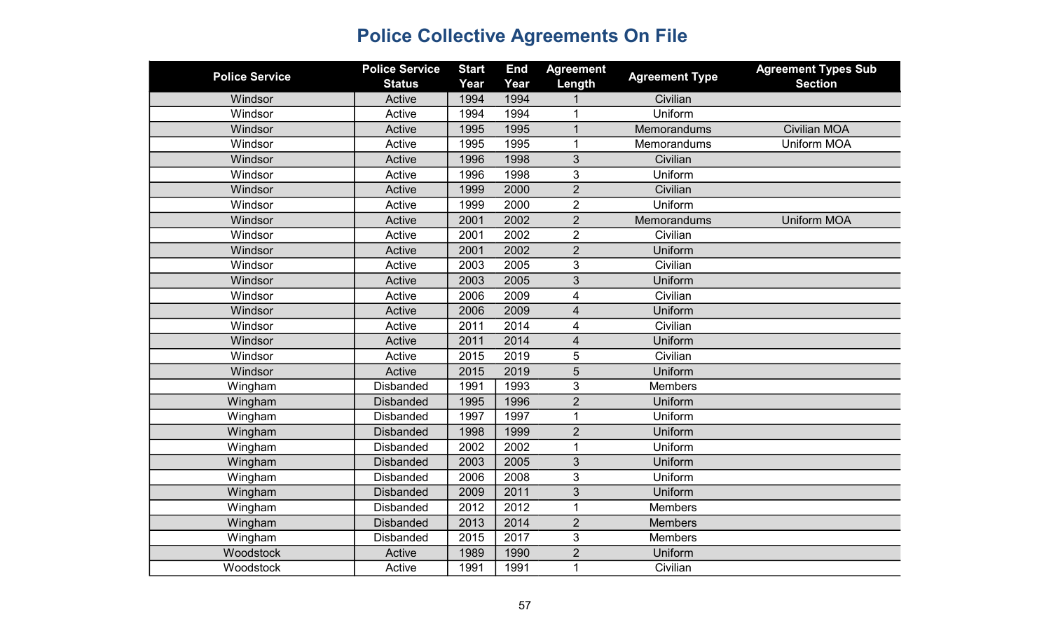# Police Collective Agreements On File

| Police Service | Police Service Status | Start Year | End Year | Agreement Length | Agreement Type | Agreement Types Sub Section |
|---|---|---|---|---|---|---|
| Windsor | Active | 1994 | 1994 | 1 | Civilian | |
| Windsor | Active | 1994 | 1994 | 1 | Uniform | |
| Windsor | Active | 1995 | 1995 | 1 | Memorandums | Civilian MOA |
| Windsor | Active | 1995 | 1995 | 1 | Memorandums | Uniform MOA |
| Windsor | Active | 1996 | 1998 | 3 | Civilian | |
| Windsor | Active | 1996 | 1998 | 3 | Uniform | |
| Windsor | Active | 1999 | 2000 | 2 | Civilian | |
| Windsor | Active | 1999 | 2000 | 2 | Uniform | |
| Windsor | Active | 2001 | 2002 | 2 | Memorandums | Uniform MOA |
| Windsor | Active | 2001 | 2002 | 2 | Civilian | |
| Windsor | Active | 2001 | 2002 | 2 | Uniform | |
| Windsor | Active | 2003 | 2005 | 3 | Civilian | |
| Windsor | Active | 2003 | 2005 | 3 | Uniform | |
| Windsor | Active | 2006 | 2009 | 4 | Civilian | |
| Windsor | Active | 2006 | 2009 | 4 | Uniform | |
| Windsor | Active | 2011 | 2014 | 4 | Civilian | |
| Windsor | Active | 2011 | 2014 | 4 | Uniform | |
| Windsor | Active | 2015 | 2019 | 5 | Civilian | |
| Windsor | Active | 2015 | 2019 | 5 | Uniform | |
| Wingham | Disbanded | 1991 | 1993 | 3 | Members | |
| Wingham | Disbanded | 1995 | 1996 | 2 | Uniform | |
| Wingham | Disbanded | 1997 | 1997 | 1 | Uniform | |
| Wingham | Disbanded | 1998 | 1999 | 2 | Uniform | |
| Wingham | Disbanded | 2002 | 2002 | 1 | Uniform | |
| Wingham | Disbanded | 2003 | 2005 | 3 | Uniform | |
| Wingham | Disbanded | 2006 | 2008 | 3 | Uniform | |
| Wingham | Disbanded | 2009 | 2011 | 3 | Uniform | |
| Wingham | Disbanded | 2012 | 2012 | 1 | Members | |
| Wingham | Disbanded | 2013 | 2014 | 2 | Members | |
| Wingham | Disbanded | 2015 | 2017 | 3 | Members | |
| Woodstock | Active | 1989 | 1990 | 2 | Uniform | |
| Woodstock | Active | 1991 | 1991 | 1 | Civilian | |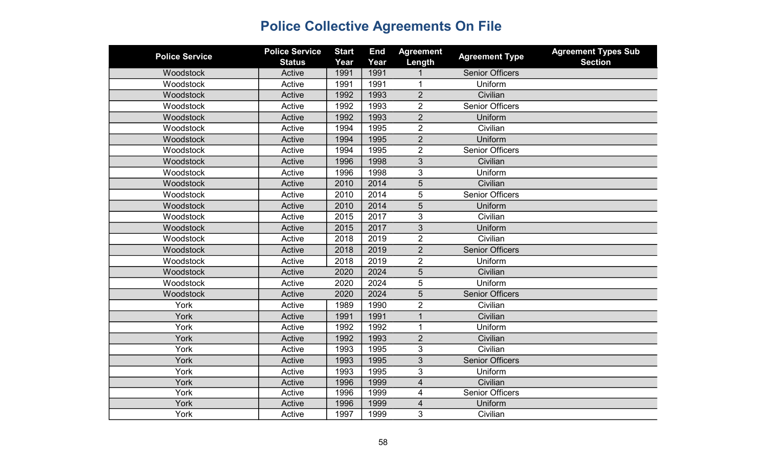# Police Collective Agreements On File

| Police Service | Police Service Status | Start Year | End Year | Agreement Length | Agreement Type | Agreement Types Sub Section |
|---|---|---|---|---|---|---|
| Woodstock | Active | 1991 | 1991 | 1 | Senior Officers | |
| Woodstock | Active | 1991 | 1991 | 1 | Uniform | |
| Woodstock | Active | 1992 | 1993 | 2 | Civilian | |
| Woodstock | Active | 1992 | 1993 | 2 | Senior Officers | |
| Woodstock | Active | 1992 | 1993 | 2 | Uniform | |
| Woodstock | Active | 1994 | 1995 | 2 | Civilian | |
| Woodstock | Active | 1994 | 1995 | 2 | Uniform | |
| Woodstock | Active | 1994 | 1995 | 2 | Senior Officers | |
| Woodstock | Active | 1996 | 1998 | 3 | Civilian | |
| Woodstock | Active | 1996 | 1998 | 3 | Uniform | |
| Woodstock | Active | 2010 | 2014 | 5 | Civilian | |
| Woodstock | Active | 2010 | 2014 | 5 | Senior Officers | |
| Woodstock | Active | 2010 | 2014 | 5 | Uniform | |
| Woodstock | Active | 2015 | 2017 | 3 | Civilian | |
| Woodstock | Active | 2015 | 2017 | 3 | Uniform | |
| Woodstock | Active | 2018 | 2019 | 2 | Civilian | |
| Woodstock | Active | 2018 | 2019 | 2 | Senior Officers | |
| Woodstock | Active | 2018 | 2019 | 2 | Uniform | |
| Woodstock | Active | 2020 | 2024 | 5 | Civilian | |
| Woodstock | Active | 2020 | 2024 | 5 | Uniform | |
| Woodstock | Active | 2020 | 2024 | 5 | Senior Officers | |
| York | Active | 1989 | 1990 | 2 | Civilian | |
| York | Active | 1991 | 1991 | 1 | Civilian | |
| York | Active | 1992 | 1992 | 1 | Uniform | |
| York | Active | 1992 | 1993 | 2 | Civilian | |
| York | Active | 1993 | 1995 | 3 | Civilian | |
| York | Active | 1993 | 1995 | 3 | Senior Officers | |
| York | Active | 1993 | 1995 | 3 | Uniform | |
| York | Active | 1996 | 1999 | 4 | Civilian | |
| York | Active | 1996 | 1999 | 4 | Senior Officers | |
| York | Active | 1996 | 1999 | 4 | Uniform | |
| York | Active | 1997 | 1999 | 3 | Civilian | |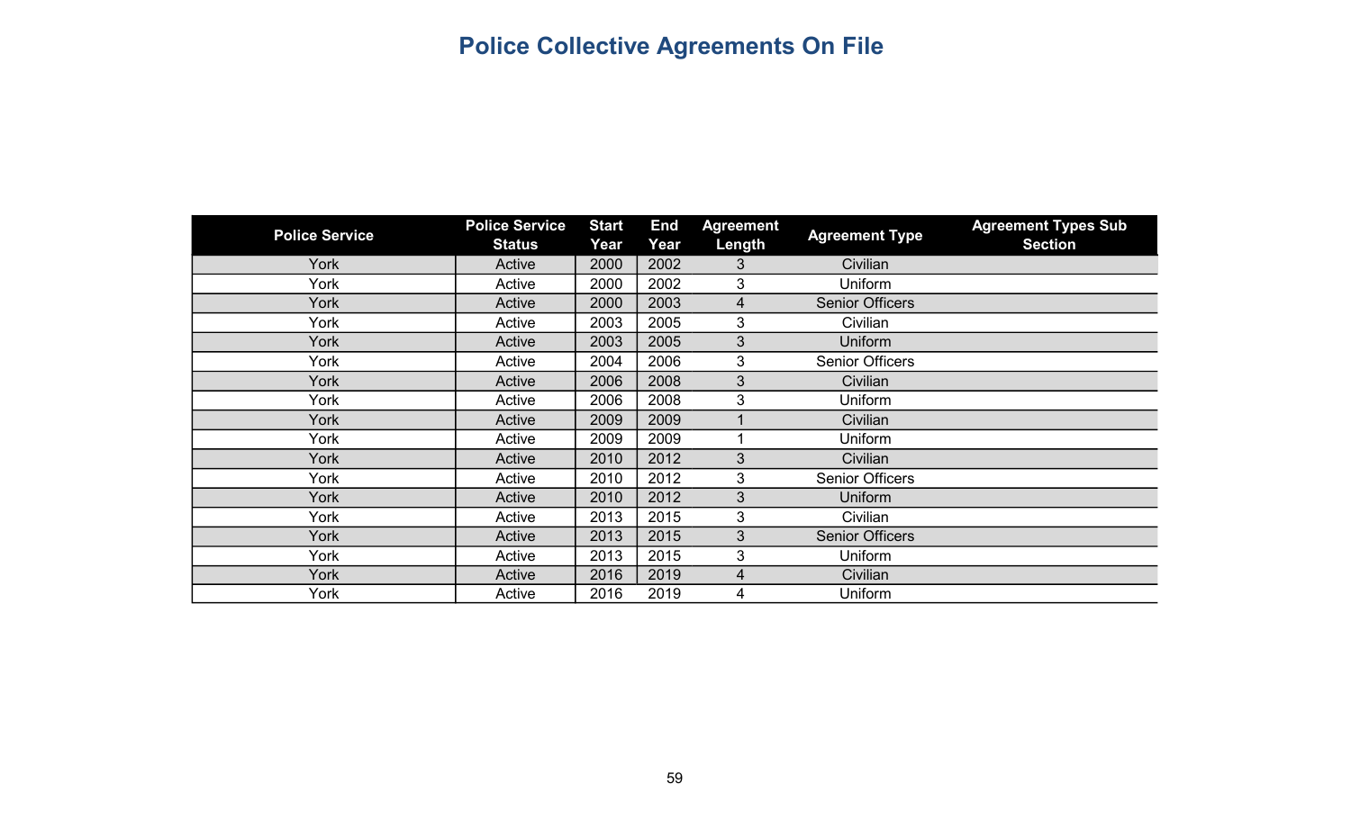# Police Collective Agreements On File

| Police Service | Police Service Status | Start Year | End Year | Agreement Length | Agreement Type | Agreement Types Sub Section |
|---|---|---|---|---|---|---|
| York | Active | 2000 | 2002 | 3 | Civilian | |
| York | Active | 2000 | 2002 | 3 | Uniform | |
| York | Active | 2000 | 2003 | 4 | Senior Officers | |
| York | Active | 2003 | 2005 | 3 | Civilian | |
| York | Active | 2003 | 2005 | 3 | Uniform | |
| York | Active | 2004 | 2006 | 3 | Senior Officers | |
| York | Active | 2006 | 2008 | 3 | Civilian | |
| York | Active | 2006 | 2008 | 3 | Uniform | |
| York | Active | 2009 | 2009 | 1 | Civilian | |
| York | Active | 2009 | 2009 | 1 | Uniform | |
| York | Active | 2010 | 2012 | 3 | Civilian | |
| York | Active | 2010 | 2012 | 3 | Senior Officers | |
| York | Active | 2010 | 2012 | 3 | Uniform | |
| York | Active | 2013 | 2015 | 3 | Civilian | |
| York | Active | 2013 | 2015 | 3 | Senior Officers | |
| York | Active | 2013 | 2015 | 3 | Uniform | |
| York | Active | 2016 | 2019 | 4 | Civilian | |
| York | Active | 2016 | 2019 | 4 | Uniform | |